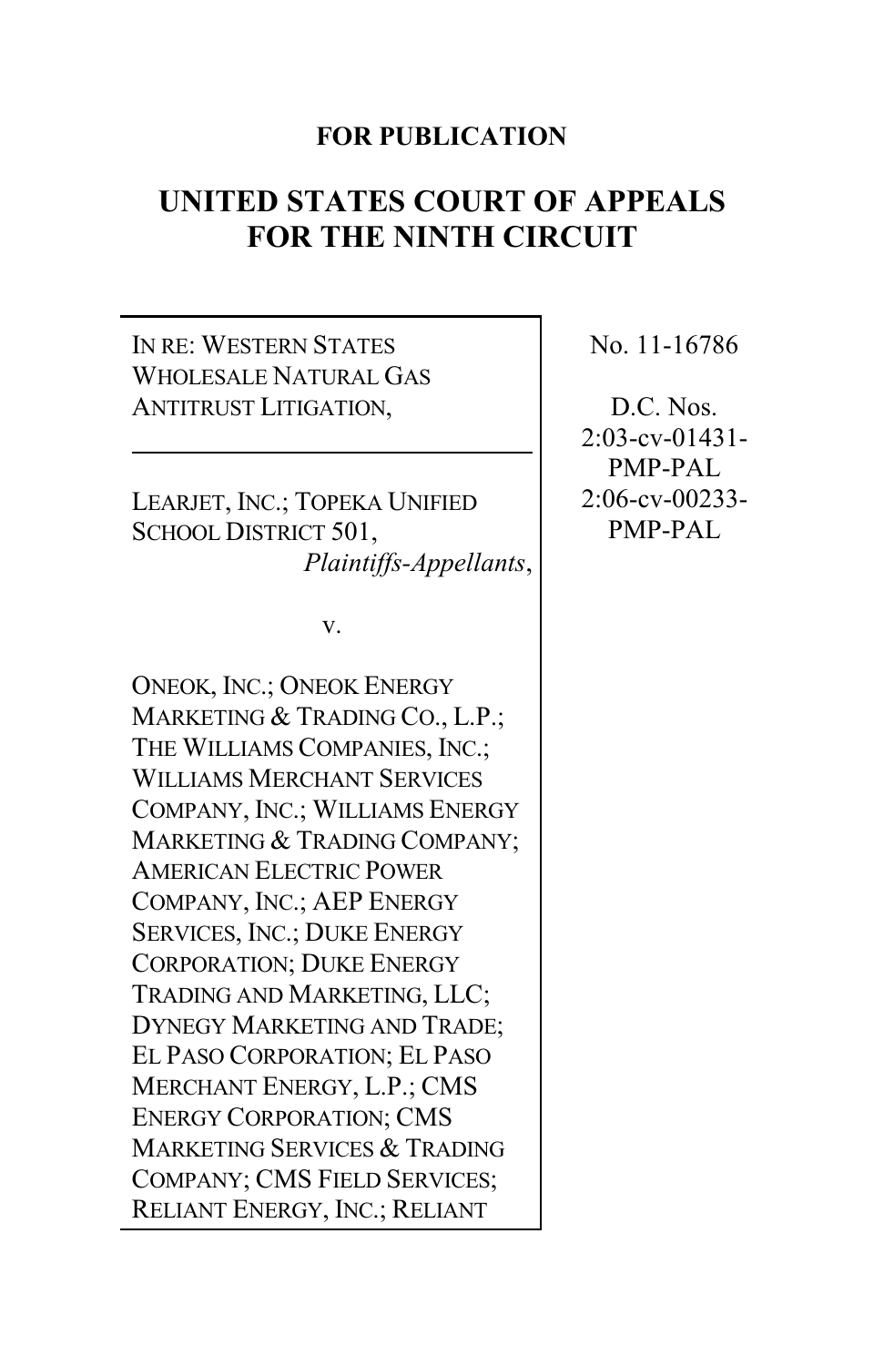**FOR PUBLICATION**

# UNITED STATES COURT OF APPEALS FOR THE NINTH CIRCUIT

IN RE: WESTERN STATES WHOLESALE NATURAL GAS ANTITRUST LITIGATION,

LEARJET, INC.; TOPEKA UNIFIED SCHOOL DISTRICT 501,
*Plaintiffs-Appellants*,

v.

ONEOK, INC.; ONEOK ENERGY MARKETING & TRADING CO., L.P.; THE WILLIAMS COMPANIES, INC.; WILLIAMS MERCHANT SERVICES COMPANY, INC.; WILLIAMS ENERGY MARKETING & TRADING COMPANY; AMERICAN ELECTRIC POWER COMPANY, INC.; AEP ENERGY SERVICES, INC.; DUKE ENERGY CORPORATION; DUKE ENERGY TRADING AND MARKETING, LLC; DYNEGY MARKETING AND TRADE; EL PASO CORPORATION; EL PASO MERCHANT ENERGY, L.P.; CMS ENERGY CORPORATION; CMS MARKETING SERVICES & TRADING COMPANY; CMS FIELD SERVICES; RELIANT ENERGY, INC.; RELIANT

No. 11-16786

D.C. Nos.
2:03-cv-01431-PMP-PAL
2:06-cv-00233-PMP-PAL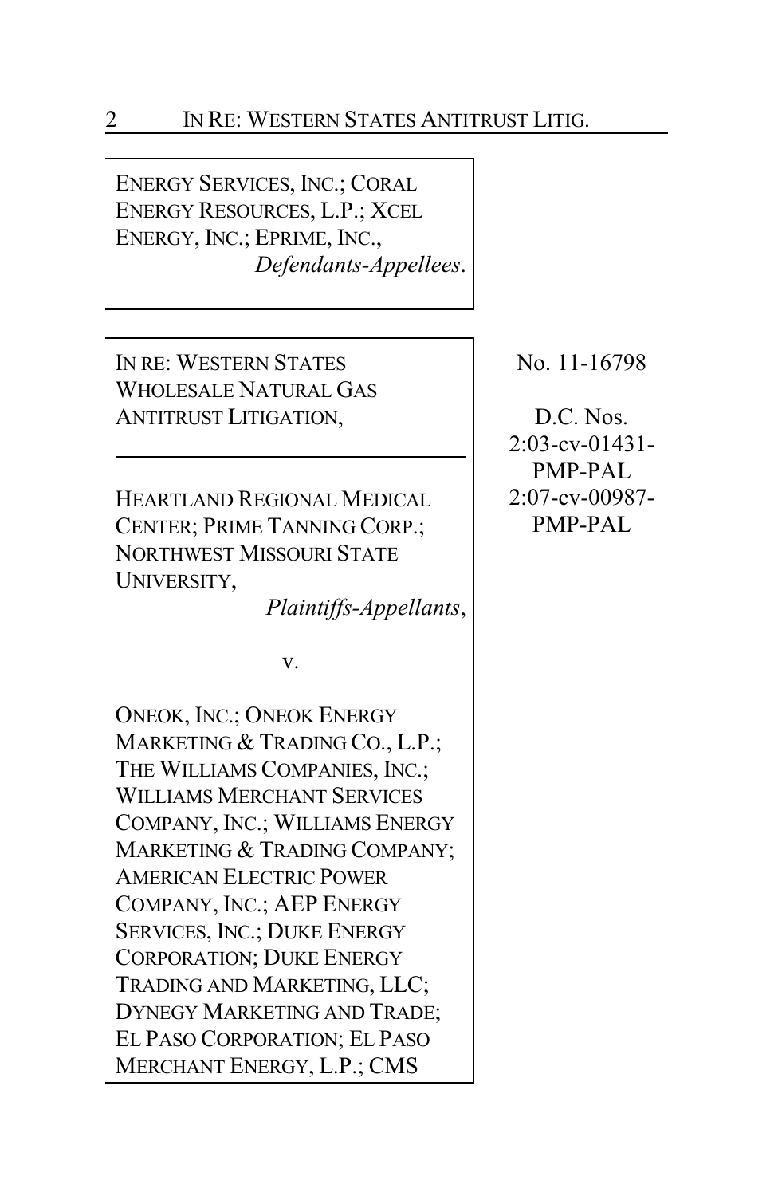ENERGY SERVICES, INC.; CORAL ENERGY RESOURCES, L.P.; XCEL ENERGY, INC.; EPRIME, INC.,
*Defendants-Appellees*.

---

IN RE: WESTERN STATES WHOLESALE NATURAL GAS ANTITRUST LITIGATION,

No. 11-16798

D.C. Nos.
2:03-cv-01431-PMP-PAL
2:07-cv-00987-PMP-PAL

---

HEARTLAND REGIONAL MEDICAL CENTER; PRIME TANNING CORP.; NORTHWEST MISSOURI STATE UNIVERSITY,
*Plaintiffs-Appellants*,

v.

ONEOK, INC.; ONEOK ENERGY MARKETING & TRADING CO., L.P.; THE WILLIAMS COMPANIES, INC.; WILLIAMS MERCHANT SERVICES COMPANY, INC.; WILLIAMS ENERGY MARKETING & TRADING COMPANY; AMERICAN ELECTRIC POWER COMPANY, INC.; AEP ENERGY SERVICES, INC.; DUKE ENERGY CORPORATION; DUKE ENERGY TRADING AND MARKETING, LLC; DYNEGY MARKETING AND TRADE; EL PASO CORPORATION; EL PASO MERCHANT ENERGY, L.P.; CMS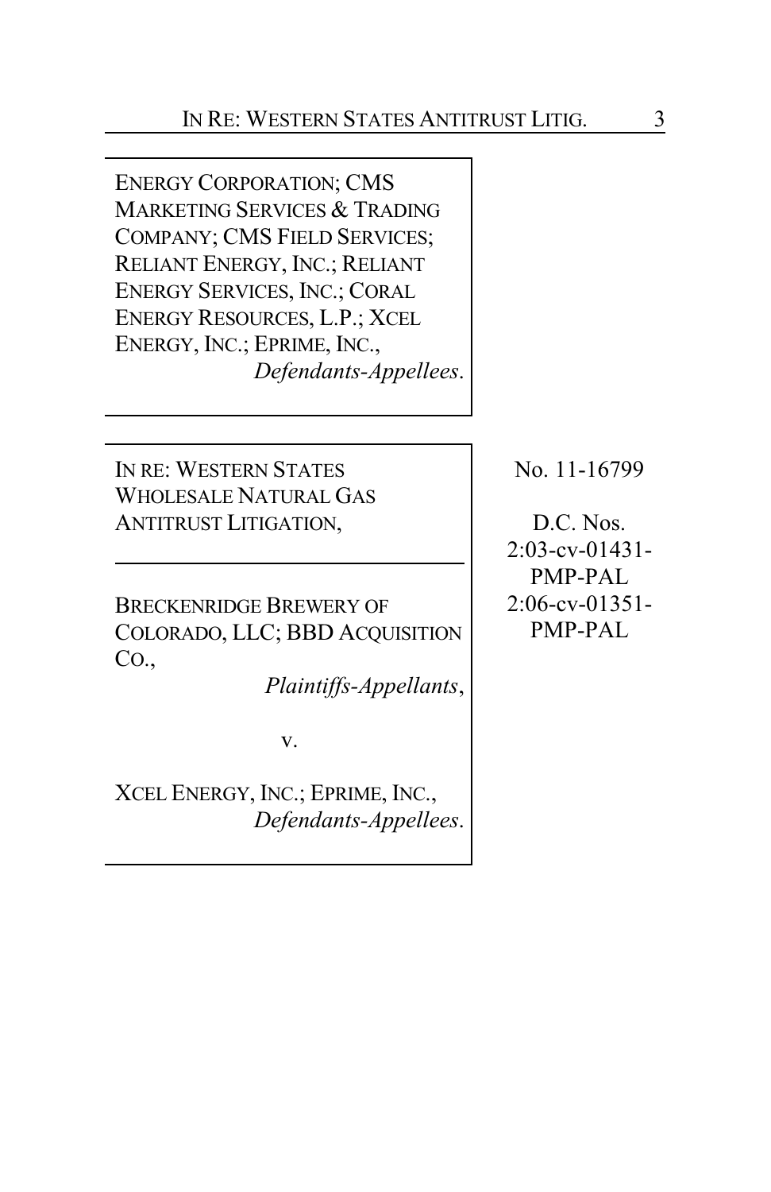ENERGY CORPORATION; CMS MARKETING SERVICES & TRADING COMPANY; CMS FIELD SERVICES; RELIANT ENERGY, INC.; RELIANT ENERGY SERVICES, INC.; CORAL ENERGY RESOURCES, L.P.; XCEL ENERGY, INC.; EPRIME, INC.,
*Defendants-Appellees*.

---

IN RE: WESTERN STATES WHOLESALE NATURAL GAS ANTITRUST LITIGATION,

---

BRECKENRIDGE BREWERY OF COLORADO, LLC; BBD ACQUISITION CO.,
*Plaintiffs-Appellants*,

v.

XCEL ENERGY, INC.; EPRIME, INC.,
*Defendants-Appellees*.

No. 11-16799

D.C. Nos.
2:03-cv-01431-PMP-PAL
2:06-cv-01351-PMP-PAL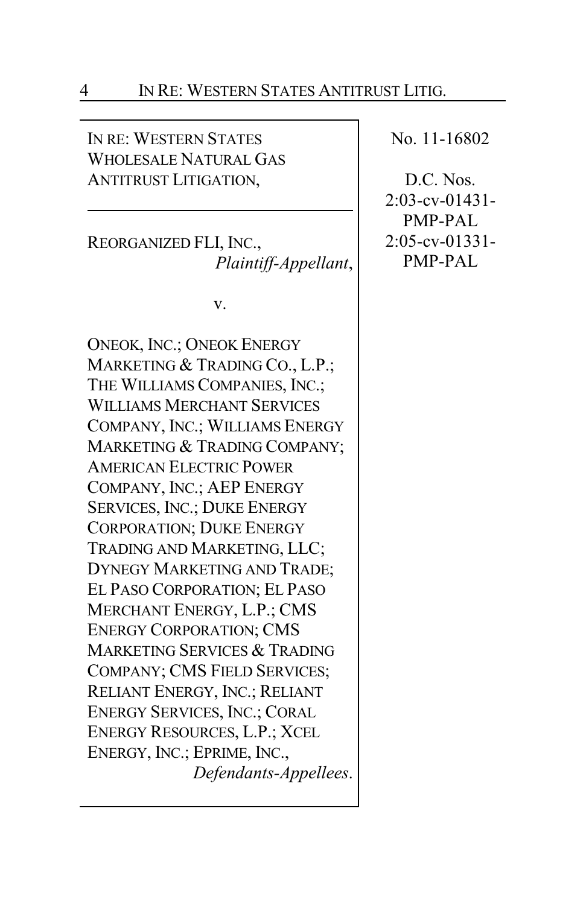IN RE: WESTERN STATES WHOLESALE NATURAL GAS ANTITRUST LITIGATION,

---

REORGANIZED FLI, INC.,
*Plaintiff-Appellant*,

v.

ONEOK, INC.; ONEOK ENERGY MARKETING & TRADING CO., L.P.; THE WILLIAMS COMPANIES, INC.; WILLIAMS MERCHANT SERVICES COMPANY, INC.; WILLIAMS ENERGY MARKETING & TRADING COMPANY; AMERICAN ELECTRIC POWER COMPANY, INC.; AEP ENERGY SERVICES, INC.; DUKE ENERGY CORPORATION; DUKE ENERGY TRADING AND MARKETING, LLC; DYNEGY MARKETING AND TRADE; EL PASO CORPORATION; EL PASO MERCHANT ENERGY, L.P.; CMS ENERGY CORPORATION; CMS MARKETING SERVICES & TRADING COMPANY; CMS FIELD SERVICES; RELIANT ENERGY, INC.; RELIANT ENERGY SERVICES, INC.; CORAL ENERGY RESOURCES, L.P.; XCEL ENERGY, INC.; EPRIME, INC.,
*Defendants-Appellees*.

No. 11-16802

D.C. Nos.
2:03-cv-01431-PMP-PAL
2:05-cv-01331-PMP-PAL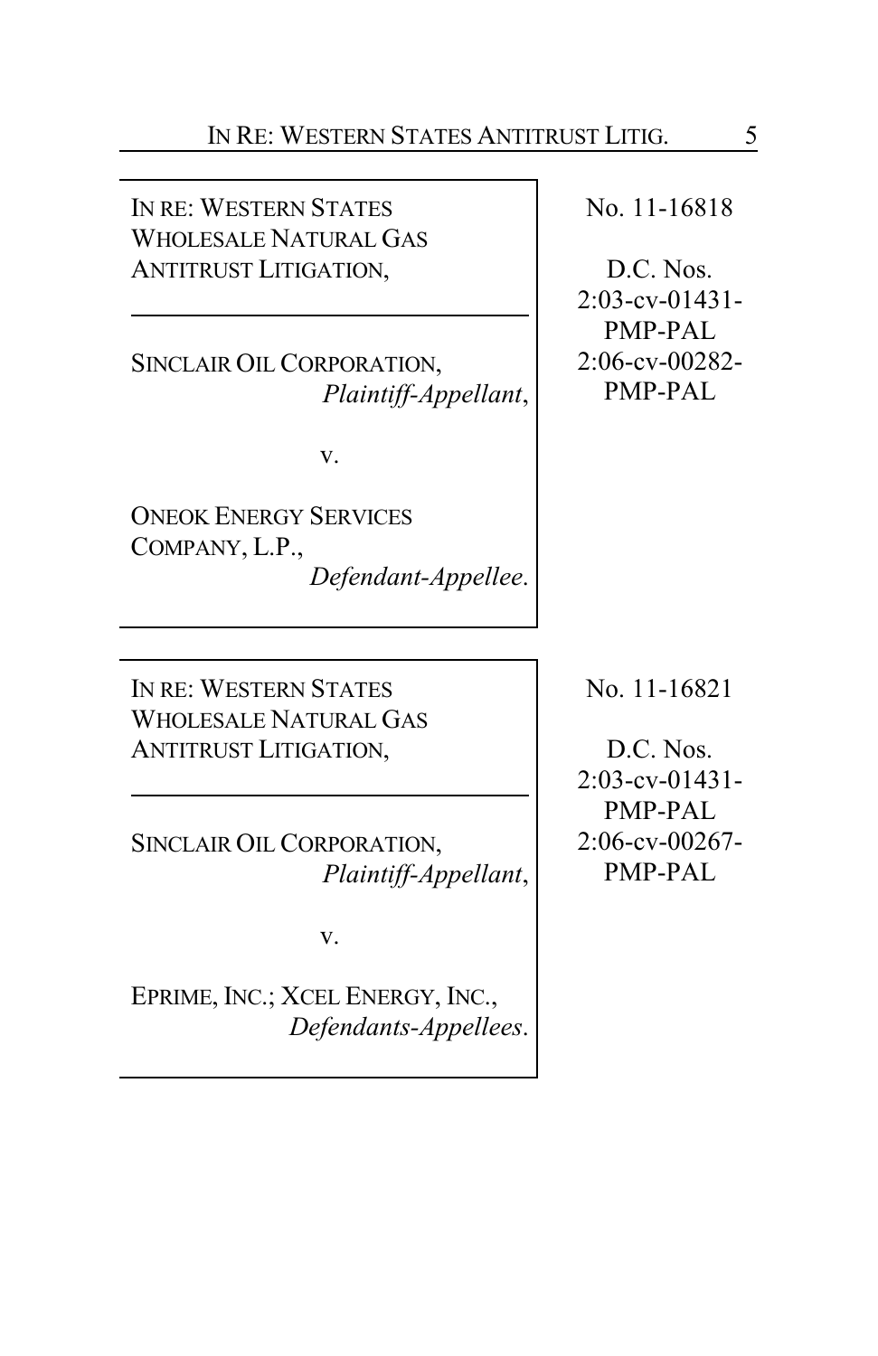IN RE: WESTERN STATES WHOLESALE NATURAL GAS ANTITRUST LITIGATION,

---

SINCLAIR OIL CORPORATION,
*Plaintiff-Appellant*,

v.

ONEOK ENERGY SERVICES COMPANY, L.P.,
*Defendant-Appellee*.

No. 11-16818

D.C. Nos.
2:03-cv-01431-PMP-PAL
2:06-cv-00282-PMP-PAL

---

IN RE: WESTERN STATES WHOLESALE NATURAL GAS ANTITRUST LITIGATION,

---

SINCLAIR OIL CORPORATION,
*Plaintiff-Appellant*,

v.

EPRIME, INC.; XCEL ENERGY, INC.,
*Defendants-Appellees*.

No. 11-16821

D.C. Nos.
2:03-cv-01431-PMP-PAL
2:06-cv-00267-PMP-PAL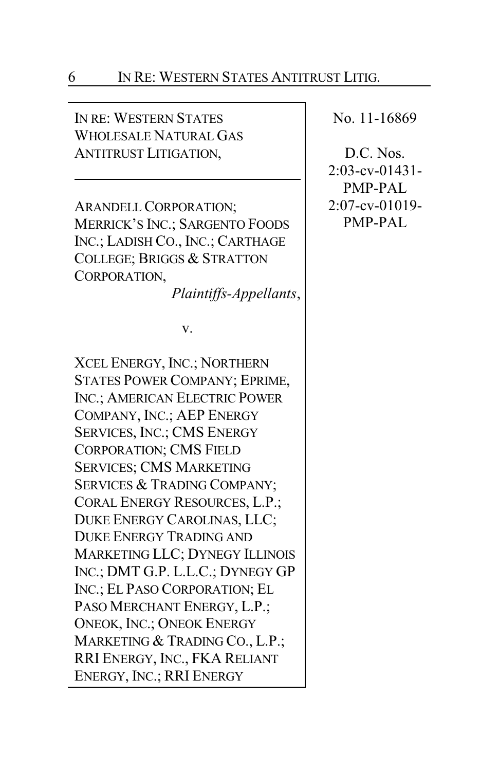IN RE: WESTERN STATES WHOLESALE NATURAL GAS ANTITRUST LITIGATION,

---

ARANDELL CORPORATION; MERRICK'S INC.; SARGENTO FOODS INC.; LADISH CO., INC.; CARTHAGE COLLEGE; BRIGGS & STRATTON CORPORATION,

*Plaintiffs-Appellants*,

v.

XCEL ENERGY, INC.; NORTHERN STATES POWER COMPANY; EPRIME, INC.; AMERICAN ELECTRIC POWER COMPANY, INC.; AEP ENERGY SERVICES, INC.; CMS ENERGY CORPORATION; CMS FIELD SERVICES; CMS MARKETING SERVICES & TRADING COMPANY; CORAL ENERGY RESOURCES, L.P.; DUKE ENERGY CAROLINAS, LLC; DUKE ENERGY TRADING AND MARKETING LLC; DYNEGY ILLINOIS INC.; DMT G.P. L.L.C.; DYNEGY GP INC.; EL PASO CORPORATION; EL PASO MERCHANT ENERGY, L.P.; ONEOK, INC.; ONEOK ENERGY MARKETING & TRADING CO., L.P.; RRI ENERGY, INC., FKA RELIANT ENERGY, INC.; RRI ENERGY

No. 11-16869

D.C. Nos.
2:03-cv-01431-PMP-PAL
2:07-cv-01019-PMP-PAL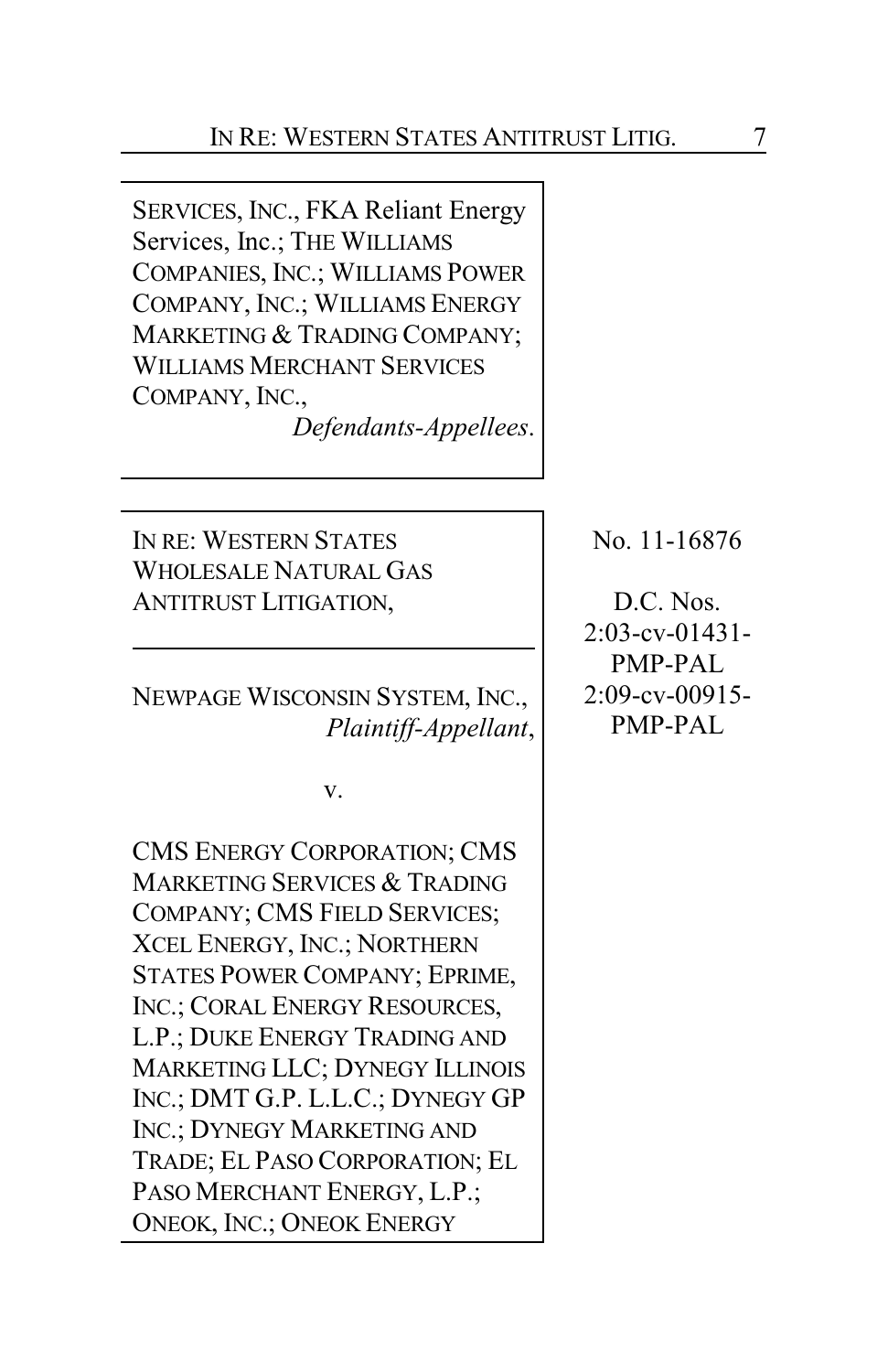SERVICES, INC., FKA Reliant Energy Services, Inc.; THE WILLIAMS COMPANIES, INC.; WILLIAMS POWER COMPANY, INC.; WILLIAMS ENERGY MARKETING & TRADING COMPANY; WILLIAMS MERCHANT SERVICES COMPANY, INC.,
*Defendants-Appellees.*

IN RE: WESTERN STATES WHOLESALE NATURAL GAS ANTITRUST LITIGATION,

NEWPAGE WISCONSIN SYSTEM, INC.,
*Plaintiff-Appellant*,

v.

CMS ENERGY CORPORATION; CMS MARKETING SERVICES & TRADING COMPANY; CMS FIELD SERVICES; XCEL ENERGY, INC.; NORTHERN STATES POWER COMPANY; EPRIME, INC.; CORAL ENERGY RESOURCES, L.P.; DUKE ENERGY TRADING AND MARKETING LLC; DYNEGY ILLINOIS INC.; DMT G.P. L.L.C.; DYNEGY GP INC.; DYNEGY MARKETING AND TRADE; EL PASO CORPORATION; EL PASO MERCHANT ENERGY, L.P.; ONEOK, INC.; ONEOK ENERGY

No. 11-16876

D.C. Nos.
2:03-cv-01431-PMP-PAL
2:09-cv-00915-PMP-PAL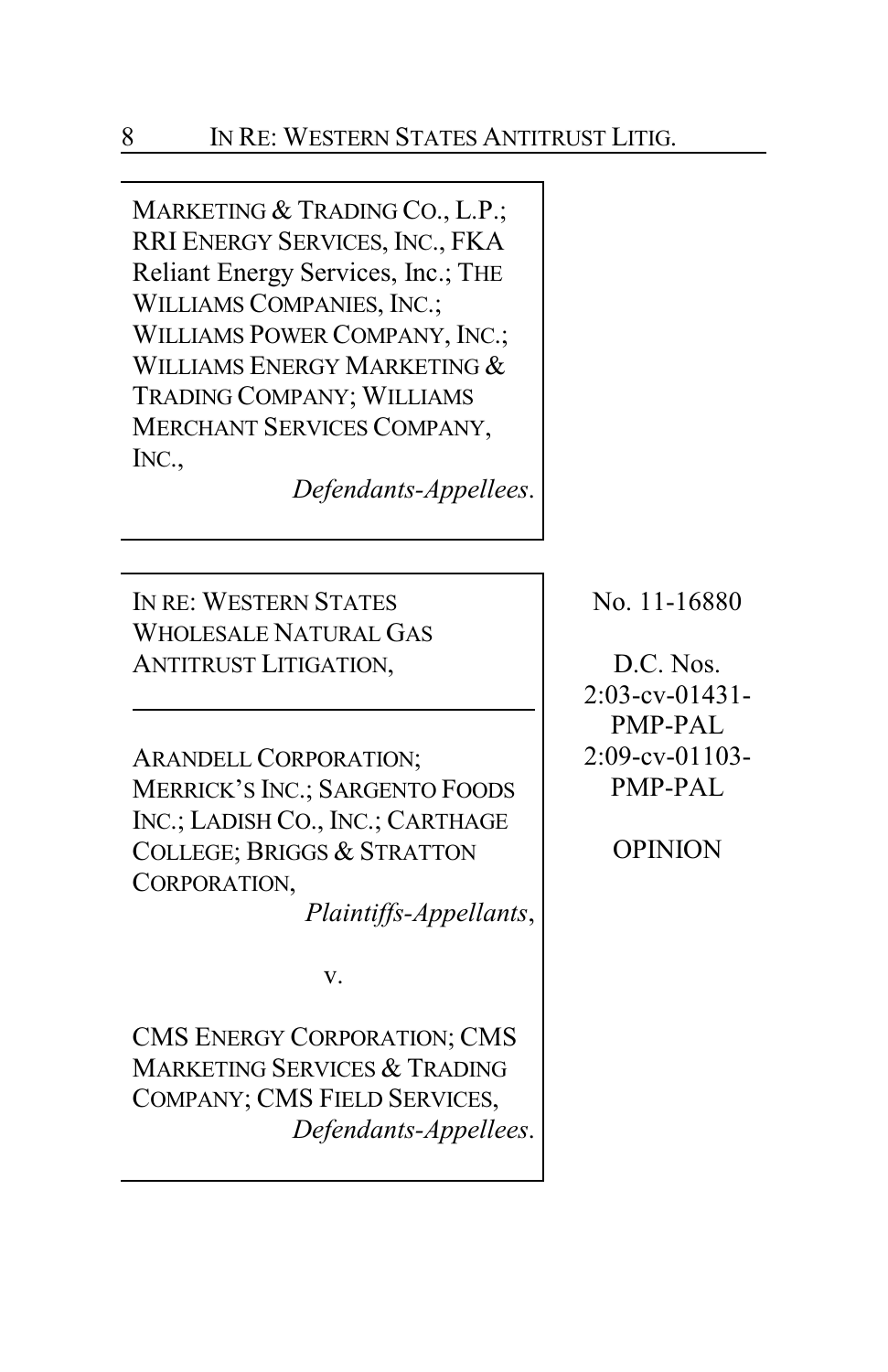MARKETING & TRADING CO., L.P.; RRI ENERGY SERVICES, INC., FKA Reliant Energy Services, Inc.; THE WILLIAMS COMPANIES, INC.; WILLIAMS POWER COMPANY, INC.; WILLIAMS ENERGY MARKETING & TRADING COMPANY; WILLIAMS MERCHANT SERVICES COMPANY, INC.,

*Defendants-Appellees*.

---

IN RE: WESTERN STATES WHOLESALE NATURAL GAS ANTITRUST LITIGATION,

---

ARANDELL CORPORATION; MERRICK'S INC.; SARGENTO FOODS INC.; LADISH CO., INC.; CARTHAGE COLLEGE; BRIGGS & STRATTON CORPORATION,

*Plaintiffs-Appellants*,

v.

CMS ENERGY CORPORATION; CMS MARKETING SERVICES & TRADING COMPANY; CMS FIELD SERVICES,

*Defendants-Appellees*.

No. 11-16880

D.C. Nos.
2:03-cv-01431-PMP-PAL
2:09-cv-01103-PMP-PAL

OPINION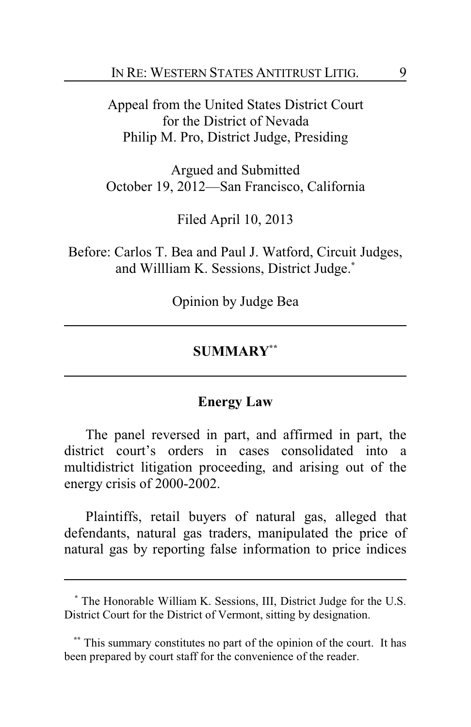Appeal from the United States District Court
for the District of Nevada
Philip M. Pro, District Judge, Presiding

Argued and Submitted
October 19, 2012—San Francisco, California

Filed April 10, 2013

Before: Carlos T. Bea and Paul J. Watford, Circuit Judges,
and Willliam K. Sessions, District Judge.*

Opinion by Judge Bea

---

## SUMMARY**

---

### Energy Law

The panel reversed in part, and affirmed in part, the district court's orders in cases consolidated into a multidistrict litigation proceeding, and arising out of the energy crisis of 2000-2002.

Plaintiffs, retail buyers of natural gas, alleged that defendants, natural gas traders, manipulated the price of natural gas by reporting false information to price indices

---

* The Honorable William K. Sessions, III, District Judge for the U.S. District Court for the District of Vermont, sitting by designation.

** This summary constitutes no part of the opinion of the court. It has been prepared by court staff for the convenience of the reader.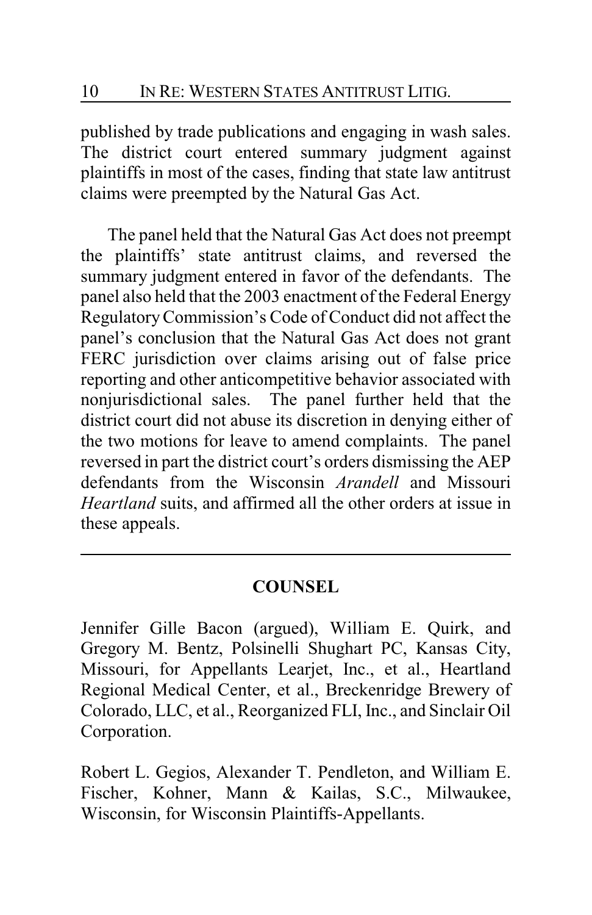published by trade publications and engaging in wash sales. The district court entered summary judgment against plaintiffs in most of the cases, finding that state law antitrust claims were preempted by the Natural Gas Act.

The panel held that the Natural Gas Act does not preempt the plaintiffs' state antitrust claims, and reversed the summary judgment entered in favor of the defendants. The panel also held that the 2003 enactment of the Federal Energy Regulatory Commission's Code of Conduct did not affect the panel's conclusion that the Natural Gas Act does not grant FERC jurisdiction over claims arising out of false price reporting and other anticompetitive behavior associated with nonjurisdictional sales. The panel further held that the district court did not abuse its discretion in denying either of the two motions for leave to amend complaints. The panel reversed in part the district court's orders dismissing the AEP defendants from the Wisconsin *Arandell* and Missouri *Heartland* suits, and affirmed all the other orders at issue in these appeals.

---

## COUNSEL

Jennifer Gille Bacon (argued), William E. Quirk, and Gregory M. Bentz, Polsinelli Shughart PC, Kansas City, Missouri, for Appellants Learjet, Inc., et al., Heartland Regional Medical Center, et al., Breckenridge Brewery of Colorado, LLC, et al., Reorganized FLI, Inc., and Sinclair Oil Corporation.

Robert L. Gegios, Alexander T. Pendleton, and William E. Fischer, Kohner, Mann & Kailas, S.C., Milwaukee, Wisconsin, for Wisconsin Plaintiffs-Appellants.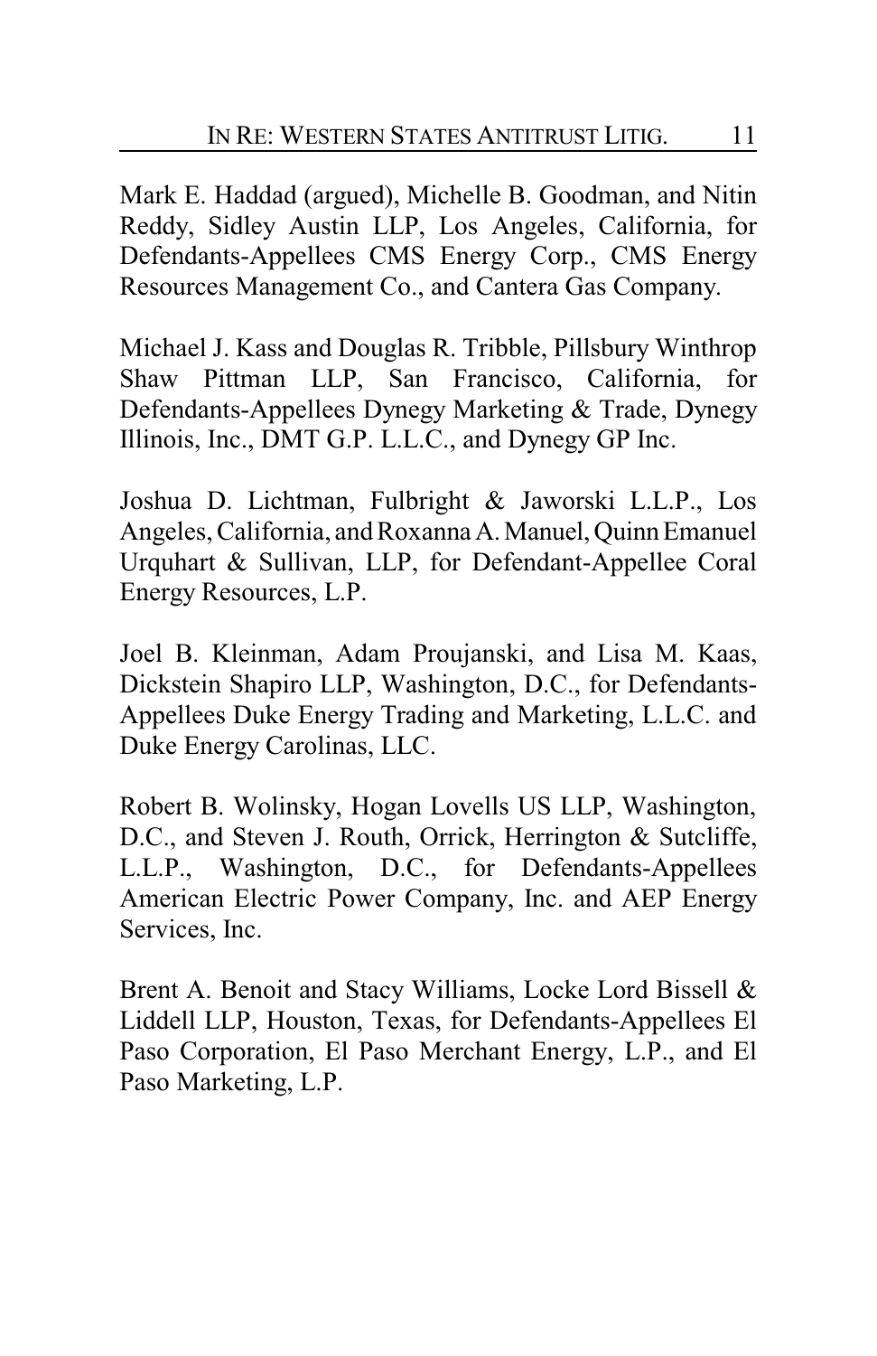Mark E. Haddad (argued), Michelle B. Goodman, and Nitin Reddy, Sidley Austin LLP, Los Angeles, California, for Defendants-Appellees CMS Energy Corp., CMS Energy Resources Management Co., and Cantera Gas Company.

Michael J. Kass and Douglas R. Tribble, Pillsbury Winthrop Shaw Pittman LLP, San Francisco, California, for Defendants-Appellees Dynegy Marketing & Trade, Dynegy Illinois, Inc., DMT G.P. L.L.C., and Dynegy GP Inc.

Joshua D. Lichtman, Fulbright & Jaworski L.L.P., Los Angeles, California, and Roxanna A. Manuel, Quinn Emanuel Urquhart & Sullivan, LLP, for Defendant-Appellee Coral Energy Resources, L.P.

Joel B. Kleinman, Adam Proujanski, and Lisa M. Kaas, Dickstein Shapiro LLP, Washington, D.C., for Defendants-Appellees Duke Energy Trading and Marketing, L.L.C. and Duke Energy Carolinas, LLC.

Robert B. Wolinsky, Hogan Lovells US LLP, Washington, D.C., and Steven J. Routh, Orrick, Herrington & Sutcliffe, L.L.P., Washington, D.C., for Defendants-Appellees American Electric Power Company, Inc. and AEP Energy Services, Inc.

Brent A. Benoit and Stacy Williams, Locke Lord Bissell & Liddell LLP, Houston, Texas, for Defendants-Appellees El Paso Corporation, El Paso Merchant Energy, L.P., and El Paso Marketing, L.P.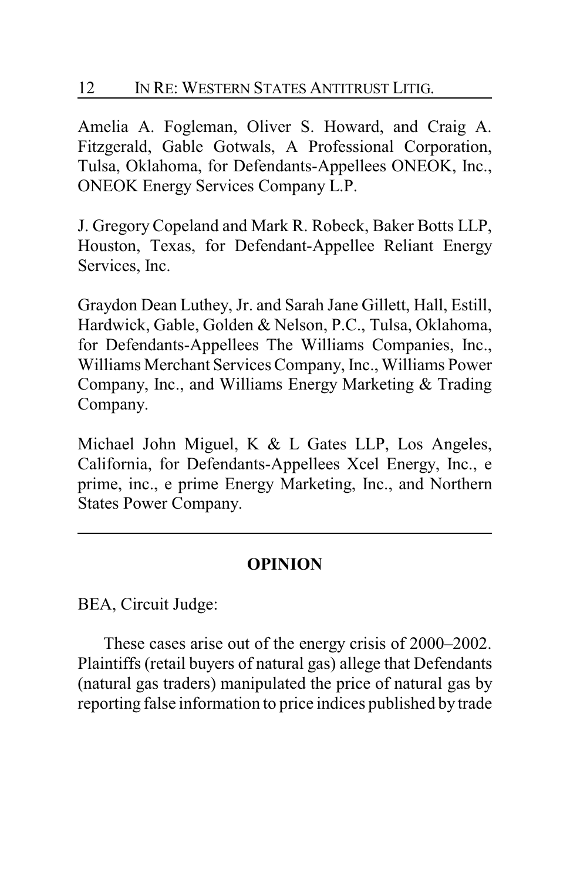Amelia A. Fogleman, Oliver S. Howard, and Craig A. Fitzgerald, Gable Gotwals, A Professional Corporation, Tulsa, Oklahoma, for Defendants-Appellees ONEOK, Inc., ONEOK Energy Services Company L.P.

J. Gregory Copeland and Mark R. Robeck, Baker Botts LLP, Houston, Texas, for Defendant-Appellee Reliant Energy Services, Inc.

Graydon Dean Luthey, Jr. and Sarah Jane Gillett, Hall, Estill, Hardwick, Gable, Golden & Nelson, P.C., Tulsa, Oklahoma, for Defendants-Appellees The Williams Companies, Inc., Williams Merchant Services Company, Inc., Williams Power Company, Inc., and Williams Energy Marketing & Trading Company.

Michael John Miguel, K & L Gates LLP, Los Angeles, California, for Defendants-Appellees Xcel Energy, Inc., e prime, inc., e prime Energy Marketing, Inc., and Northern States Power Company.

---

## OPINION

BEA, Circuit Judge:

These cases arise out of the energy crisis of 2000–2002. Plaintiffs (retail buyers of natural gas) allege that Defendants (natural gas traders) manipulated the price of natural gas by reporting false information to price indices published by trade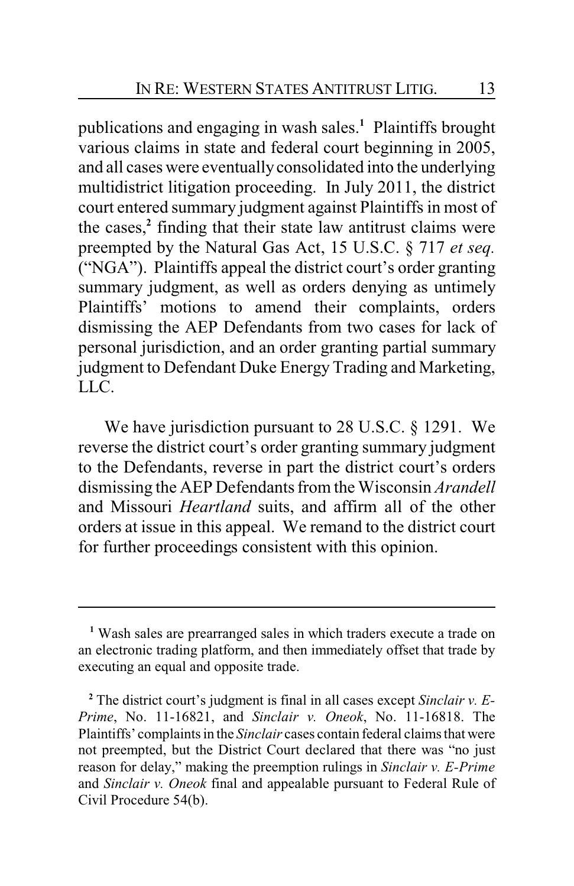publications and engaging in wash sales.[1] Plaintiffs brought various claims in state and federal court beginning in 2005, and all cases were eventually consolidated into the underlying multidistrict litigation proceeding. In July 2011, the district court entered summary judgment against Plaintiffs in most of the cases,[2] finding that their state law antitrust claims were preempted by the Natural Gas Act, 15 U.S.C. § 717 *et seq.* ("NGA"). Plaintiffs appeal the district court's order granting summary judgment, as well as orders denying as untimely Plaintiffs' motions to amend their complaints, orders dismissing the AEP Defendants from two cases for lack of personal jurisdiction, and an order granting partial summary judgment to Defendant Duke Energy Trading and Marketing, LLC.

We have jurisdiction pursuant to 28 U.S.C. § 1291. We reverse the district court's order granting summary judgment to the Defendants, reverse in part the district court's orders dismissing the AEP Defendants from the Wisconsin *Arandell* and Missouri *Heartland* suits, and affirm all of the other orders at issue in this appeal. We remand to the district court for further proceedings consistent with this opinion.

---

[1] Wash sales are prearranged sales in which traders execute a trade on an electronic trading platform, and then immediately offset that trade by executing an equal and opposite trade.

[2] The district court's judgment is final in all cases except *Sinclair v. E-Prime*, No. 11-16821, and *Sinclair v. Oneok*, No. 11-16818. The Plaintiffs' complaints in the *Sinclair* cases contain federal claims that were not preempted, but the District Court declared that there was "no just reason for delay," making the preemption rulings in *Sinclair v. E-Prime* and *Sinclair v. Oneok* final and appealable pursuant to Federal Rule of Civil Procedure 54(b).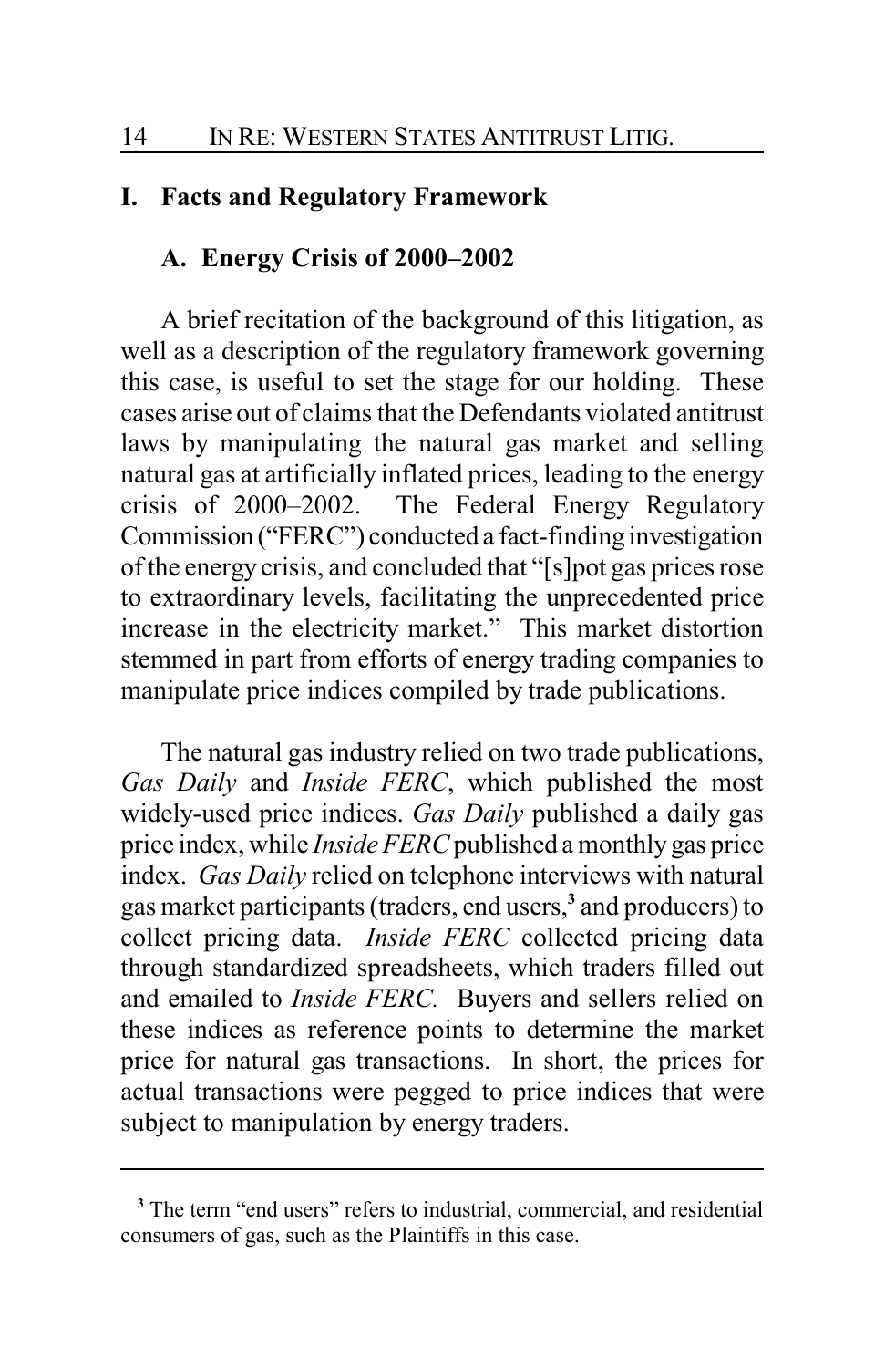## I. Facts and Regulatory Framework

### A. Energy Crisis of 2000–2002

A brief recitation of the background of this litigation, as well as a description of the regulatory framework governing this case, is useful to set the stage for our holding. These cases arise out of claims that the Defendants violated antitrust laws by manipulating the natural gas market and selling natural gas at artificially inflated prices, leading to the energy crisis of 2000–2002. The Federal Energy Regulatory Commission ("FERC") conducted a fact-finding investigation of the energy crisis, and concluded that "[s]pot gas prices rose to extraordinary levels, facilitating the unprecedented price increase in the electricity market." This market distortion stemmed in part from efforts of energy trading companies to manipulate price indices compiled by trade publications.

The natural gas industry relied on two trade publications, *Gas Daily* and *Inside FERC*, which published the most widely-used price indices. *Gas Daily* published a daily gas price index, while *Inside FERC* published a monthly gas price index. *Gas Daily* relied on telephone interviews with natural gas market participants (traders, end users,[3] and producers) to collect pricing data. *Inside FERC* collected pricing data through standardized spreadsheets, which traders filled out and emailed to *Inside FERC*. Buyers and sellers relied on these indices as reference points to determine the market price for natural gas transactions. In short, the prices for actual transactions were pegged to price indices that were subject to manipulation by energy traders.

---

[3] The term "end users" refers to industrial, commercial, and residential consumers of gas, such as the Plaintiffs in this case.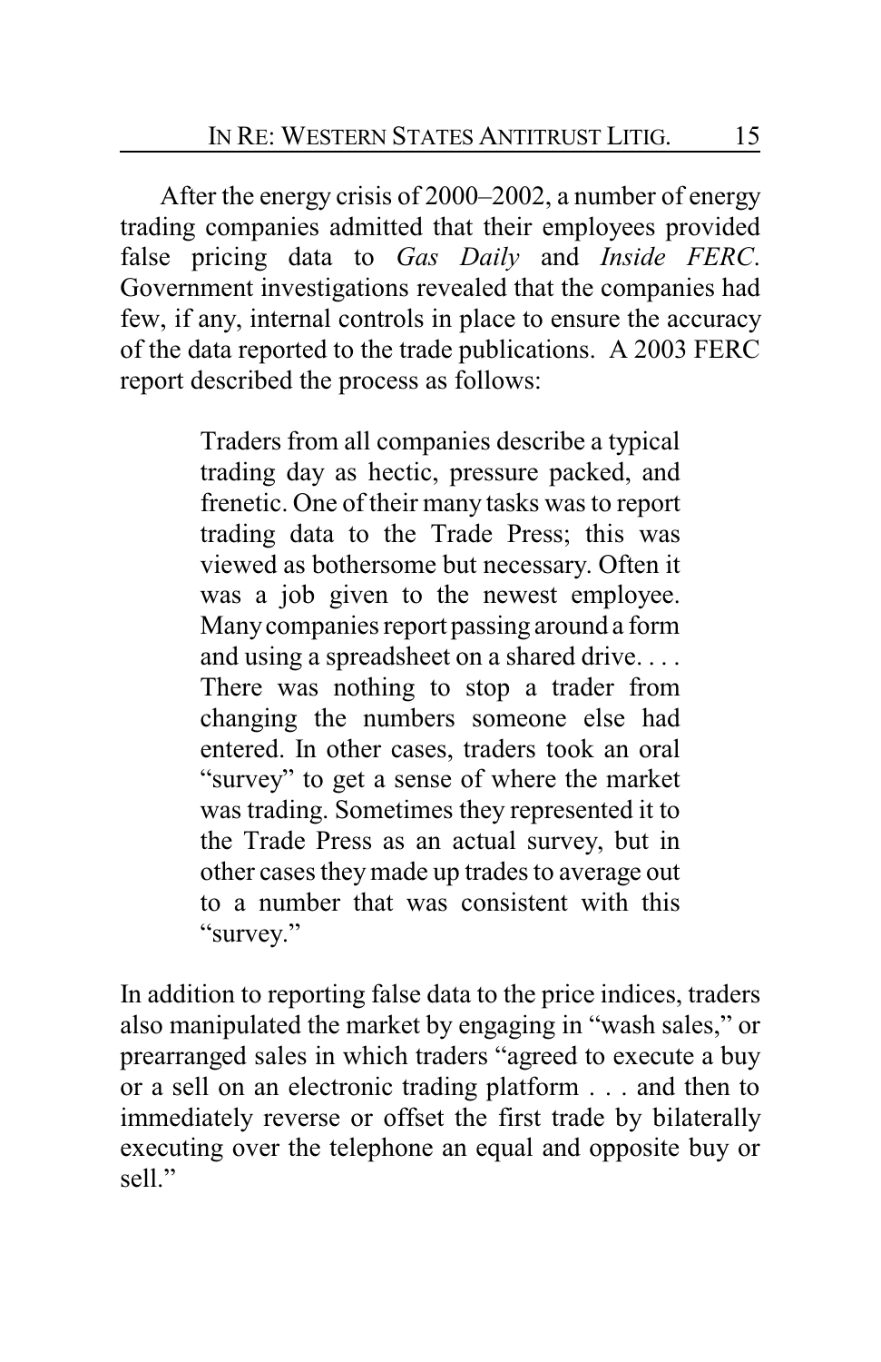After the energy crisis of 2000–2002, a number of energy trading companies admitted that their employees provided false pricing data to *Gas Daily* and *Inside FERC*. Government investigations revealed that the companies had few, if any, internal controls in place to ensure the accuracy of the data reported to the trade publications. A 2003 FERC report described the process as follows:

> Traders from all companies describe a typical trading day as hectic, pressure packed, and frenetic. One of their many tasks was to report trading data to the Trade Press; this was viewed as bothersome but necessary. Often it was a job given to the newest employee. Many companies report passing around a form and using a spreadsheet on a shared drive. . . . There was nothing to stop a trader from changing the numbers someone else had entered. In other cases, traders took an oral "survey" to get a sense of where the market was trading. Sometimes they represented it to the Trade Press as an actual survey, but in other cases they made up trades to average out to a number that was consistent with this "survey."

In addition to reporting false data to the price indices, traders also manipulated the market by engaging in "wash sales," or prearranged sales in which traders "agreed to execute a buy or a sell on an electronic trading platform . . . and then to immediately reverse or offset the first trade by bilaterally executing over the telephone an equal and opposite buy or sell."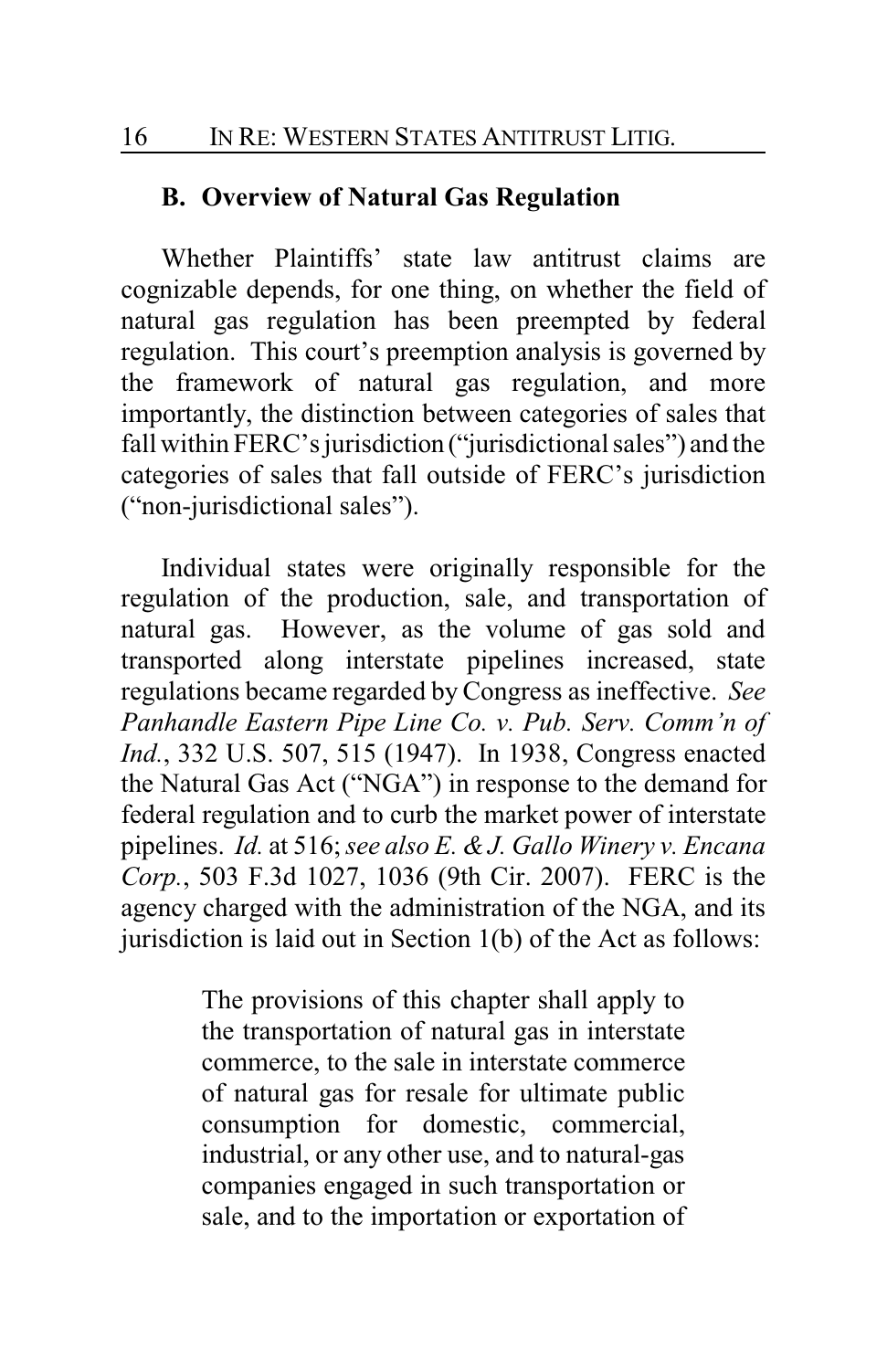### B. Overview of Natural Gas Regulation

Whether Plaintiffs' state law antitrust claims are cognizable depends, for one thing, on whether the field of natural gas regulation has been preempted by federal regulation. This court's preemption analysis is governed by the framework of natural gas regulation, and more importantly, the distinction between categories of sales that fall within FERC's jurisdiction ("jurisdictional sales") and the categories of sales that fall outside of FERC's jurisdiction ("non-jurisdictional sales").

Individual states were originally responsible for the regulation of the production, sale, and transportation of natural gas. However, as the volume of gas sold and transported along interstate pipelines increased, state regulations became regarded by Congress as ineffective. *See Panhandle Eastern Pipe Line Co. v. Pub. Serv. Comm'n of Ind.*, 332 U.S. 507, 515 (1947). In 1938, Congress enacted the Natural Gas Act ("NGA") in response to the demand for federal regulation and to curb the market power of interstate pipelines. *Id.* at 516; *see also E. & J. Gallo Winery v. Encana Corp.*, 503 F.3d 1027, 1036 (9th Cir. 2007). FERC is the agency charged with the administration of the NGA, and its jurisdiction is laid out in Section 1(b) of the Act as follows:

> The provisions of this chapter shall apply to the transportation of natural gas in interstate commerce, to the sale in interstate commerce of natural gas for resale for ultimate public consumption for domestic, commercial, industrial, or any other use, and to natural-gas companies engaged in such transportation or sale, and to the importation or exportation of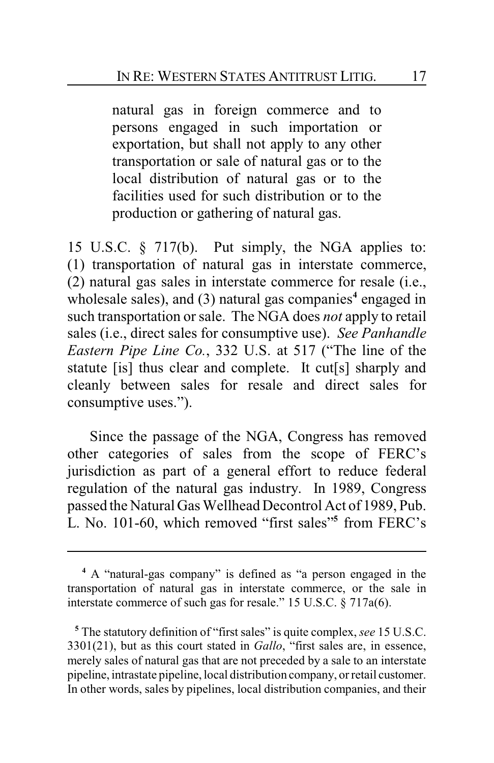> natural gas in foreign commerce and to persons engaged in such importation or exportation, but shall not apply to any other transportation or sale of natural gas or to the local distribution of natural gas or to the facilities used for such distribution or to the production or gathering of natural gas.

15 U.S.C. § 717(b). Put simply, the NGA applies to: (1) transportation of natural gas in interstate commerce, (2) natural gas sales in interstate commerce for resale (i.e., wholesale sales), and (3) natural gas companies[4] engaged in such transportation or sale. The NGA does *not* apply to retail sales (i.e., direct sales for consumptive use). *See Panhandle Eastern Pipe Line Co.*, 332 U.S. at 517 ("The line of the statute [is] thus clear and complete. It cut[s] sharply and cleanly between sales for resale and direct sales for consumptive uses.").

Since the passage of the NGA, Congress has removed other categories of sales from the scope of FERC's jurisdiction as part of a general effort to reduce federal regulation of the natural gas industry. In 1989, Congress passed the Natural Gas Wellhead Decontrol Act of 1989, Pub. L. No. 101-60, which removed "first sales"[5] from FERC's

---

[4] A "natural-gas company" is defined as "a person engaged in the transportation of natural gas in interstate commerce, or the sale in interstate commerce of such gas for resale." 15 U.S.C. § 717a(6).

[5] The statutory definition of "first sales" is quite complex, *see* 15 U.S.C. 3301(21), but as this court stated in *Gallo*, "first sales are, in essence, merely sales of natural gas that are not preceded by a sale to an interstate pipeline, intrastate pipeline, local distribution company, or retail customer. In other words, sales by pipelines, local distribution companies, and their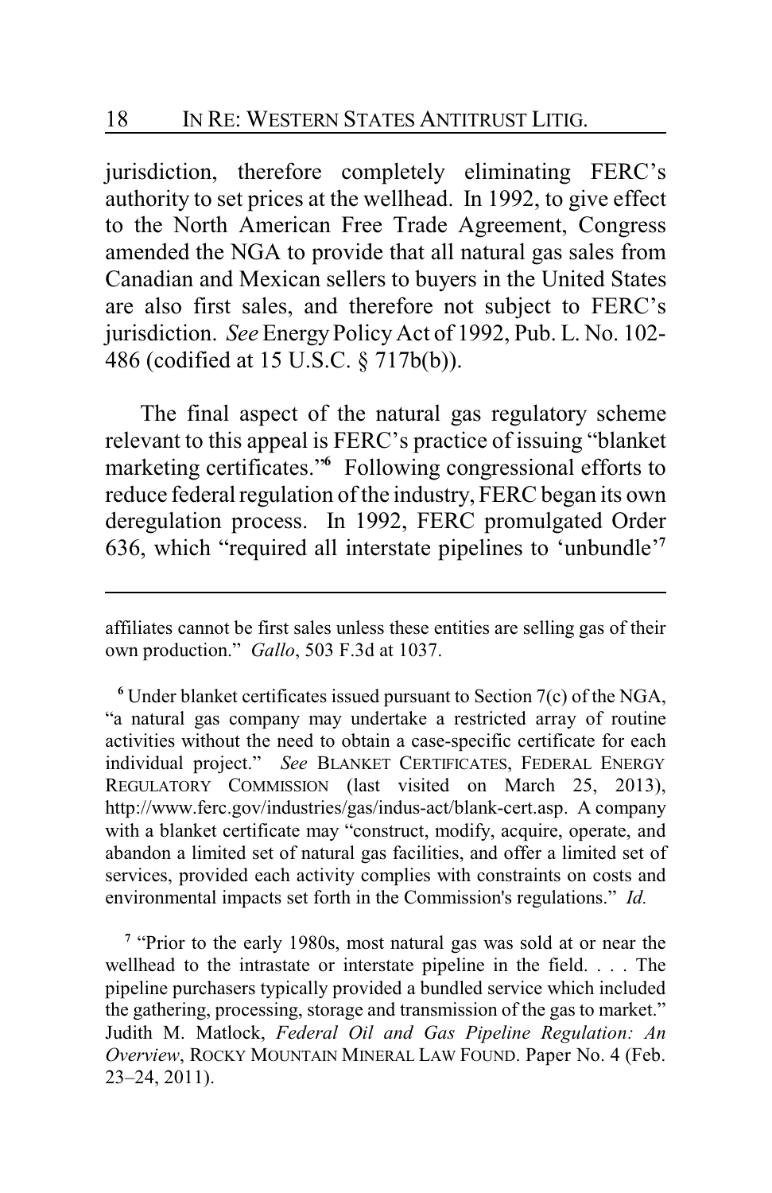jurisdiction, therefore completely eliminating FERC's authority to set prices at the wellhead. In 1992, to give effect to the North American Free Trade Agreement, Congress amended the NGA to provide that all natural gas sales from Canadian and Mexican sellers to buyers in the United States are also first sales, and therefore not subject to FERC's jurisdiction. *See* Energy Policy Act of 1992, Pub. L. No. 102-486 (codified at 15 U.S.C. § 717b(b)).

The final aspect of the natural gas regulatory scheme relevant to this appeal is FERC's practice of issuing "blanket marketing certificates."[6] Following congressional efforts to reduce federal regulation of the industry, FERC began its own deregulation process. In 1992, FERC promulgated Order 636, which "required all interstate pipelines to 'unbundle'[7]

---

affiliates cannot be first sales unless these entities are selling gas of their own production." *Gallo*, 503 F.3d at 1037.

[6] Under blanket certificates issued pursuant to Section 7(c) of the NGA, "a natural gas company may undertake a restricted array of routine activities without the need to obtain a case-specific certificate for each individual project." *See* BLANKET CERTIFICATES, FEDERAL ENERGY REGULATORY COMMISSION (last visited on March 25, 2013), http://www.ferc.gov/industries/gas/indus-act/blank-cert.asp. A company with a blanket certificate may "construct, modify, acquire, operate, and abandon a limited set of natural gas facilities, and offer a limited set of services, provided each activity complies with constraints on costs and environmental impacts set forth in the Commission's regulations." *Id.*

[7] "Prior to the early 1980s, most natural gas was sold at or near the wellhead to the intrastate or interstate pipeline in the field. . . . The pipeline purchasers typically provided a bundled service which included the gathering, processing, storage and transmission of the gas to market." Judith M. Matlock, *Federal Oil and Gas Pipeline Regulation: An Overview*, ROCKY MOUNTAIN MINERAL LAW FOUND. Paper No. 4 (Feb. 23–24, 2011).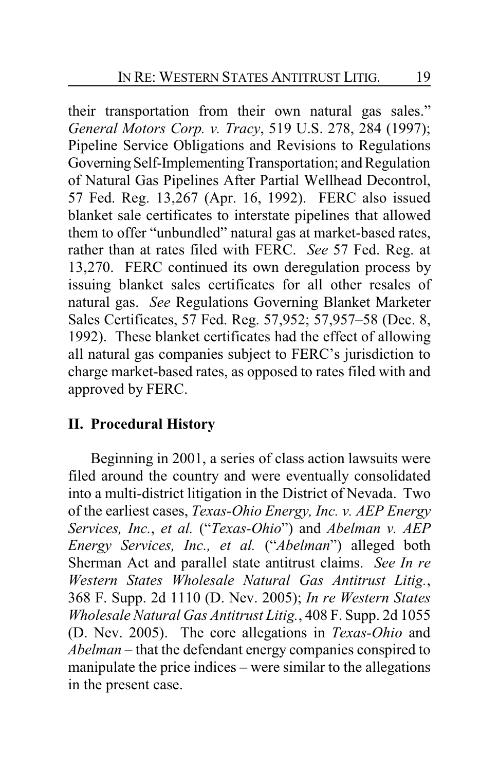their transportation from their own natural gas sales." *General Motors Corp. v. Tracy*, 519 U.S. 278, 284 (1997); Pipeline Service Obligations and Revisions to Regulations Governing Self-Implementing Transportation; and Regulation of Natural Gas Pipelines After Partial Wellhead Decontrol, 57 Fed. Reg. 13,267 (Apr. 16, 1992). FERC also issued blanket sale certificates to interstate pipelines that allowed them to offer "unbundled" natural gas at market-based rates, rather than at rates filed with FERC. *See* 57 Fed. Reg. at 13,270. FERC continued its own deregulation process by issuing blanket sales certificates for all other resales of natural gas. *See* Regulations Governing Blanket Marketer Sales Certificates, 57 Fed. Reg. 57,952; 57,957–58 (Dec. 8, 1992). These blanket certificates had the effect of allowing all natural gas companies subject to FERC's jurisdiction to charge market-based rates, as opposed to rates filed with and approved by FERC.

## II. Procedural History

Beginning in 2001, a series of class action lawsuits were filed around the country and were eventually consolidated into a multi-district litigation in the District of Nevada. Two of the earliest cases, *Texas-Ohio Energy, Inc. v. AEP Energy Services, Inc.*, *et al.* ("*Texas-Ohio*") and *Abelman v. AEP Energy Services, Inc., et al.* ("*Abelman*") alleged both Sherman Act and parallel state antitrust claims. *See In re Western States Wholesale Natural Gas Antitrust Litig.*, 368 F. Supp. 2d 1110 (D. Nev. 2005); *In re Western States Wholesale Natural Gas Antitrust Litig.*, 408 F. Supp. 2d 1055 (D. Nev. 2005). The core allegations in *Texas-Ohio* and *Abelman* – that the defendant energy companies conspired to manipulate the price indices – were similar to the allegations in the present case.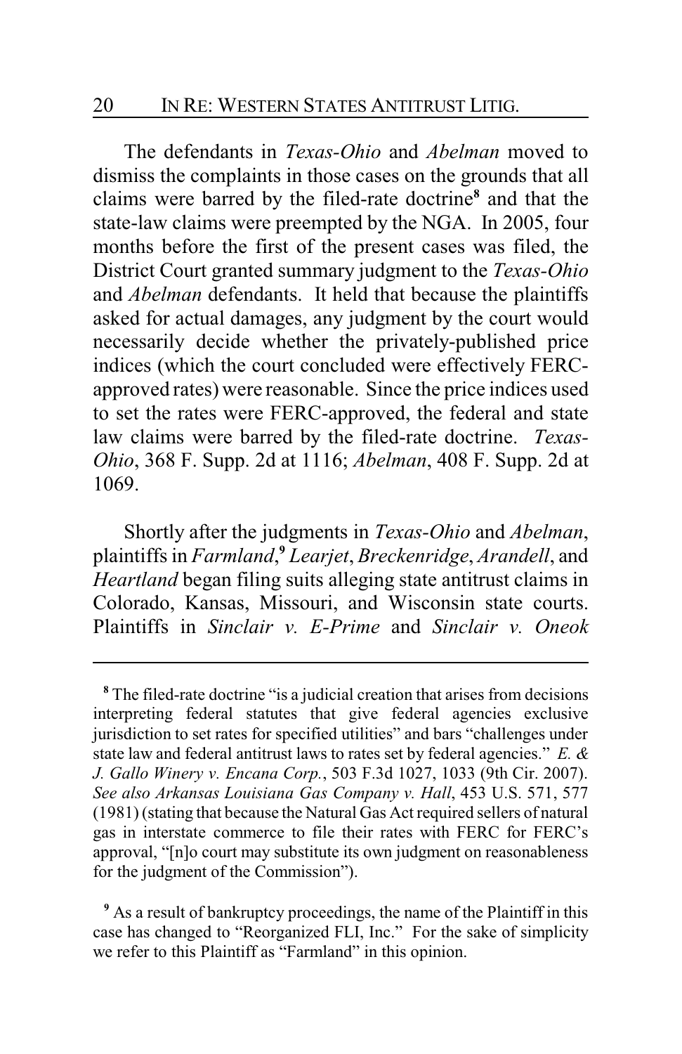The defendants in *Texas-Ohio* and *Abelman* moved to dismiss the complaints in those cases on the grounds that all claims were barred by the filed-rate doctrine[8] and that the state-law claims were preempted by the NGA. In 2005, four months before the first of the present cases was filed, the District Court granted summary judgment to the *Texas-Ohio* and *Abelman* defendants. It held that because the plaintiffs asked for actual damages, any judgment by the court would necessarily decide whether the privately-published price indices (which the court concluded were effectively FERC-approved rates) were reasonable. Since the price indices used to set the rates were FERC-approved, the federal and state law claims were barred by the filed-rate doctrine. *Texas-Ohio*, 368 F. Supp. 2d at 1116; *Abelman*, 408 F. Supp. 2d at 1069.

Shortly after the judgments in *Texas-Ohio* and *Abelman*, plaintiffs in *Farmland*,[9] *Learjet*, *Breckenridge*, *Arandell*, and *Heartland* began filing suits alleging state antitrust claims in Colorado, Kansas, Missouri, and Wisconsin state courts. Plaintiffs in *Sinclair v. E-Prime* and *Sinclair v. Oneok*

---

[8] The filed-rate doctrine "is a judicial creation that arises from decisions interpreting federal statutes that give federal agencies exclusive jurisdiction to set rates for specified utilities" and bars "challenges under state law and federal antitrust laws to rates set by federal agencies." *E. & J. Gallo Winery v. Encana Corp.*, 503 F.3d 1027, 1033 (9th Cir. 2007). *See also Arkansas Louisiana Gas Company v. Hall*, 453 U.S. 571, 577 (1981) (stating that because the Natural Gas Act required sellers of natural gas in interstate commerce to file their rates with FERC for FERC's approval, "[n]o court may substitute its own judgment on reasonableness for the judgment of the Commission").

[9] As a result of bankruptcy proceedings, the name of the Plaintiff in this case has changed to "Reorganized FLI, Inc." For the sake of simplicity we refer to this Plaintiff as "Farmland" in this opinion.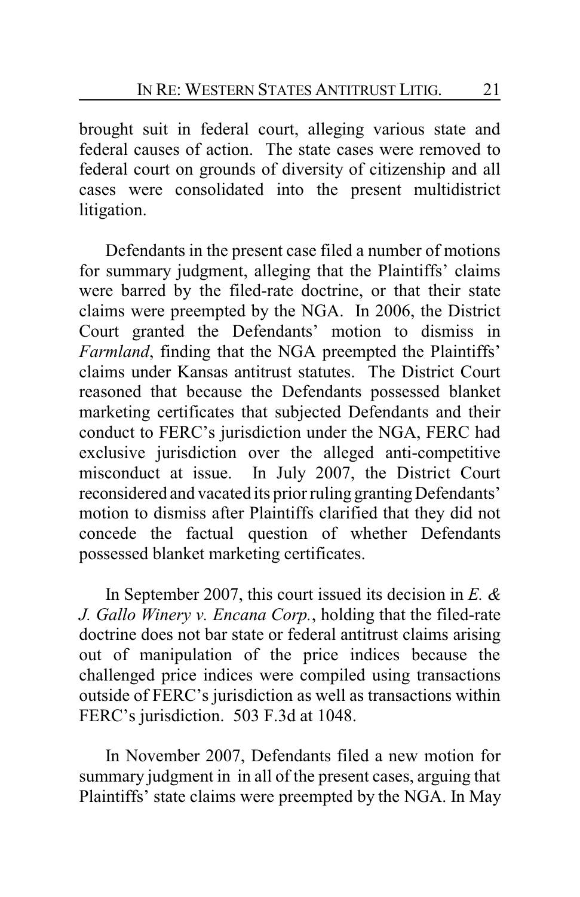brought suit in federal court, alleging various state and federal causes of action. The state cases were removed to federal court on grounds of diversity of citizenship and all cases were consolidated into the present multidistrict litigation.

Defendants in the present case filed a number of motions for summary judgment, alleging that the Plaintiffs' claims were barred by the filed-rate doctrine, or that their state claims were preempted by the NGA. In 2006, the District Court granted the Defendants' motion to dismiss in *Farmland*, finding that the NGA preempted the Plaintiffs' claims under Kansas antitrust statutes. The District Court reasoned that because the Defendants possessed blanket marketing certificates that subjected Defendants and their conduct to FERC's jurisdiction under the NGA, FERC had exclusive jurisdiction over the alleged anti-competitive misconduct at issue. In July 2007, the District Court reconsidered and vacated its prior ruling granting Defendants' motion to dismiss after Plaintiffs clarified that they did not concede the factual question of whether Defendants possessed blanket marketing certificates.

In September 2007, this court issued its decision in *E. & J. Gallo Winery v. Encana Corp.*, holding that the filed-rate doctrine does not bar state or federal antitrust claims arising out of manipulation of the price indices because the challenged price indices were compiled using transactions outside of FERC's jurisdiction as well as transactions within FERC's jurisdiction. 503 F.3d at 1048.

In November 2007, Defendants filed a new motion for summary judgment in in all of the present cases, arguing that Plaintiffs' state claims were preempted by the NGA. In May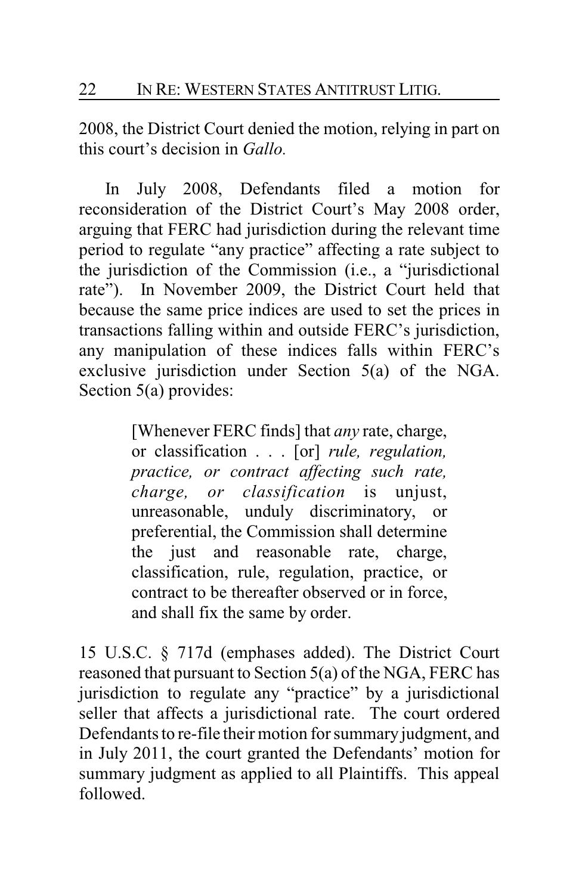2008, the District Court denied the motion, relying in part on this court's decision in *Gallo.*

In July 2008, Defendants filed a motion for reconsideration of the District Court's May 2008 order, arguing that FERC had jurisdiction during the relevant time period to regulate "any practice" affecting a rate subject to the jurisdiction of the Commission (i.e., a "jurisdictional rate"). In November 2009, the District Court held that because the same price indices are used to set the prices in transactions falling within and outside FERC's jurisdiction, any manipulation of these indices falls within FERC's exclusive jurisdiction under Section 5(a) of the NGA. Section 5(a) provides:

> [Whenever FERC finds] that *any* rate, charge, or classification . . . [or] *rule, regulation, practice, or contract affecting such rate, charge, or classification* is unjust, unreasonable, unduly discriminatory, or preferential, the Commission shall determine the just and reasonable rate, charge, classification, rule, regulation, practice, or contract to be thereafter observed or in force, and shall fix the same by order.

15 U.S.C. § 717d (emphases added). The District Court reasoned that pursuant to Section 5(a) of the NGA, FERC has jurisdiction to regulate any "practice" by a jurisdictional seller that affects a jurisdictional rate. The court ordered Defendants to re-file their motion for summary judgment, and in July 2011, the court granted the Defendants' motion for summary judgment as applied to all Plaintiffs. This appeal followed.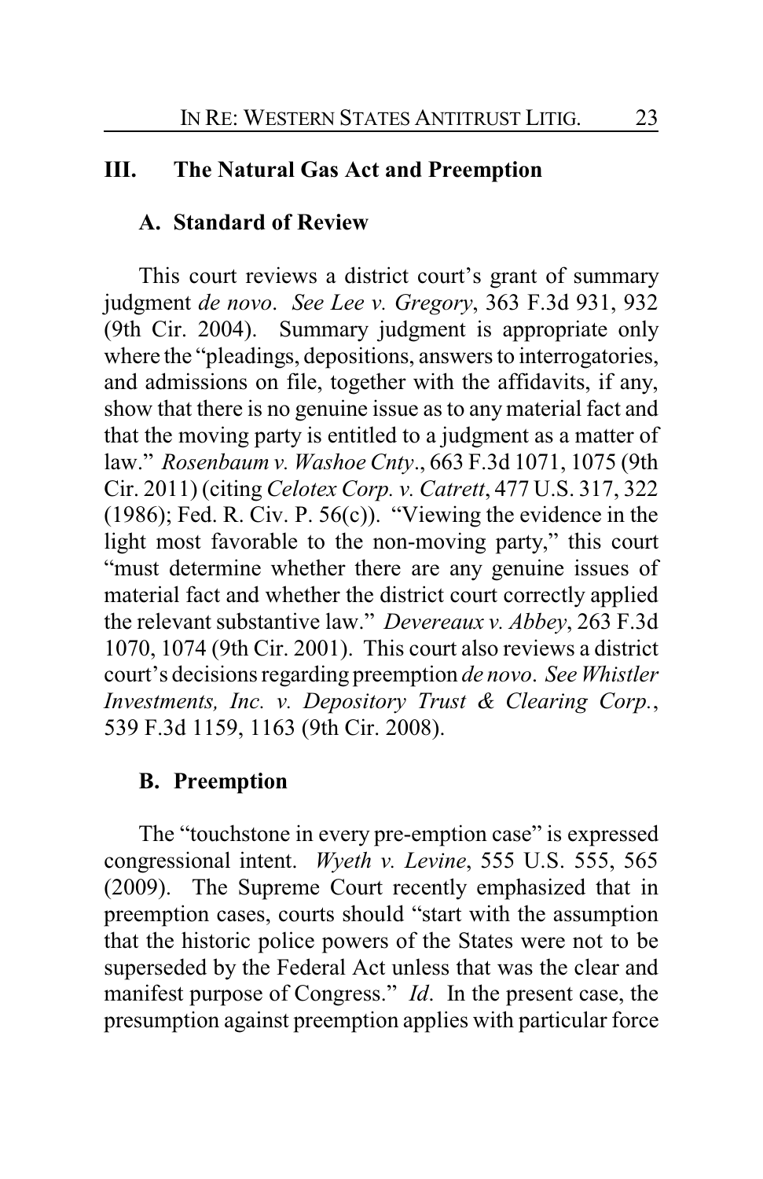## III. The Natural Gas Act and Preemption

### A. Standard of Review

This court reviews a district court's grant of summary judgment *de novo*. *See Lee v. Gregory*, 363 F.3d 931, 932 (9th Cir. 2004). Summary judgment is appropriate only where the "pleadings, depositions, answers to interrogatories, and admissions on file, together with the affidavits, if any, show that there is no genuine issue as to any material fact and that the moving party is entitled to a judgment as a matter of law." *Rosenbaum v. Washoe Cnty*., 663 F.3d 1071, 1075 (9th Cir. 2011) (citing *Celotex Corp. v. Catrett*, 477 U.S. 317, 322 (1986); Fed. R. Civ. P. 56(c)). "Viewing the evidence in the light most favorable to the non-moving party," this court "must determine whether there are any genuine issues of material fact and whether the district court correctly applied the relevant substantive law." *Devereaux v. Abbey*, 263 F.3d 1070, 1074 (9th Cir. 2001). This court also reviews a district court's decisions regarding preemption *de novo*. *See Whistler Investments, Inc. v. Depository Trust & Clearing Corp.*, 539 F.3d 1159, 1163 (9th Cir. 2008).

### B. Preemption

The "touchstone in every pre-emption case" is expressed congressional intent. *Wyeth v. Levine*, 555 U.S. 555, 565 (2009). The Supreme Court recently emphasized that in preemption cases, courts should "start with the assumption that the historic police powers of the States were not to be superseded by the Federal Act unless that was the clear and manifest purpose of Congress." *Id*. In the present case, the presumption against preemption applies with particular force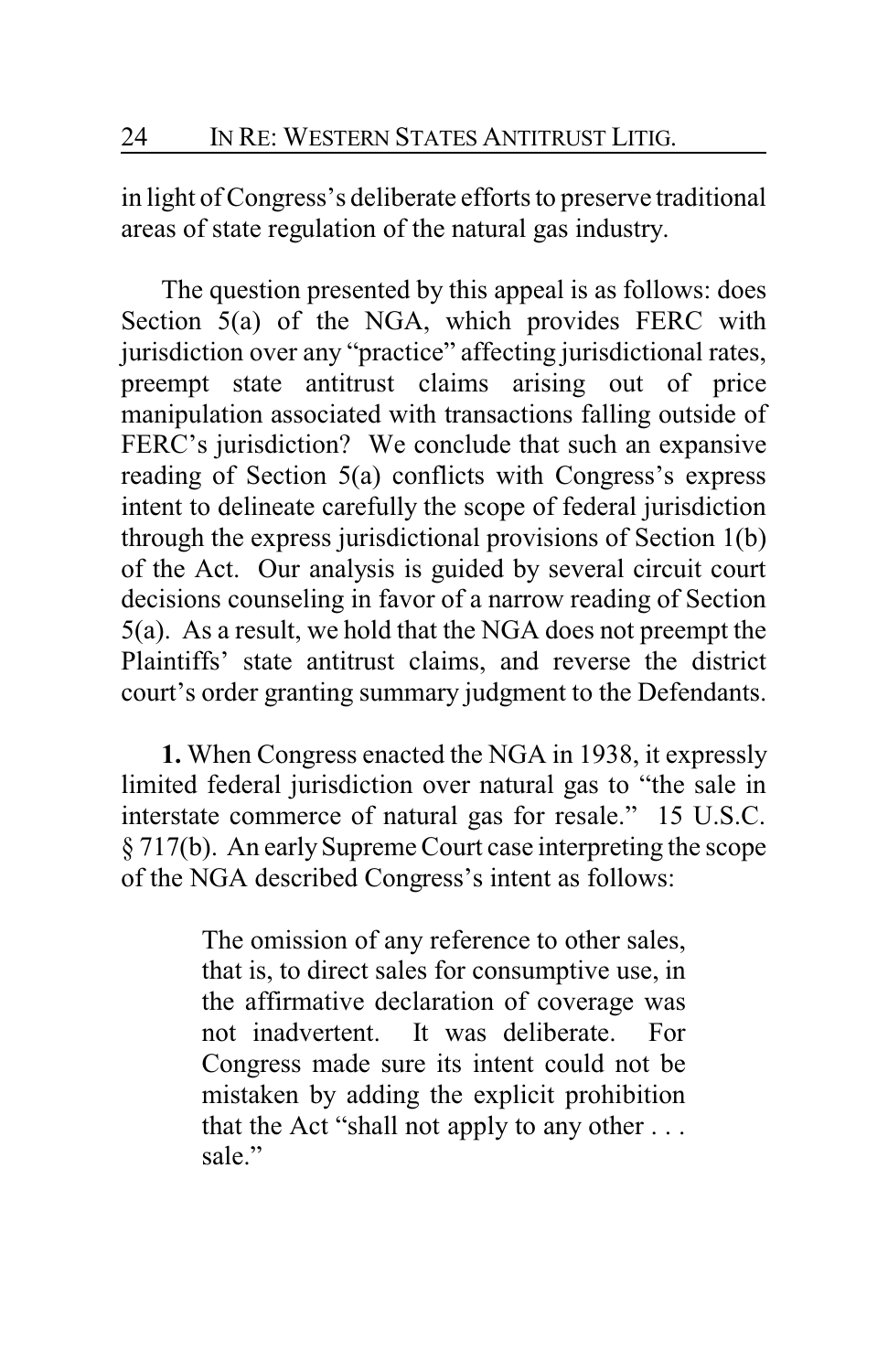in light of Congress's deliberate efforts to preserve traditional areas of state regulation of the natural gas industry.

The question presented by this appeal is as follows: does Section 5(a) of the NGA, which provides FERC with jurisdiction over any "practice" affecting jurisdictional rates, preempt state antitrust claims arising out of price manipulation associated with transactions falling outside of FERC's jurisdiction? We conclude that such an expansive reading of Section 5(a) conflicts with Congress's express intent to delineate carefully the scope of federal jurisdiction through the express jurisdictional provisions of Section 1(b) of the Act. Our analysis is guided by several circuit court decisions counseling in favor of a narrow reading of Section 5(a). As a result, we hold that the NGA does not preempt the Plaintiffs' state antitrust claims, and reverse the district court's order granting summary judgment to the Defendants.

**1.** When Congress enacted the NGA in 1938, it expressly limited federal jurisdiction over natural gas to "the sale in interstate commerce of natural gas for resale." 15 U.S.C. § 717(b). An early Supreme Court case interpreting the scope of the NGA described Congress's intent as follows:

> The omission of any reference to other sales, that is, to direct sales for consumptive use, in the affirmative declaration of coverage was not inadvertent. It was deliberate. For Congress made sure its intent could not be mistaken by adding the explicit prohibition that the Act "shall not apply to any other . . . sale."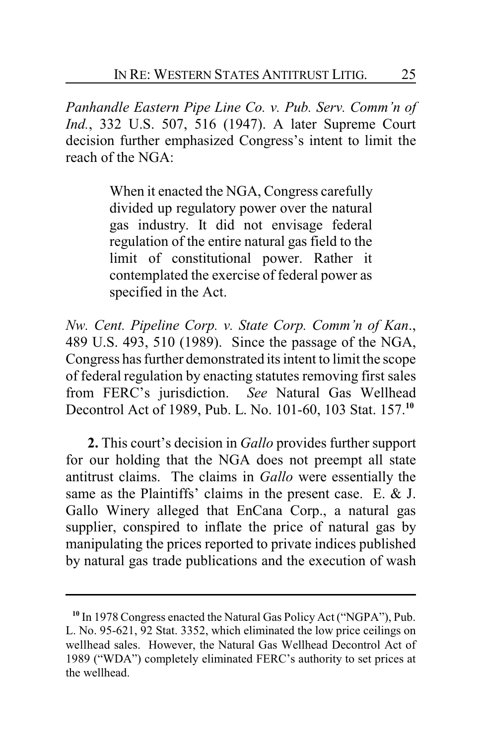*Panhandle Eastern Pipe Line Co. v. Pub. Serv. Comm'n of Ind.*, 332 U.S. 507, 516 (1947). A later Supreme Court decision further emphasized Congress's intent to limit the reach of the NGA:

> When it enacted the NGA, Congress carefully divided up regulatory power over the natural gas industry. It did not envisage federal regulation of the entire natural gas field to the limit of constitutional power. Rather it contemplated the exercise of federal power as specified in the Act.

*Nw. Cent. Pipeline Corp. v. State Corp. Comm'n of Kan.*, 489 U.S. 493, 510 (1989). Since the passage of the NGA, Congress has further demonstrated its intent to limit the scope of federal regulation by enacting statutes removing first sales from FERC's jurisdiction. *See* Natural Gas Wellhead Decontrol Act of 1989, Pub. L. No. 101-60, 103 Stat. 157.[10]

**2.** This court's decision in *Gallo* provides further support for our holding that the NGA does not preempt all state antitrust claims. The claims in *Gallo* were essentially the same as the Plaintiffs' claims in the present case. E. & J. Gallo Winery alleged that EnCana Corp., a natural gas supplier, conspired to inflate the price of natural gas by manipulating the prices reported to private indices published by natural gas trade publications and the execution of wash

---

[10] In 1978 Congress enacted the Natural Gas Policy Act ("NGPA"), Pub. L. No. 95-621, 92 Stat. 3352, which eliminated the low price ceilings on wellhead sales. However, the Natural Gas Wellhead Decontrol Act of 1989 ("WDA") completely eliminated FERC's authority to set prices at the wellhead.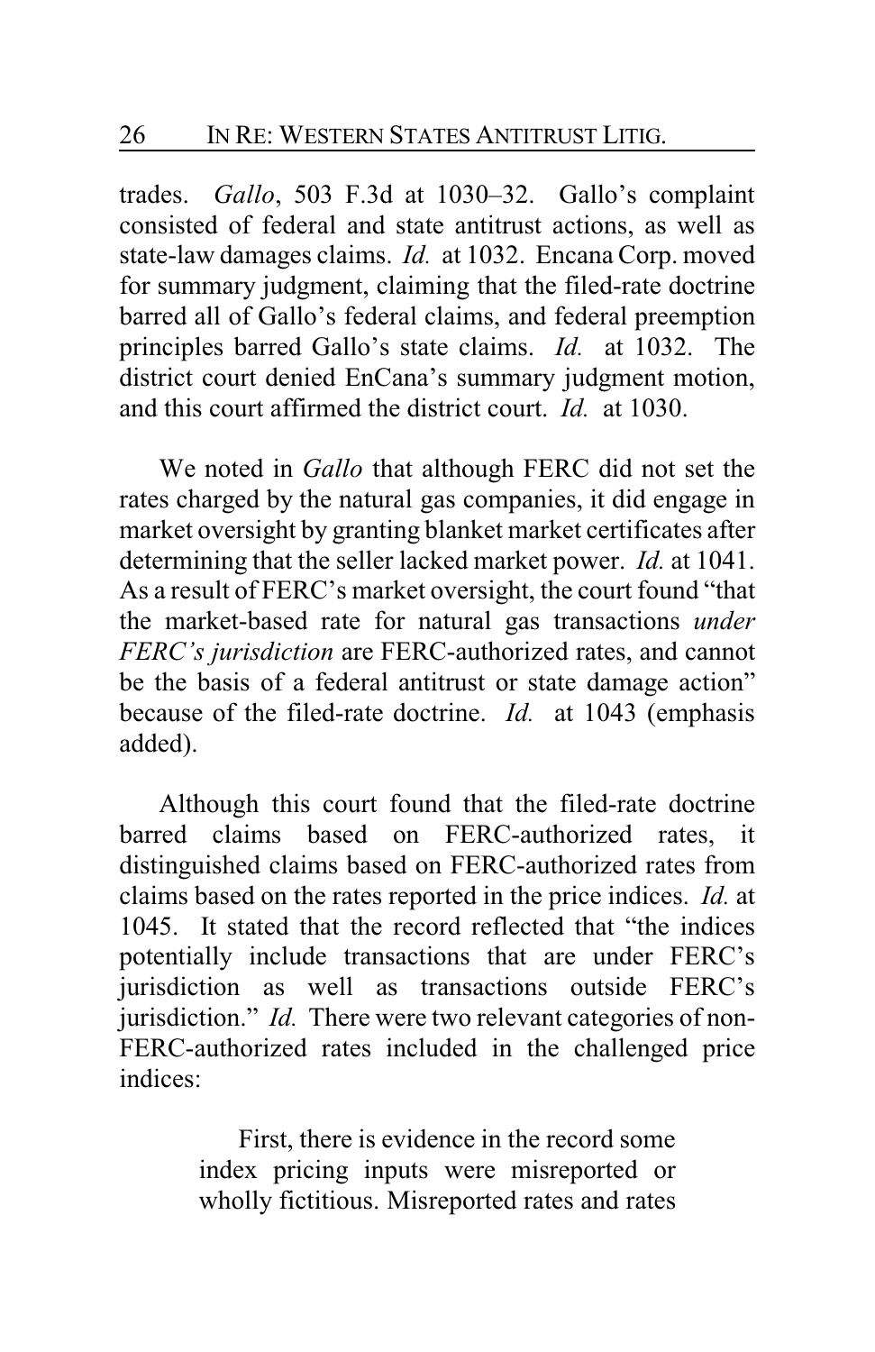trades. *Gallo*, 503 F.3d at 1030–32. Gallo's complaint consisted of federal and state antitrust actions, as well as state-law damages claims. *Id.* at 1032. Encana Corp. moved for summary judgment, claiming that the filed-rate doctrine barred all of Gallo's federal claims, and federal preemption principles barred Gallo's state claims. *Id.* at 1032. The district court denied EnCana's summary judgment motion, and this court affirmed the district court. *Id.* at 1030.

We noted in *Gallo* that although FERC did not set the rates charged by the natural gas companies, it did engage in market oversight by granting blanket market certificates after determining that the seller lacked market power. *Id.* at 1041. As a result of FERC's market oversight, the court found "that the market-based rate for natural gas transactions *under FERC's jurisdiction* are FERC-authorized rates, and cannot be the basis of a federal antitrust or state damage action" because of the filed-rate doctrine. *Id.* at 1043 (emphasis added).

Although this court found that the filed-rate doctrine barred claims based on FERC-authorized rates, it distinguished claims based on FERC-authorized rates from claims based on the rates reported in the price indices. *Id.* at 1045. It stated that the record reflected that "the indices potentially include transactions that are under FERC's jurisdiction as well as transactions outside FERC's jurisdiction." *Id.* There were two relevant categories of non-FERC-authorized rates included in the challenged price indices:

> First, there is evidence in the record some index pricing inputs were misreported or wholly fictitious. Misreported rates and rates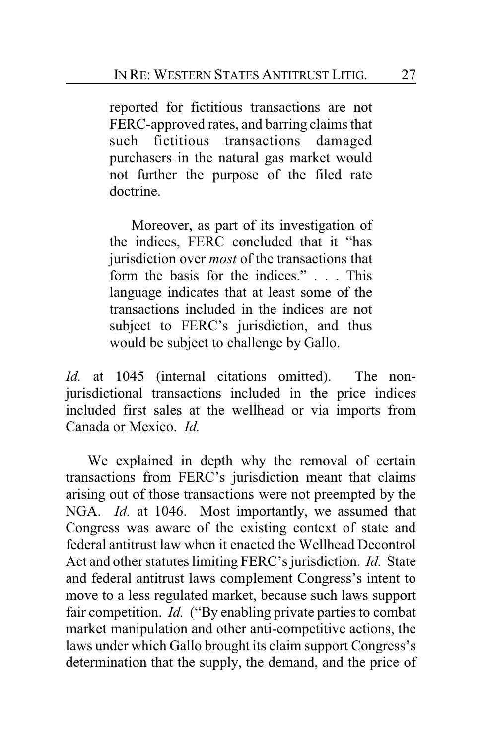> reported for fictitious transactions are not FERC-approved rates, and barring claims that such fictitious transactions damaged purchasers in the natural gas market would not further the purpose of the filed rate doctrine.
>
> Moreover, as part of its investigation of the indices, FERC concluded that it "has jurisdiction over *most* of the transactions that form the basis for the indices." . . . This language indicates that at least some of the transactions included in the indices are not subject to FERC's jurisdiction, and thus would be subject to challenge by Gallo.

*Id.* at 1045 (internal citations omitted). The non-jurisdictional transactions included in the price indices included first sales at the wellhead or via imports from Canada or Mexico. *Id.*

We explained in depth why the removal of certain transactions from FERC's jurisdiction meant that claims arising out of those transactions were not preempted by the NGA. *Id.* at 1046. Most importantly, we assumed that Congress was aware of the existing context of state and federal antitrust law when it enacted the Wellhead Decontrol Act and other statutes limiting FERC's jurisdiction. *Id.* State and federal antitrust laws complement Congress's intent to move to a less regulated market, because such laws support fair competition. *Id.* ("By enabling private parties to combat market manipulation and other anti-competitive actions, the laws under which Gallo brought its claim support Congress's determination that the supply, the demand, and the price of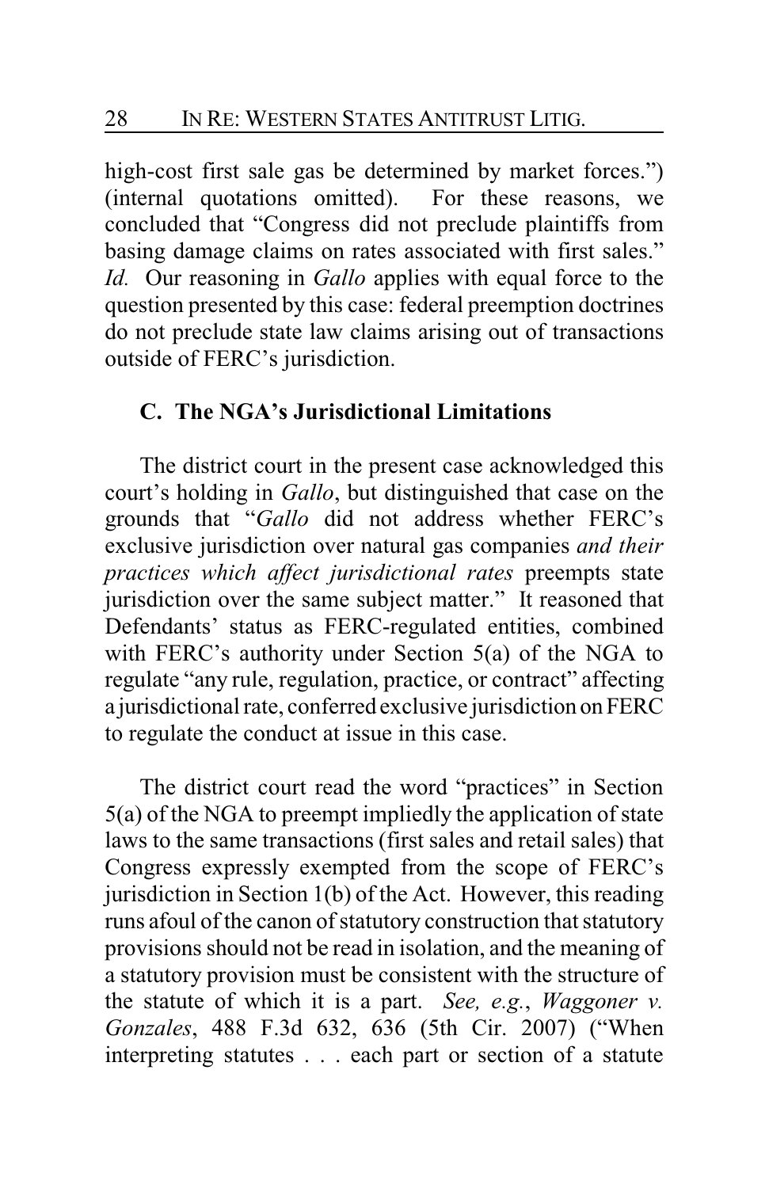high-cost first sale gas be determined by market forces.") (internal quotations omitted). For these reasons, we concluded that "Congress did not preclude plaintiffs from basing damage claims on rates associated with first sales." *Id.* Our reasoning in *Gallo* applies with equal force to the question presented by this case: federal preemption doctrines do not preclude state law claims arising out of transactions outside of FERC's jurisdiction.

### C. The NGA's Jurisdictional Limitations

The district court in the present case acknowledged this court's holding in *Gallo*, but distinguished that case on the grounds that "*Gallo* did not address whether FERC's exclusive jurisdiction over natural gas companies *and their practices which affect jurisdictional rates* preempts state jurisdiction over the same subject matter." It reasoned that Defendants' status as FERC-regulated entities, combined with FERC's authority under Section 5(a) of the NGA to regulate "any rule, regulation, practice, or contract" affecting a jurisdictional rate, conferred exclusive jurisdiction on FERC to regulate the conduct at issue in this case.

The district court read the word "practices" in Section 5(a) of the NGA to preempt impliedly the application of state laws to the same transactions (first sales and retail sales) that Congress expressly exempted from the scope of FERC's jurisdiction in Section 1(b) of the Act. However, this reading runs afoul of the canon of statutory construction that statutory provisions should not be read in isolation, and the meaning of a statutory provision must be consistent with the structure of the statute of which it is a part. *See, e.g.*, *Waggoner v. Gonzales*, 488 F.3d 632, 636 (5th Cir. 2007) ("When interpreting statutes . . . each part or section of a statute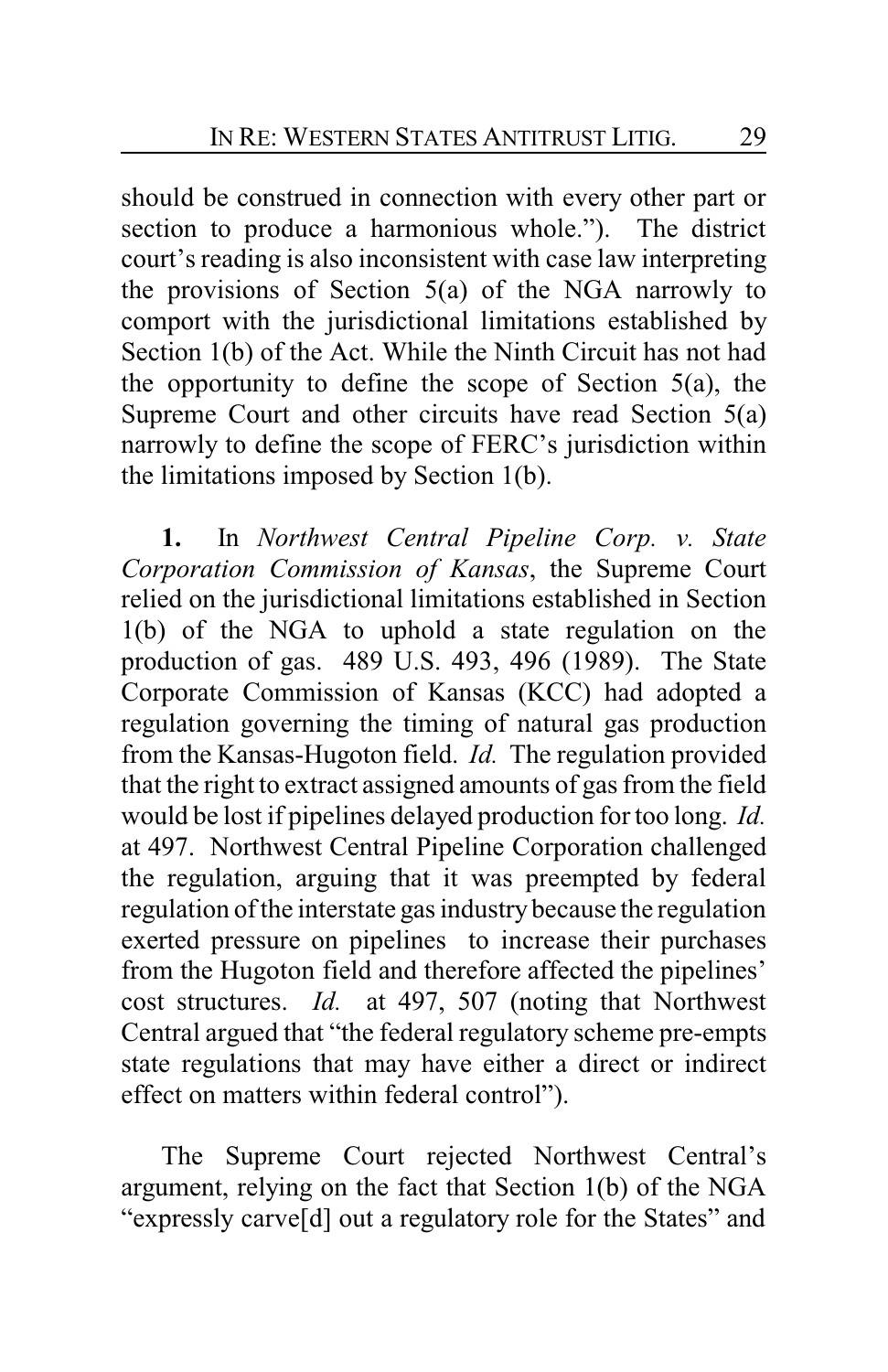should be construed in connection with every other part or section to produce a harmonious whole."). The district court's reading is also inconsistent with case law interpreting the provisions of Section 5(a) of the NGA narrowly to comport with the jurisdictional limitations established by Section 1(b) of the Act. While the Ninth Circuit has not had the opportunity to define the scope of Section 5(a), the Supreme Court and other circuits have read Section 5(a) narrowly to define the scope of FERC's jurisdiction within the limitations imposed by Section 1(b).

**1.** In *Northwest Central Pipeline Corp. v. State Corporation Commission of Kansas*, the Supreme Court relied on the jurisdictional limitations established in Section 1(b) of the NGA to uphold a state regulation on the production of gas. 489 U.S. 493, 496 (1989). The State Corporate Commission of Kansas (KCC) had adopted a regulation governing the timing of natural gas production from the Kansas-Hugoton field. *Id.* The regulation provided that the right to extract assigned amounts of gas from the field would be lost if pipelines delayed production for too long. *Id.* at 497. Northwest Central Pipeline Corporation challenged the regulation, arguing that it was preempted by federal regulation of the interstate gas industry because the regulation exerted pressure on pipelines to increase their purchases from the Hugoton field and therefore affected the pipelines' cost structures. *Id.* at 497, 507 (noting that Northwest Central argued that "the federal regulatory scheme pre-empts state regulations that may have either a direct or indirect effect on matters within federal control").

The Supreme Court rejected Northwest Central's argument, relying on the fact that Section 1(b) of the NGA "expressly carve[d] out a regulatory role for the States" and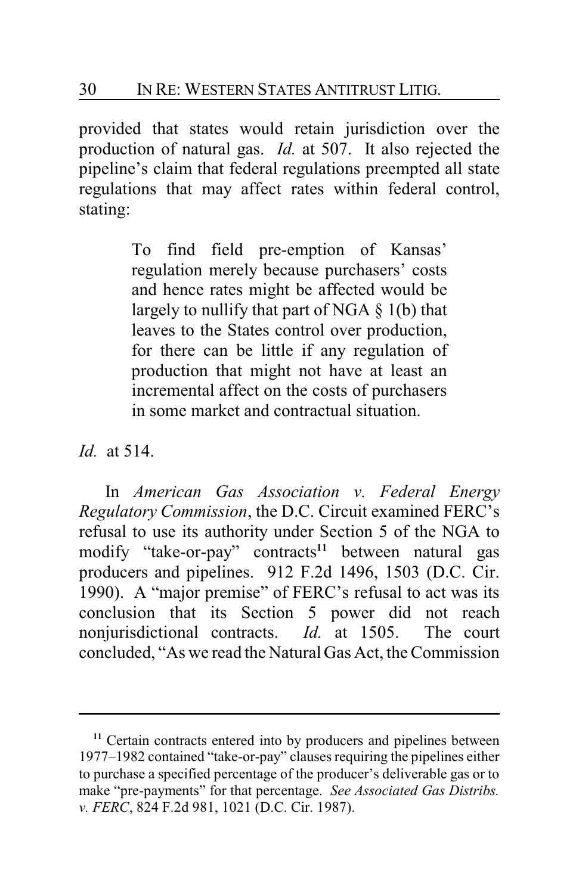provided that states would retain jurisdiction over the production of natural gas. *Id.* at 507. It also rejected the pipeline's claim that federal regulations preempted all state regulations that may affect rates within federal control, stating:

> To find field pre-emption of Kansas' regulation merely because purchasers' costs and hence rates might be affected would be largely to nullify that part of NGA § 1(b) that leaves to the States control over production, for there can be little if any regulation of production that might not have at least an incremental affect on the costs of purchasers in some market and contractual situation.

*Id.* at 514.

In *American Gas Association v. Federal Energy Regulatory Commission*, the D.C. Circuit examined FERC's refusal to use its authority under Section 5 of the NGA to modify "take-or-pay" contracts[11] between natural gas producers and pipelines. 912 F.2d 1496, 1503 (D.C. Cir. 1990). A "major premise" of FERC's refusal to act was its conclusion that its Section 5 power did not reach nonjurisdictional contracts. *Id.* at 1505. The court concluded, "As we read the Natural Gas Act, the Commission

---

[11] Certain contracts entered into by producers and pipelines between 1977–1982 contained "take-or-pay" clauses requiring the pipelines either to purchase a specified percentage of the producer's deliverable gas or to make "pre-payments" for that percentage. *See Associated Gas Distribs. v. FERC*, 824 F.2d 981, 1021 (D.C. Cir. 1987).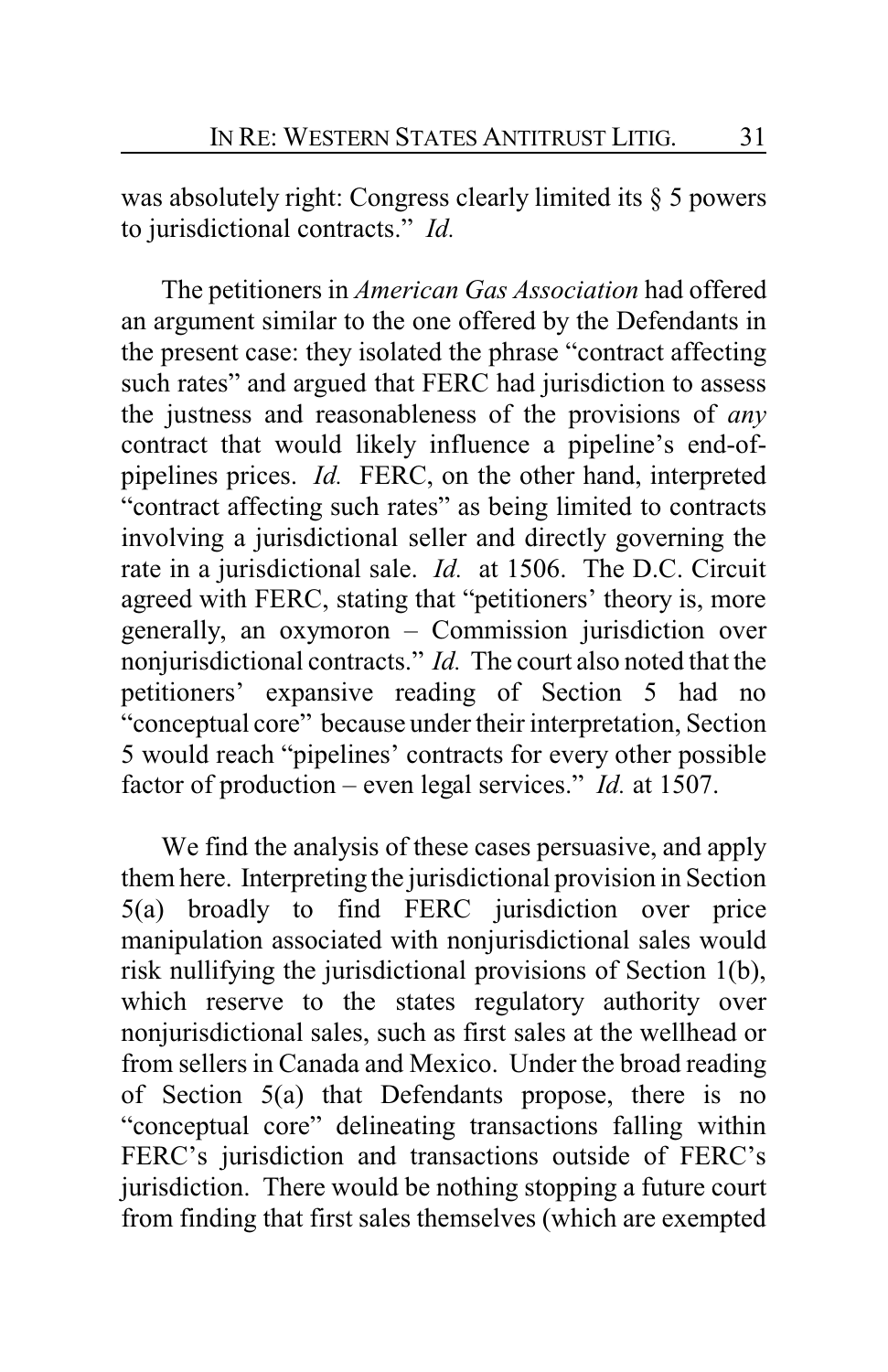was absolutely right: Congress clearly limited its § 5 powers to jurisdictional contracts." *Id.*

The petitioners in *American Gas Association* had offered an argument similar to the one offered by the Defendants in the present case: they isolated the phrase "contract affecting such rates" and argued that FERC had jurisdiction to assess the justness and reasonableness of the provisions of *any* contract that would likely influence a pipeline's end-of-pipelines prices. *Id.* FERC, on the other hand, interpreted "contract affecting such rates" as being limited to contracts involving a jurisdictional seller and directly governing the rate in a jurisdictional sale. *Id.* at 1506. The D.C. Circuit agreed with FERC, stating that "petitioners' theory is, more generally, an oxymoron – Commission jurisdiction over nonjurisdictional contracts." *Id.* The court also noted that the petitioners' expansive reading of Section 5 had no "conceptual core" because under their interpretation, Section 5 would reach "pipelines' contracts for every other possible factor of production – even legal services." *Id.* at 1507.

We find the analysis of these cases persuasive, and apply them here. Interpreting the jurisdictional provision in Section 5(a) broadly to find FERC jurisdiction over price manipulation associated with nonjurisdictional sales would risk nullifying the jurisdictional provisions of Section 1(b), which reserve to the states regulatory authority over nonjurisdictional sales, such as first sales at the wellhead or from sellers in Canada and Mexico. Under the broad reading of Section 5(a) that Defendants propose, there is no "conceptual core" delineating transactions falling within FERC's jurisdiction and transactions outside of FERC's jurisdiction. There would be nothing stopping a future court from finding that first sales themselves (which are exempted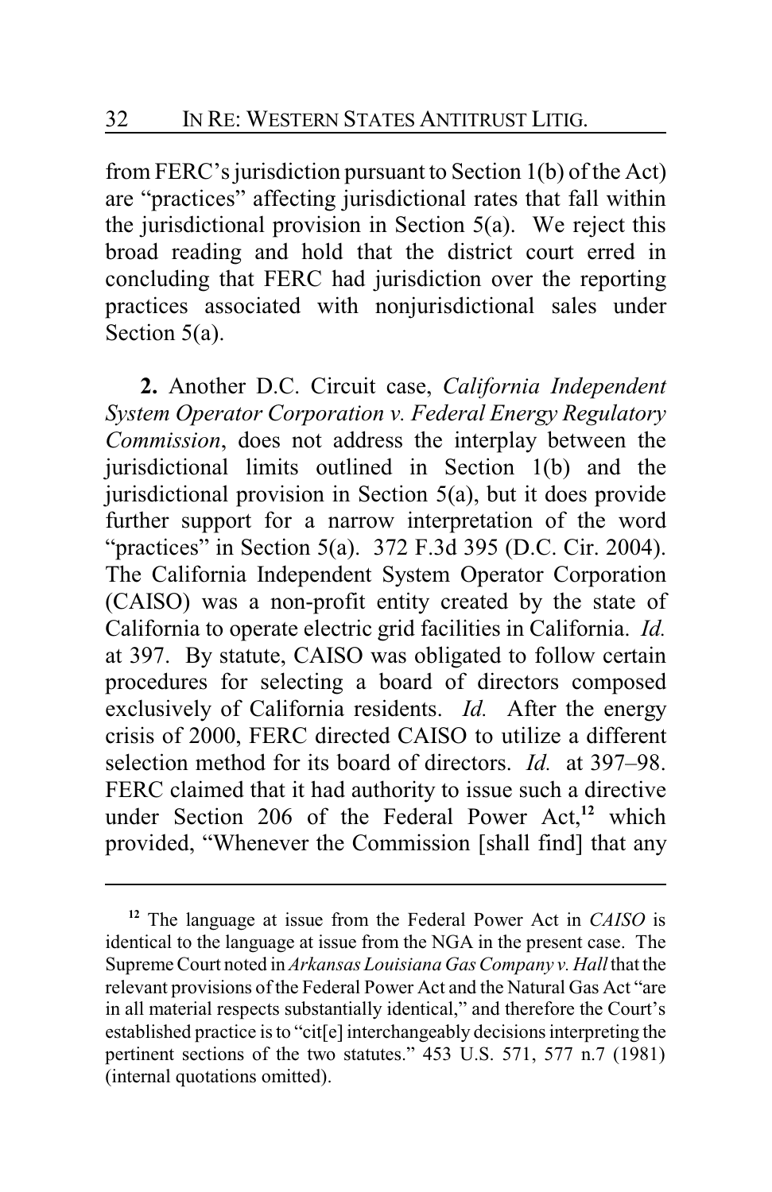from FERC's jurisdiction pursuant to Section 1(b) of the Act) are "practices" affecting jurisdictional rates that fall within the jurisdictional provision in Section 5(a). We reject this broad reading and hold that the district court erred in concluding that FERC had jurisdiction over the reporting practices associated with nonjurisdictional sales under Section 5(a).

**2.** Another D.C. Circuit case, *California Independent System Operator Corporation v. Federal Energy Regulatory Commission*, does not address the interplay between the jurisdictional limits outlined in Section 1(b) and the jurisdictional provision in Section 5(a), but it does provide further support for a narrow interpretation of the word "practices" in Section 5(a). 372 F.3d 395 (D.C. Cir. 2004). The California Independent System Operator Corporation (CAISO) was a non-profit entity created by the state of California to operate electric grid facilities in California. *Id.* at 397. By statute, CAISO was obligated to follow certain procedures for selecting a board of directors composed exclusively of California residents. *Id.* After the energy crisis of 2000, FERC directed CAISO to utilize a different selection method for its board of directors. *Id.* at 397–98. FERC claimed that it had authority to issue such a directive under Section 206 of the Federal Power Act,[12] which provided, "Whenever the Commission [shall find] that any

---

[12] The language at issue from the Federal Power Act in *CAISO* is identical to the language at issue from the NGA in the present case. The Supreme Court noted in *Arkansas Louisiana Gas Company v. Hall* that the relevant provisions of the Federal Power Act and the Natural Gas Act "are in all material respects substantially identical," and therefore the Court's established practice is to "cit[e] interchangeably decisions interpreting the pertinent sections of the two statutes." 453 U.S. 571, 577 n.7 (1981) (internal quotations omitted).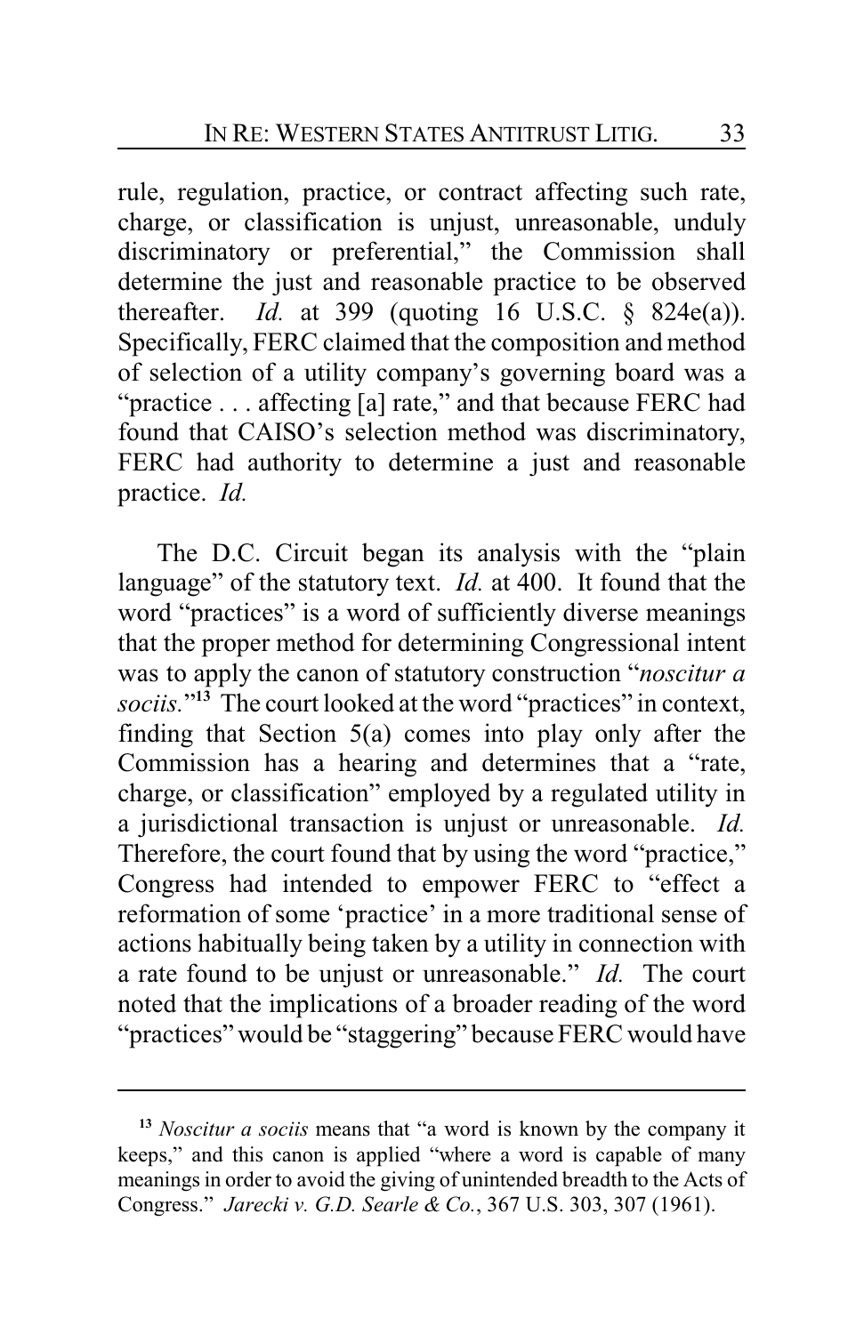rule, regulation, practice, or contract affecting such rate, charge, or classification is unjust, unreasonable, unduly discriminatory or preferential," the Commission shall determine the just and reasonable practice to be observed thereafter. *Id.* at 399 (quoting 16 U.S.C. § 824e(a)). Specifically, FERC claimed that the composition and method of selection of a utility company's governing board was a "practice . . . affecting [a] rate," and that because FERC had found that CAISO's selection method was discriminatory, FERC had authority to determine a just and reasonable practice. *Id.*

The D.C. Circuit began its analysis with the "plain language" of the statutory text. *Id.* at 400. It found that the word "practices" is a word of sufficiently diverse meanings that the proper method for determining Congressional intent was to apply the canon of statutory construction "*noscitur a sociis.*"[13] The court looked at the word "practices" in context, finding that Section 5(a) comes into play only after the Commission has a hearing and determines that a "rate, charge, or classification" employed by a regulated utility in a jurisdictional transaction is unjust or unreasonable. *Id.* Therefore, the court found that by using the word "practice," Congress had intended to empower FERC to "effect a reformation of some 'practice' in a more traditional sense of actions habitually being taken by a utility in connection with a rate found to be unjust or unreasonable." *Id.* The court noted that the implications of a broader reading of the word "practices" would be "staggering" because FERC would have

---

[13] *Noscitur a sociis* means that "a word is known by the company it keeps," and this canon is applied "where a word is capable of many meanings in order to avoid the giving of unintended breadth to the Acts of Congress." *Jarecki v. G.D. Searle & Co.*, 367 U.S. 303, 307 (1961).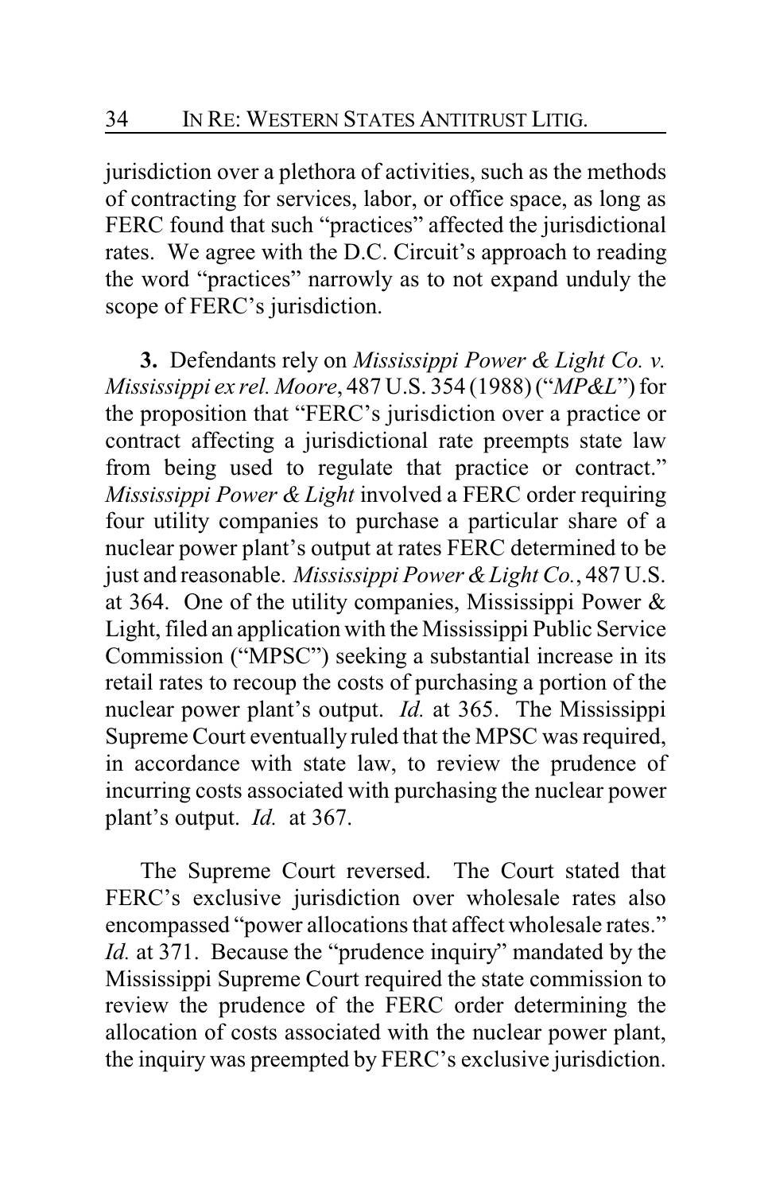jurisdiction over a plethora of activities, such as the methods of contracting for services, labor, or office space, as long as FERC found that such "practices" affected the jurisdictional rates. We agree with the D.C. Circuit's approach to reading the word "practices" narrowly as to not expand unduly the scope of FERC's jurisdiction.

**3.** Defendants rely on *Mississippi Power & Light Co. v. Mississippi ex rel. Moore*, 487 U.S. 354 (1988) ("*MP&L*") for the proposition that "FERC's jurisdiction over a practice or contract affecting a jurisdictional rate preempts state law from being used to regulate that practice or contract." *Mississippi Power & Light* involved a FERC order requiring four utility companies to purchase a particular share of a nuclear power plant's output at rates FERC determined to be just and reasonable. *Mississippi Power & Light Co.*, 487 U.S. at 364. One of the utility companies, Mississippi Power & Light, filed an application with the Mississippi Public Service Commission ("MPSC") seeking a substantial increase in its retail rates to recoup the costs of purchasing a portion of the nuclear power plant's output. *Id.* at 365. The Mississippi Supreme Court eventually ruled that the MPSC was required, in accordance with state law, to review the prudence of incurring costs associated with purchasing the nuclear power plant's output. *Id.* at 367.

The Supreme Court reversed. The Court stated that FERC's exclusive jurisdiction over wholesale rates also encompassed "power allocations that affect wholesale rates." *Id.* at 371. Because the "prudence inquiry" mandated by the Mississippi Supreme Court required the state commission to review the prudence of the FERC order determining the allocation of costs associated with the nuclear power plant, the inquiry was preempted by FERC's exclusive jurisdiction.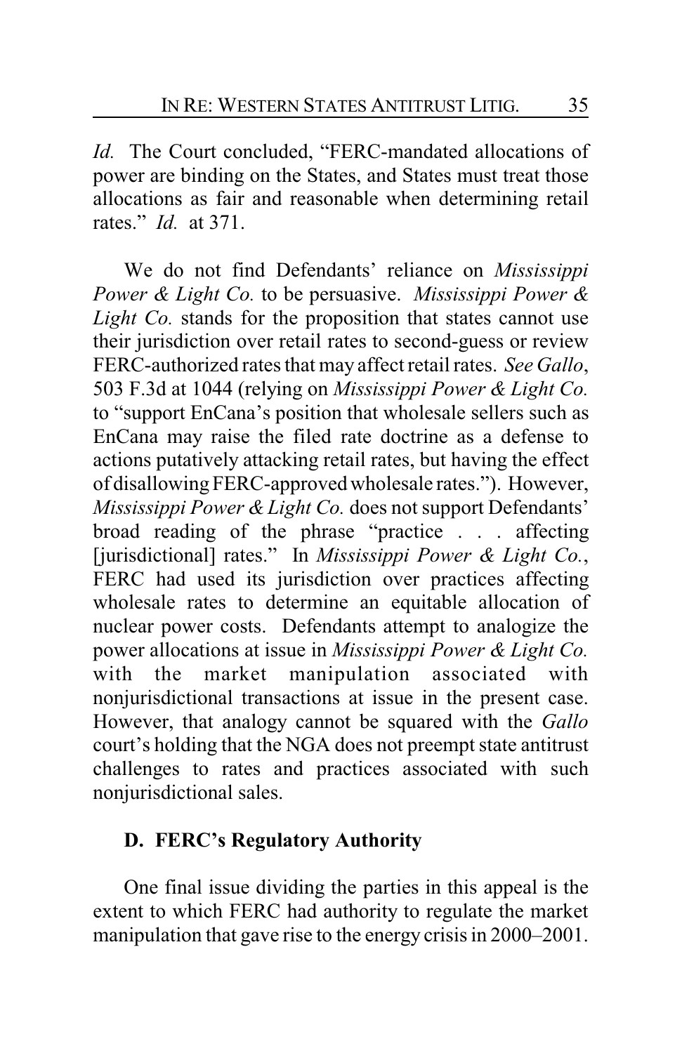*Id.* The Court concluded, "FERC-mandated allocations of power are binding on the States, and States must treat those allocations as fair and reasonable when determining retail rates." *Id.* at 371.

We do not find Defendants' reliance on *Mississippi Power & Light Co.* to be persuasive. *Mississippi Power & Light Co.* stands for the proposition that states cannot use their jurisdiction over retail rates to second-guess or review FERC-authorized rates that may affect retail rates. *See Gallo*, 503 F.3d at 1044 (relying on *Mississippi Power & Light Co.* to "support EnCana's position that wholesale sellers such as EnCana may raise the filed rate doctrine as a defense to actions putatively attacking retail rates, but having the effect of disallowing FERC-approved wholesale rates."). However, *Mississippi Power & Light Co.* does not support Defendants' broad reading of the phrase "practice . . . affecting [jurisdictional] rates." In *Mississippi Power & Light Co.*, FERC had used its jurisdiction over practices affecting wholesale rates to determine an equitable allocation of nuclear power costs. Defendants attempt to analogize the power allocations at issue in *Mississippi Power & Light Co.* with the market manipulation associated with nonjurisdictional transactions at issue in the present case. However, that analogy cannot be squared with the *Gallo* court's holding that the NGA does not preempt state antitrust challenges to rates and practices associated with such nonjurisdictional sales.

### D. FERC's Regulatory Authority

One final issue dividing the parties in this appeal is the extent to which FERC had authority to regulate the market manipulation that gave rise to the energy crisis in 2000–2001.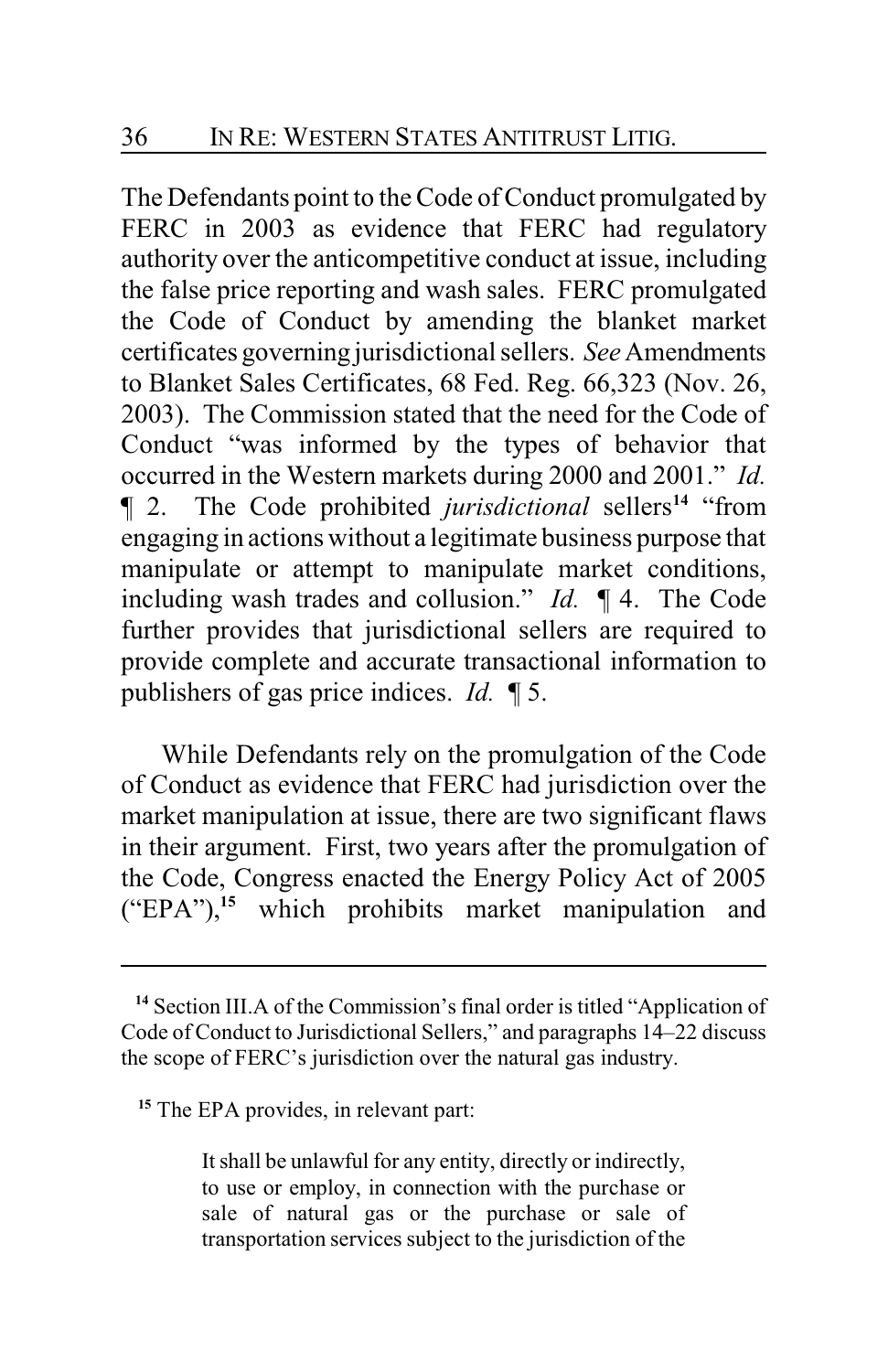The Defendants point to the Code of Conduct promulgated by FERC in 2003 as evidence that FERC had regulatory authority over the anticompetitive conduct at issue, including the false price reporting and wash sales. FERC promulgated the Code of Conduct by amending the blanket market certificates governing jurisdictional sellers. *See* Amendments to Blanket Sales Certificates, 68 Fed. Reg. 66,323 (Nov. 26, 2003). The Commission stated that the need for the Code of Conduct "was informed by the types of behavior that occurred in the Western markets during 2000 and 2001." *Id.* ¶ 2. The Code prohibited *jurisdictional* sellers[14] "from engaging in actions without a legitimate business purpose that manipulate or attempt to manipulate market conditions, including wash trades and collusion." *Id.* ¶ 4. The Code further provides that jurisdictional sellers are required to provide complete and accurate transactional information to publishers of gas price indices. *Id.* ¶ 5.

While Defendants rely on the promulgation of the Code of Conduct as evidence that FERC had jurisdiction over the market manipulation at issue, there are two significant flaws in their argument. First, two years after the promulgation of the Code, Congress enacted the Energy Policy Act of 2005 ("EPA"),[15] which prohibits market manipulation and

---

[14] Section III.A of the Commission's final order is titled "Application of Code of Conduct to Jurisdictional Sellers," and paragraphs 14–22 discuss the scope of FERC's jurisdiction over the natural gas industry.

[15] The EPA provides, in relevant part:

> It shall be unlawful for any entity, directly or indirectly, to use or employ, in connection with the purchase or sale of natural gas or the purchase or sale of transportation services subject to the jurisdiction of the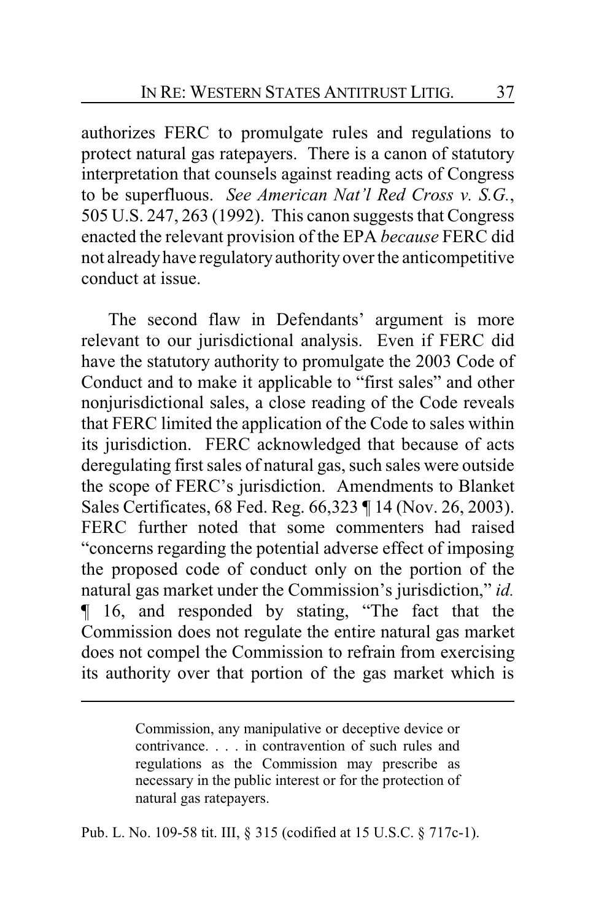authorizes FERC to promulgate rules and regulations to protect natural gas ratepayers. There is a canon of statutory interpretation that counsels against reading acts of Congress to be superfluous. *See American Nat'l Red Cross v. S.G.*, 505 U.S. 247, 263 (1992). This canon suggests that Congress enacted the relevant provision of the EPA *because* FERC did not already have regulatory authority over the anticompetitive conduct at issue.

The second flaw in Defendants' argument is more relevant to our jurisdictional analysis. Even if FERC did have the statutory authority to promulgate the 2003 Code of Conduct and to make it applicable to "first sales" and other nonjurisdictional sales, a close reading of the Code reveals that FERC limited the application of the Code to sales within its jurisdiction. FERC acknowledged that because of acts deregulating first sales of natural gas, such sales were outside the scope of FERC's jurisdiction. Amendments to Blanket Sales Certificates, 68 Fed. Reg. 66,323 ¶ 14 (Nov. 26, 2003). FERC further noted that some commenters had raised "concerns regarding the potential adverse effect of imposing the proposed code of conduct only on the portion of the natural gas market under the Commission's jurisdiction," *id.* ¶ 16, and responded by stating, "The fact that the Commission does not regulate the entire natural gas market does not compel the Commission to refrain from exercising its authority over that portion of the gas market which is

---

> Commission, any manipulative or deceptive device or contrivance. . . . in contravention of such rules and regulations as the Commission may prescribe as necessary in the public interest or for the protection of natural gas ratepayers.

Pub. L. No. 109-58 tit. III, § 315 (codified at 15 U.S.C. § 717c-1).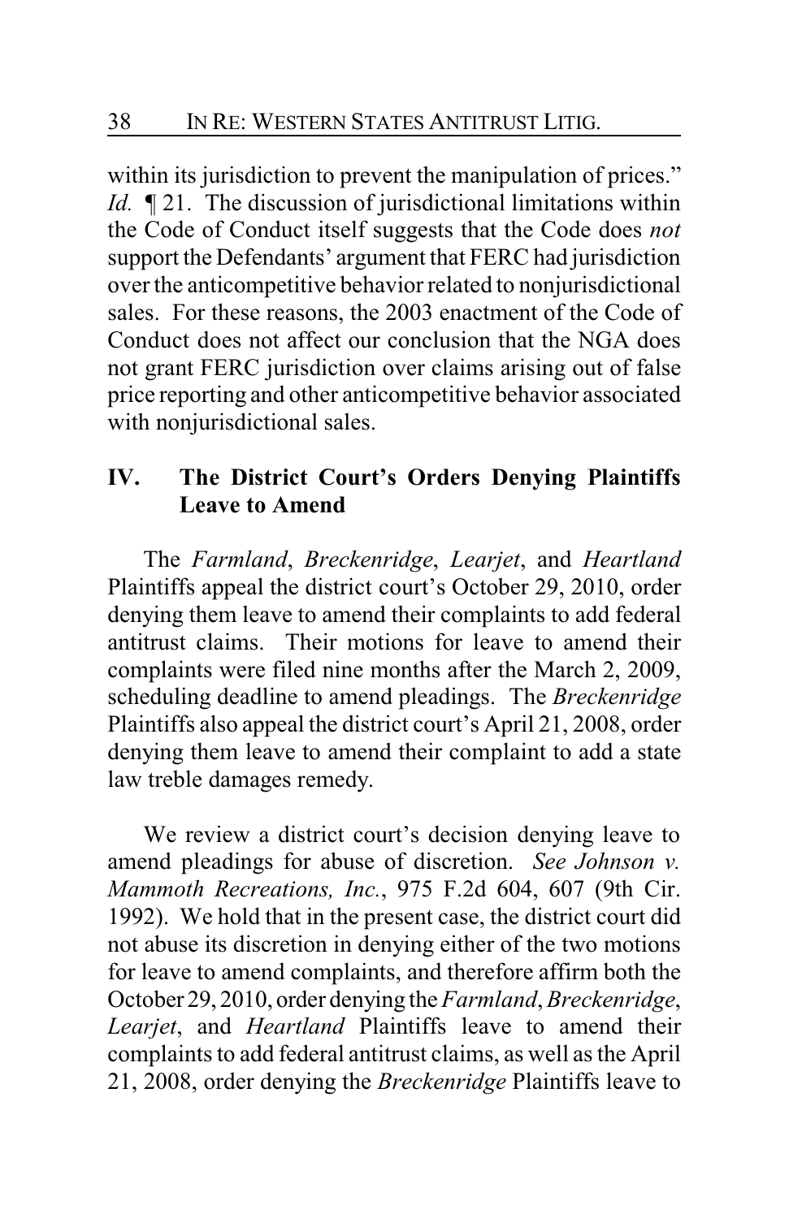within its jurisdiction to prevent the manipulation of prices." *Id.* ¶ 21. The discussion of jurisdictional limitations within the Code of Conduct itself suggests that the Code does *not* support the Defendants' argument that FERC had jurisdiction over the anticompetitive behavior related to nonjurisdictional sales. For these reasons, the 2003 enactment of the Code of Conduct does not affect our conclusion that the NGA does not grant FERC jurisdiction over claims arising out of false price reporting and other anticompetitive behavior associated with nonjurisdictional sales.

## IV. The District Court's Orders Denying Plaintiffs Leave to Amend

The *Farmland*, *Breckenridge*, *Learjet*, and *Heartland* Plaintiffs appeal the district court's October 29, 2010, order denying them leave to amend their complaints to add federal antitrust claims. Their motions for leave to amend their complaints were filed nine months after the March 2, 2009, scheduling deadline to amend pleadings. The *Breckenridge* Plaintiffs also appeal the district court's April 21, 2008, order denying them leave to amend their complaint to add a state law treble damages remedy.

We review a district court's decision denying leave to amend pleadings for abuse of discretion. *See Johnson v. Mammoth Recreations, Inc.*, 975 F.2d 604, 607 (9th Cir. 1992). We hold that in the present case, the district court did not abuse its discretion in denying either of the two motions for leave to amend complaints, and therefore affirm both the October 29, 2010, order denying the *Farmland*, *Breckenridge*, *Learjet*, and *Heartland* Plaintiffs leave to amend their complaints to add federal antitrust claims, as well as the April 21, 2008, order denying the *Breckenridge* Plaintiffs leave to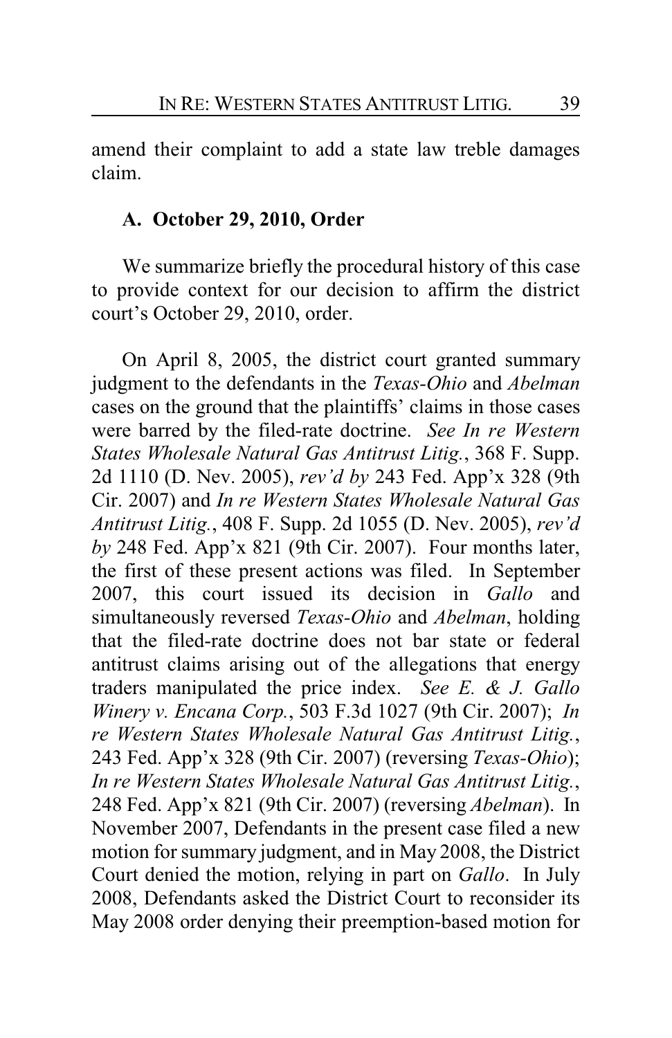amend their complaint to add a state law treble damages claim.

### A. October 29, 2010, Order

We summarize briefly the procedural history of this case to provide context for our decision to affirm the district court's October 29, 2010, order.

On April 8, 2005, the district court granted summary judgment to the defendants in the *Texas-Ohio* and *Abelman* cases on the ground that the plaintiffs' claims in those cases were barred by the filed-rate doctrine. *See In re Western States Wholesale Natural Gas Antitrust Litig.*, 368 F. Supp. 2d 1110 (D. Nev. 2005), *rev'd by* 243 Fed. App'x 328 (9th Cir. 2007) and *In re Western States Wholesale Natural Gas Antitrust Litig.*, 408 F. Supp. 2d 1055 (D. Nev. 2005), *rev'd by* 248 Fed. App'x 821 (9th Cir. 2007). Four months later, the first of these present actions was filed. In September 2007, this court issued its decision in *Gallo* and simultaneously reversed *Texas-Ohio* and *Abelman*, holding that the filed-rate doctrine does not bar state or federal antitrust claims arising out of the allegations that energy traders manipulated the price index. *See E. & J. Gallo Winery v. Encana Corp.*, 503 F.3d 1027 (9th Cir. 2007); *In re Western States Wholesale Natural Gas Antitrust Litig.*, 243 Fed. App'x 328 (9th Cir. 2007) (reversing *Texas-Ohio*); *In re Western States Wholesale Natural Gas Antitrust Litig.*, 248 Fed. App'x 821 (9th Cir. 2007) (reversing *Abelman*). In November 2007, Defendants in the present case filed a new motion for summary judgment, and in May 2008, the District Court denied the motion, relying in part on *Gallo*. In July 2008, Defendants asked the District Court to reconsider its May 2008 order denying their preemption-based motion for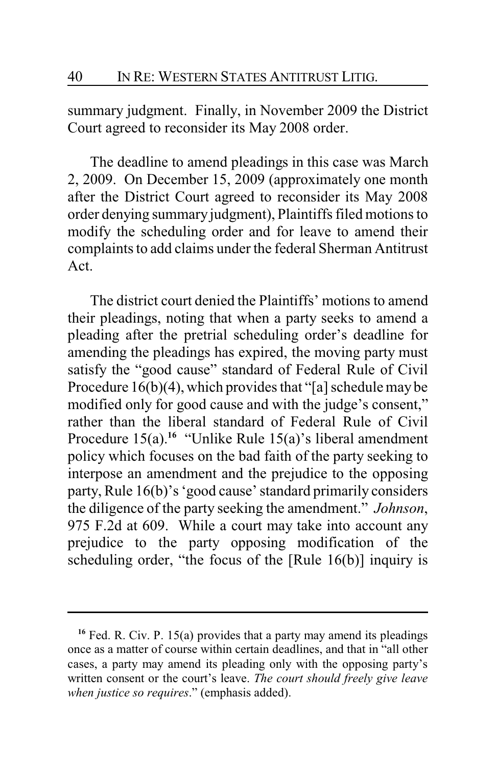summary judgment. Finally, in November 2009 the District Court agreed to reconsider its May 2008 order.

The deadline to amend pleadings in this case was March 2, 2009. On December 15, 2009 (approximately one month after the District Court agreed to reconsider its May 2008 order denying summary judgment), Plaintiffs filed motions to modify the scheduling order and for leave to amend their complaints to add claims under the federal Sherman Antitrust Act.

The district court denied the Plaintiffs' motions to amend their pleadings, noting that when a party seeks to amend a pleading after the pretrial scheduling order's deadline for amending the pleadings has expired, the moving party must satisfy the "good cause" standard of Federal Rule of Civil Procedure 16(b)(4), which provides that "[a] schedule may be modified only for good cause and with the judge's consent," rather than the liberal standard of Federal Rule of Civil Procedure 15(a).[16] "Unlike Rule 15(a)'s liberal amendment policy which focuses on the bad faith of the party seeking to interpose an amendment and the prejudice to the opposing party, Rule 16(b)'s 'good cause' standard primarily considers the diligence of the party seeking the amendment." *Johnson*, 975 F.2d at 609. While a court may take into account any prejudice to the party opposing modification of the scheduling order, "the focus of the [Rule 16(b)] inquiry is

---

[16] Fed. R. Civ. P. 15(a) provides that a party may amend its pleadings once as a matter of course within certain deadlines, and that in "all other cases, a party may amend its pleading only with the opposing party's written consent or the court's leave. *The court should freely give leave when justice so requires*." (emphasis added).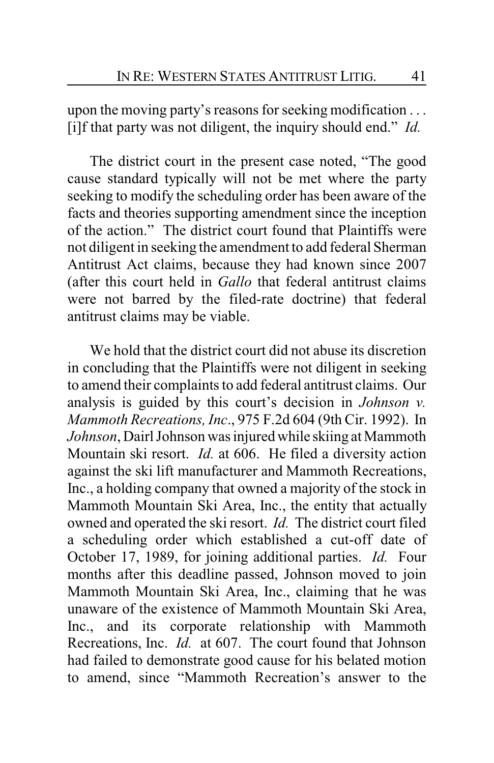upon the moving party's reasons for seeking modification . . . [i]f that party was not diligent, the inquiry should end." *Id.*

The district court in the present case noted, "The good cause standard typically will not be met where the party seeking to modify the scheduling order has been aware of the facts and theories supporting amendment since the inception of the action." The district court found that Plaintiffs were not diligent in seeking the amendment to add federal Sherman Antitrust Act claims, because they had known since 2007 (after this court held in *Gallo* that federal antitrust claims were not barred by the filed-rate doctrine) that federal antitrust claims may be viable.

We hold that the district court did not abuse its discretion in concluding that the Plaintiffs were not diligent in seeking to amend their complaints to add federal antitrust claims. Our analysis is guided by this court's decision in *Johnson v. Mammoth Recreations, Inc*., 975 F.2d 604 (9th Cir. 1992). In *Johnson*, Dairl Johnson was injured while skiing at Mammoth Mountain ski resort. *Id.* at 606. He filed a diversity action against the ski lift manufacturer and Mammoth Recreations, Inc., a holding company that owned a majority of the stock in Mammoth Mountain Ski Area, Inc., the entity that actually owned and operated the ski resort. *Id.* The district court filed a scheduling order which established a cut-off date of October 17, 1989, for joining additional parties. *Id.* Four months after this deadline passed, Johnson moved to join Mammoth Mountain Ski Area, Inc., claiming that he was unaware of the existence of Mammoth Mountain Ski Area, Inc., and its corporate relationship with Mammoth Recreations, Inc. *Id.* at 607. The court found that Johnson had failed to demonstrate good cause for his belated motion to amend, since "Mammoth Recreation's answer to the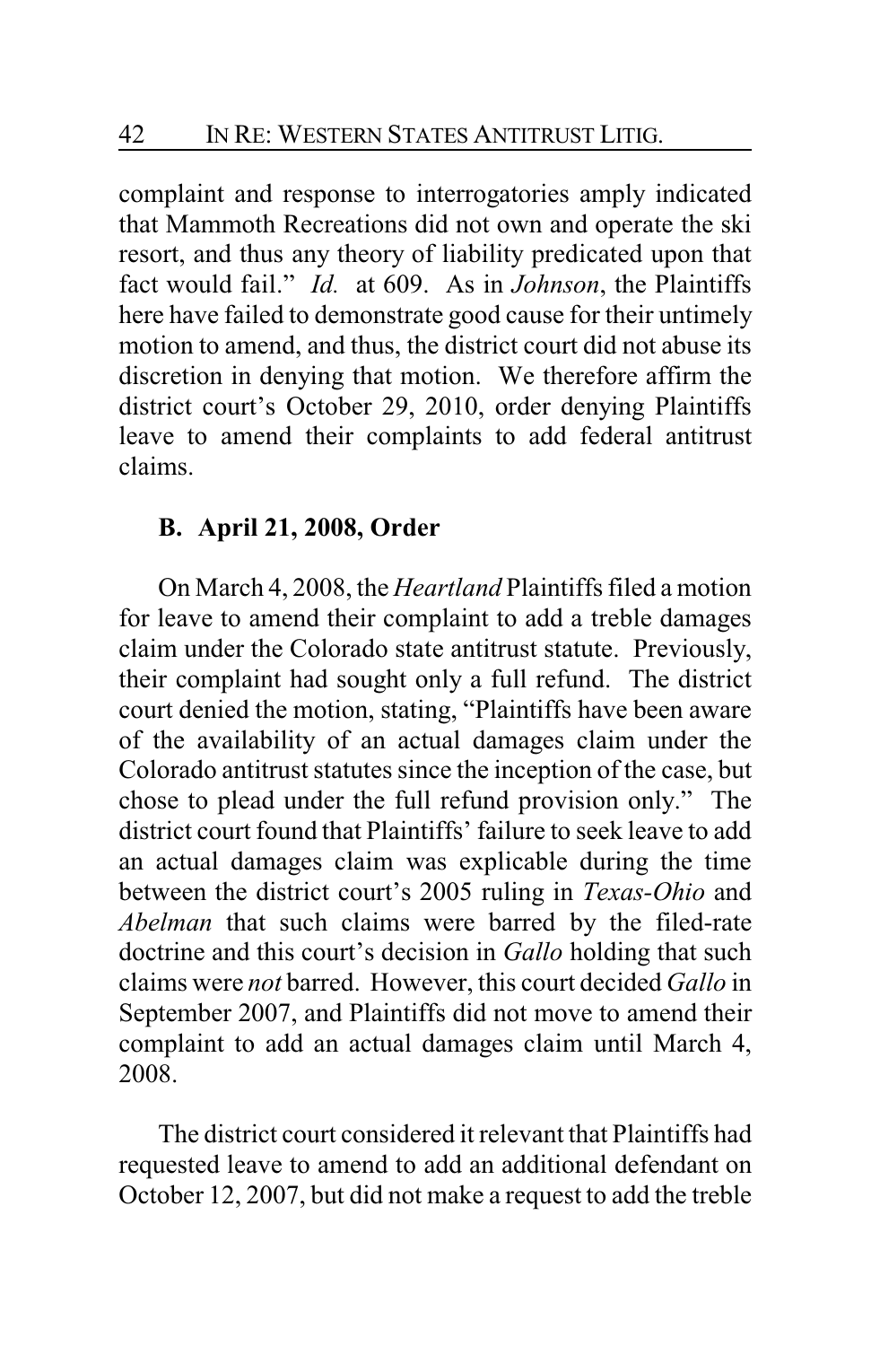complaint and response to interrogatories amply indicated that Mammoth Recreations did not own and operate the ski resort, and thus any theory of liability predicated upon that fact would fail." *Id.* at 609. As in *Johnson*, the Plaintiffs here have failed to demonstrate good cause for their untimely motion to amend, and thus, the district court did not abuse its discretion in denying that motion. We therefore affirm the district court's October 29, 2010, order denying Plaintiffs leave to amend their complaints to add federal antitrust claims.

### B. April 21, 2008, Order

On March 4, 2008, the *Heartland* Plaintiffs filed a motion for leave to amend their complaint to add a treble damages claim under the Colorado state antitrust statute. Previously, their complaint had sought only a full refund. The district court denied the motion, stating, "Plaintiffs have been aware of the availability of an actual damages claim under the Colorado antitrust statutes since the inception of the case, but chose to plead under the full refund provision only." The district court found that Plaintiffs' failure to seek leave to add an actual damages claim was explicable during the time between the district court's 2005 ruling in *Texas-Ohio* and *Abelman* that such claims were barred by the filed-rate doctrine and this court's decision in *Gallo* holding that such claims were *not* barred. However, this court decided *Gallo* in September 2007, and Plaintiffs did not move to amend their complaint to add an actual damages claim until March 4, 2008.

The district court considered it relevant that Plaintiffs had requested leave to amend to add an additional defendant on October 12, 2007, but did not make a request to add the treble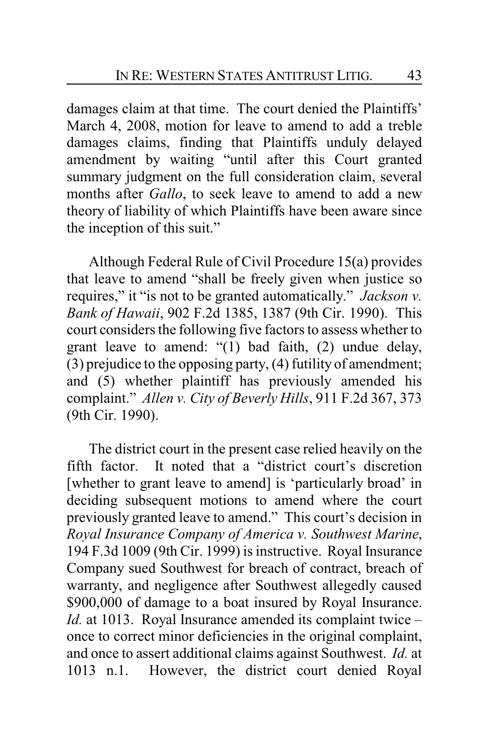damages claim at that time. The court denied the Plaintiffs' March 4, 2008, motion for leave to amend to add a treble damages claims, finding that Plaintiffs unduly delayed amendment by waiting "until after this Court granted summary judgment on the full consideration claim, several months after *Gallo*, to seek leave to amend to add a new theory of liability of which Plaintiffs have been aware since the inception of this suit."

Although Federal Rule of Civil Procedure 15(a) provides that leave to amend "shall be freely given when justice so requires," it "is not to be granted automatically." *Jackson v. Bank of Hawaii*, 902 F.2d 1385, 1387 (9th Cir. 1990). This court considers the following five factors to assess whether to grant leave to amend: "(1) bad faith, (2) undue delay, (3) prejudice to the opposing party, (4) futility of amendment; and (5) whether plaintiff has previously amended his complaint." *Allen v. City of Beverly Hills*, 911 F.2d 367, 373 (9th Cir. 1990).

The district court in the present case relied heavily on the fifth factor. It noted that a "district court's discretion [whether to grant leave to amend] is 'particularly broad' in deciding subsequent motions to amend where the court previously granted leave to amend." This court's decision in *Royal Insurance Company of America v. Southwest Marine*, 194 F.3d 1009 (9th Cir. 1999) is instructive. Royal Insurance Company sued Southwest for breach of contract, breach of warranty, and negligence after Southwest allegedly caused $900,000 of damage to a boat insured by Royal Insurance. *Id.* at 1013. Royal Insurance amended its complaint twice – once to correct minor deficiencies in the original complaint, and once to assert additional claims against Southwest. *Id.* at 1013 n.1. However, the district court denied Royal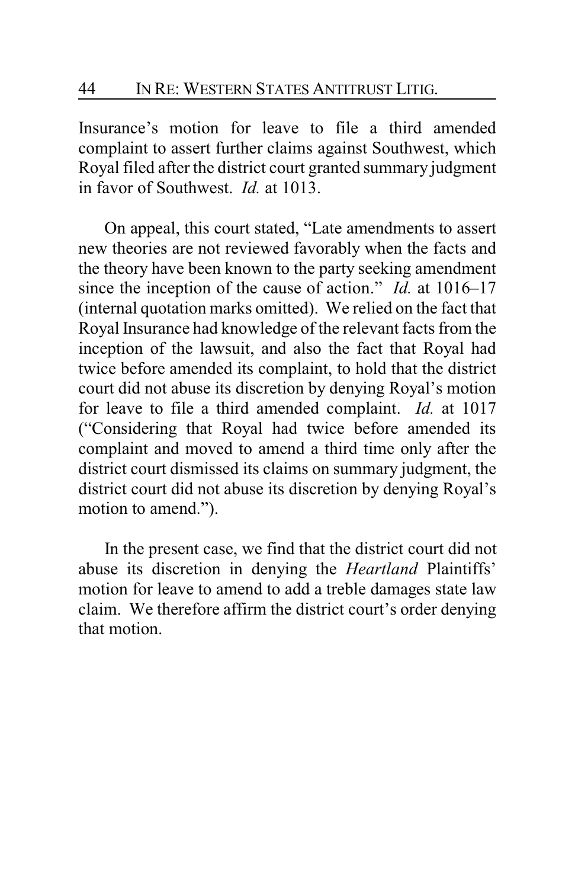Insurance's motion for leave to file a third amended complaint to assert further claims against Southwest, which Royal filed after the district court granted summary judgment in favor of Southwest. *Id.* at 1013.

On appeal, this court stated, "Late amendments to assert new theories are not reviewed favorably when the facts and the theory have been known to the party seeking amendment since the inception of the cause of action." *Id.* at 1016–17 (internal quotation marks omitted). We relied on the fact that Royal Insurance had knowledge of the relevant facts from the inception of the lawsuit, and also the fact that Royal had twice before amended its complaint, to hold that the district court did not abuse its discretion by denying Royal's motion for leave to file a third amended complaint. *Id.* at 1017 ("Considering that Royal had twice before amended its complaint and moved to amend a third time only after the district court dismissed its claims on summary judgment, the district court did not abuse its discretion by denying Royal's motion to amend.").

In the present case, we find that the district court did not abuse its discretion in denying the *Heartland* Plaintiffs' motion for leave to amend to add a treble damages state law claim. We therefore affirm the district court's order denying that motion.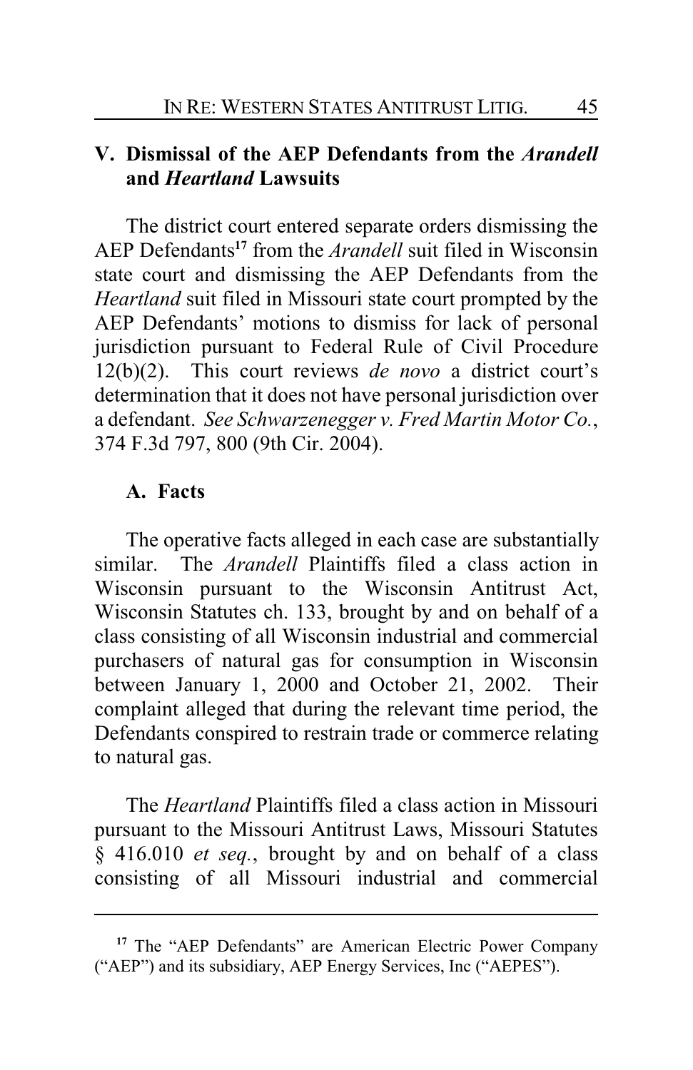## V. Dismissal of the AEP Defendants from the *Arandell* and *Heartland* Lawsuits

The district court entered separate orders dismissing the AEP Defendants[17] from the *Arandell* suit filed in Wisconsin state court and dismissing the AEP Defendants from the *Heartland* suit filed in Missouri state court prompted by the AEP Defendants' motions to dismiss for lack of personal jurisdiction pursuant to Federal Rule of Civil Procedure 12(b)(2). This court reviews *de novo* a district court's determination that it does not have personal jurisdiction over a defendant. *See Schwarzenegger v. Fred Martin Motor Co.*, 374 F.3d 797, 800 (9th Cir. 2004).

### A. Facts

The operative facts alleged in each case are substantially similar. The *Arandell* Plaintiffs filed a class action in Wisconsin pursuant to the Wisconsin Antitrust Act, Wisconsin Statutes ch. 133, brought by and on behalf of a class consisting of all Wisconsin industrial and commercial purchasers of natural gas for consumption in Wisconsin between January 1, 2000 and October 21, 2002. Their complaint alleged that during the relevant time period, the Defendants conspired to restrain trade or commerce relating to natural gas.

The *Heartland* Plaintiffs filed a class action in Missouri pursuant to the Missouri Antitrust Laws, Missouri Statutes § 416.010 *et seq.*, brought by and on behalf of a class consisting of all Missouri industrial and commercial

---

[17] The "AEP Defendants" are American Electric Power Company ("AEP") and its subsidiary, AEP Energy Services, Inc ("AEPES").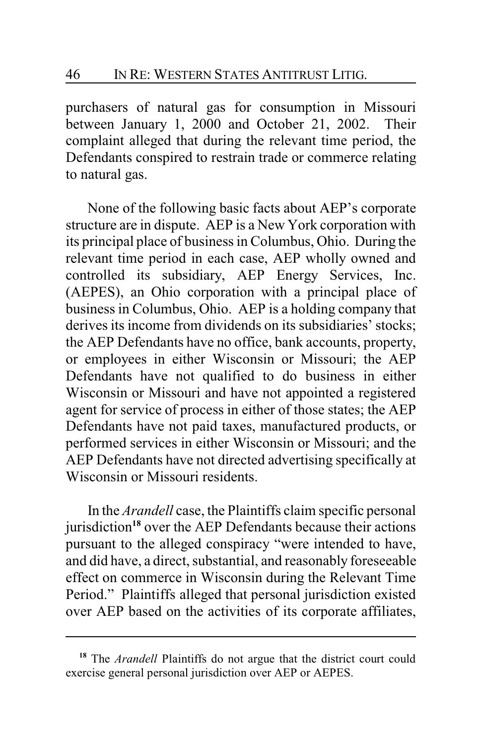purchasers of natural gas for consumption in Missouri between January 1, 2000 and October 21, 2002. Their complaint alleged that during the relevant time period, the Defendants conspired to restrain trade or commerce relating to natural gas.

None of the following basic facts about AEP's corporate structure are in dispute. AEP is a New York corporation with its principal place of business in Columbus, Ohio. During the relevant time period in each case, AEP wholly owned and controlled its subsidiary, AEP Energy Services, Inc. (AEPES), an Ohio corporation with a principal place of business in Columbus, Ohio. AEP is a holding company that derives its income from dividends on its subsidiaries' stocks; the AEP Defendants have no office, bank accounts, property, or employees in either Wisconsin or Missouri; the AEP Defendants have not qualified to do business in either Wisconsin or Missouri and have not appointed a registered agent for service of process in either of those states; the AEP Defendants have not paid taxes, manufactured products, or performed services in either Wisconsin or Missouri; and the AEP Defendants have not directed advertising specifically at Wisconsin or Missouri residents.

In the *Arandell* case, the Plaintiffs claim specific personal jurisdiction[18] over the AEP Defendants because their actions pursuant to the alleged conspiracy "were intended to have, and did have, a direct, substantial, and reasonably foreseeable effect on commerce in Wisconsin during the Relevant Time Period." Plaintiffs alleged that personal jurisdiction existed over AEP based on the activities of its corporate affiliates,

---

[18] The *Arandell* Plaintiffs do not argue that the district court could exercise general personal jurisdiction over AEP or AEPES.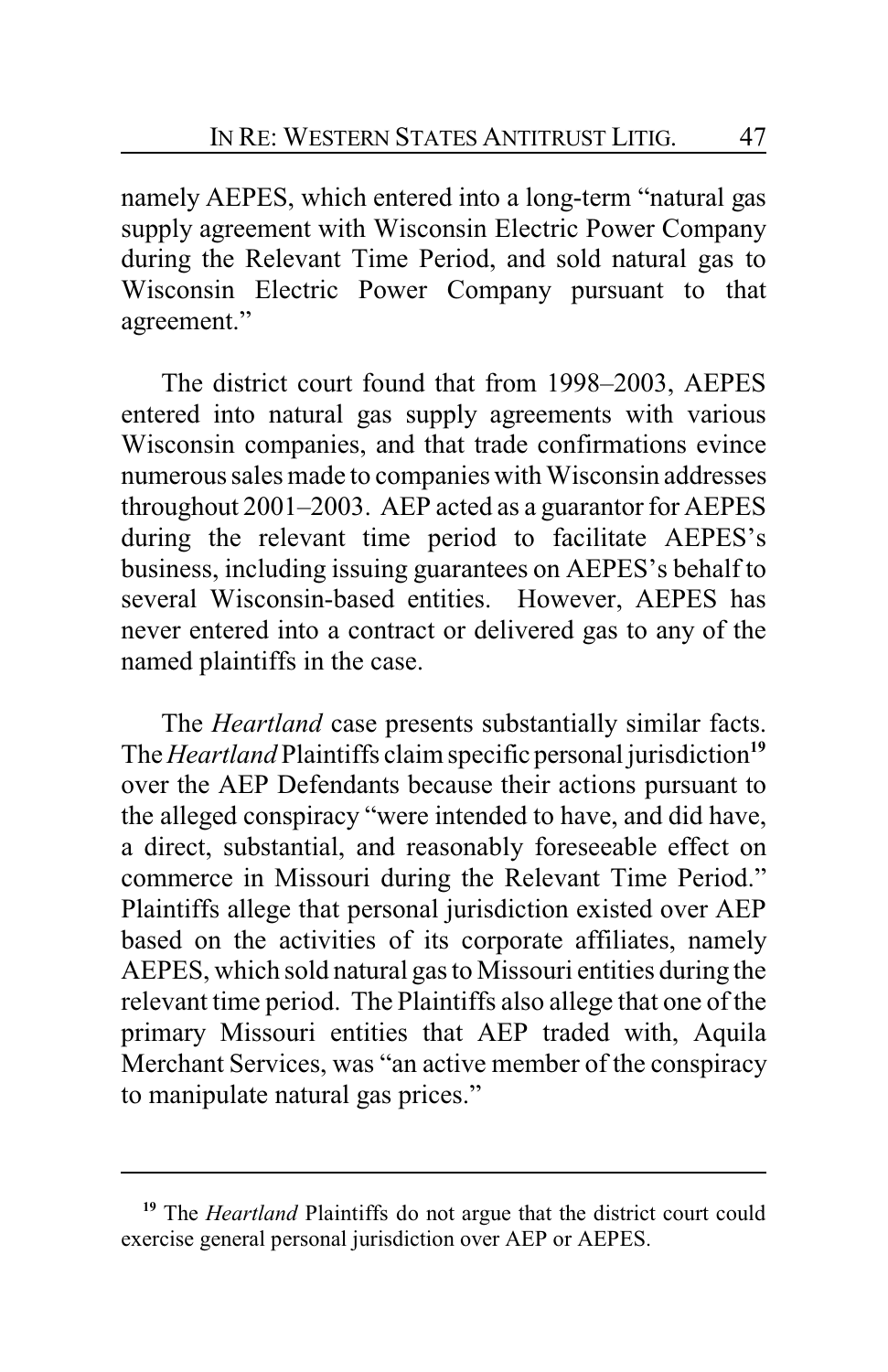namely AEPES, which entered into a long-term "natural gas supply agreement with Wisconsin Electric Power Company during the Relevant Time Period, and sold natural gas to Wisconsin Electric Power Company pursuant to that agreement."

The district court found that from 1998–2003, AEPES entered into natural gas supply agreements with various Wisconsin companies, and that trade confirmations evince numerous sales made to companies with Wisconsin addresses throughout 2001–2003. AEP acted as a guarantor for AEPES during the relevant time period to facilitate AEPES's business, including issuing guarantees on AEPES's behalf to several Wisconsin-based entities. However, AEPES has never entered into a contract or delivered gas to any of the named plaintiffs in the case.

The *Heartland* case presents substantially similar facts. The *Heartland* Plaintiffs claim specific personal jurisdiction[19] over the AEP Defendants because their actions pursuant to the alleged conspiracy "were intended to have, and did have, a direct, substantial, and reasonably foreseeable effect on commerce in Missouri during the Relevant Time Period." Plaintiffs allege that personal jurisdiction existed over AEP based on the activities of its corporate affiliates, namely AEPES, which sold natural gas to Missouri entities during the relevant time period. The Plaintiffs also allege that one of the primary Missouri entities that AEP traded with, Aquila Merchant Services, was "an active member of the conspiracy to manipulate natural gas prices."

---

[19] The *Heartland* Plaintiffs do not argue that the district court could exercise general personal jurisdiction over AEP or AEPES.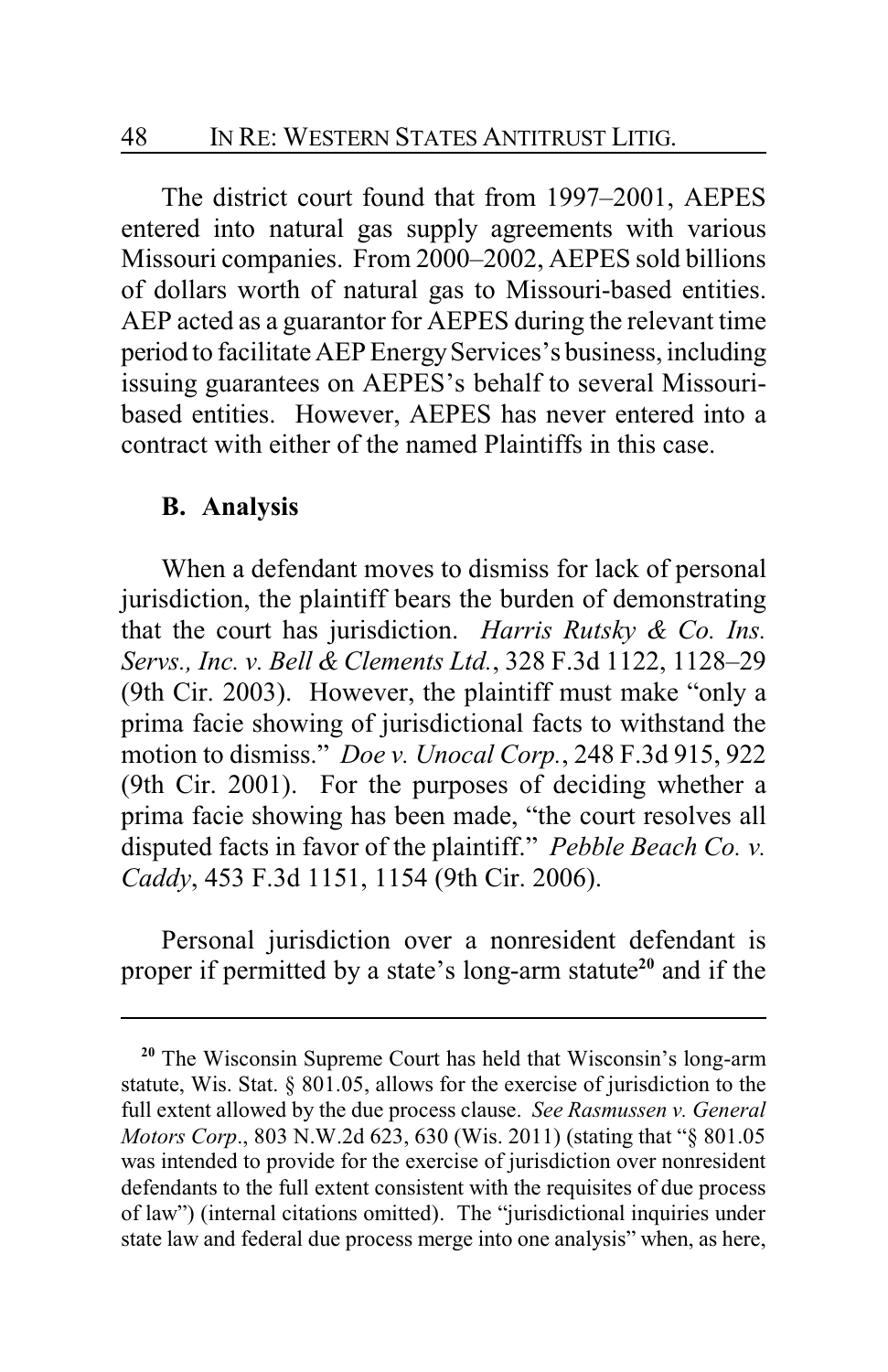The district court found that from 1997–2001, AEPES entered into natural gas supply agreements with various Missouri companies. From 2000–2002, AEPES sold billions of dollars worth of natural gas to Missouri-based entities. AEP acted as a guarantor for AEPES during the relevant time period to facilitate AEP Energy Services's business, including issuing guarantees on AEPES's behalf to several Missouri-based entities. However, AEPES has never entered into a contract with either of the named Plaintiffs in this case.

### B. Analysis

When a defendant moves to dismiss for lack of personal jurisdiction, the plaintiff bears the burden of demonstrating that the court has jurisdiction. *Harris Rutsky & Co. Ins. Servs., Inc. v. Bell & Clements Ltd.*, 328 F.3d 1122, 1128–29 (9th Cir. 2003). However, the plaintiff must make "only a prima facie showing of jurisdictional facts to withstand the motion to dismiss." *Doe v. Unocal Corp.*, 248 F.3d 915, 922 (9th Cir. 2001). For the purposes of deciding whether a prima facie showing has been made, "the court resolves all disputed facts in favor of the plaintiff." *Pebble Beach Co. v. Caddy*, 453 F.3d 1151, 1154 (9th Cir. 2006).

Personal jurisdiction over a nonresident defendant is proper if permitted by a state's long-arm statute[20] and if the

---

[20] The Wisconsin Supreme Court has held that Wisconsin's long-arm statute, Wis. Stat. § 801.05, allows for the exercise of jurisdiction to the full extent allowed by the due process clause. *See Rasmussen v. General Motors Corp*., 803 N.W.2d 623, 630 (Wis. 2011) (stating that "§ 801.05 was intended to provide for the exercise of jurisdiction over nonresident defendants to the full extent consistent with the requisites of due process of law") (internal citations omitted). The "jurisdictional inquiries under state law and federal due process merge into one analysis" when, as here,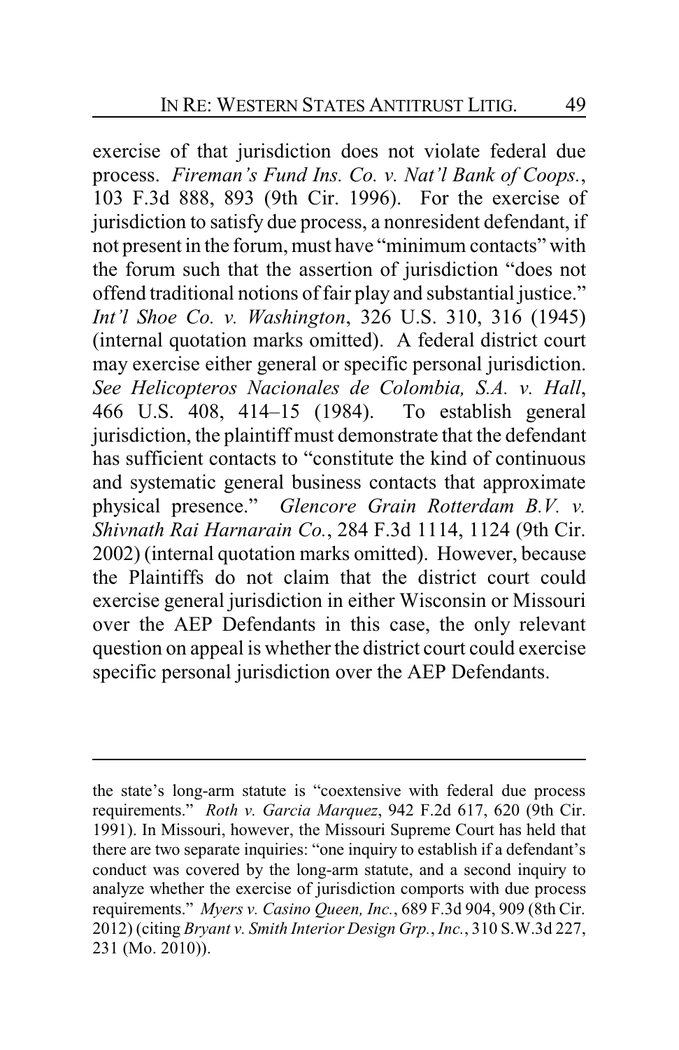exercise of that jurisdiction does not violate federal due process. *Fireman's Fund Ins. Co. v. Nat'l Bank of Coops.*, 103 F.3d 888, 893 (9th Cir. 1996). For the exercise of jurisdiction to satisfy due process, a nonresident defendant, if not present in the forum, must have "minimum contacts" with the forum such that the assertion of jurisdiction "does not offend traditional notions of fair play and substantial justice." *Int'l Shoe Co. v. Washington*, 326 U.S. 310, 316 (1945) (internal quotation marks omitted). A federal district court may exercise either general or specific personal jurisdiction. *See Helicopteros Nacionales de Colombia, S.A. v. Hall*, 466 U.S. 408, 414–15 (1984). To establish general jurisdiction, the plaintiff must demonstrate that the defendant has sufficient contacts to "constitute the kind of continuous and systematic general business contacts that approximate physical presence." *Glencore Grain Rotterdam B.V. v. Shivnath Rai Harnarain Co.*, 284 F.3d 1114, 1124 (9th Cir. 2002) (internal quotation marks omitted). However, because the Plaintiffs do not claim that the district court could exercise general jurisdiction in either Wisconsin or Missouri over the AEP Defendants in this case, the only relevant question on appeal is whether the district court could exercise specific personal jurisdiction over the AEP Defendants.

---

the state's long-arm statute is "coextensive with federal due process requirements." *Roth v. Garcia Marquez*, 942 F.2d 617, 620 (9th Cir. 1991). In Missouri, however, the Missouri Supreme Court has held that there are two separate inquiries: "one inquiry to establish if a defendant's conduct was covered by the long-arm statute, and a second inquiry to analyze whether the exercise of jurisdiction comports with due process requirements." *Myers v. Casino Queen, Inc.*, 689 F.3d 904, 909 (8th Cir. 2012) (citing *Bryant v. Smith Interior Design Grp., Inc.*, 310 S.W.3d 227, 231 (Mo. 2010)).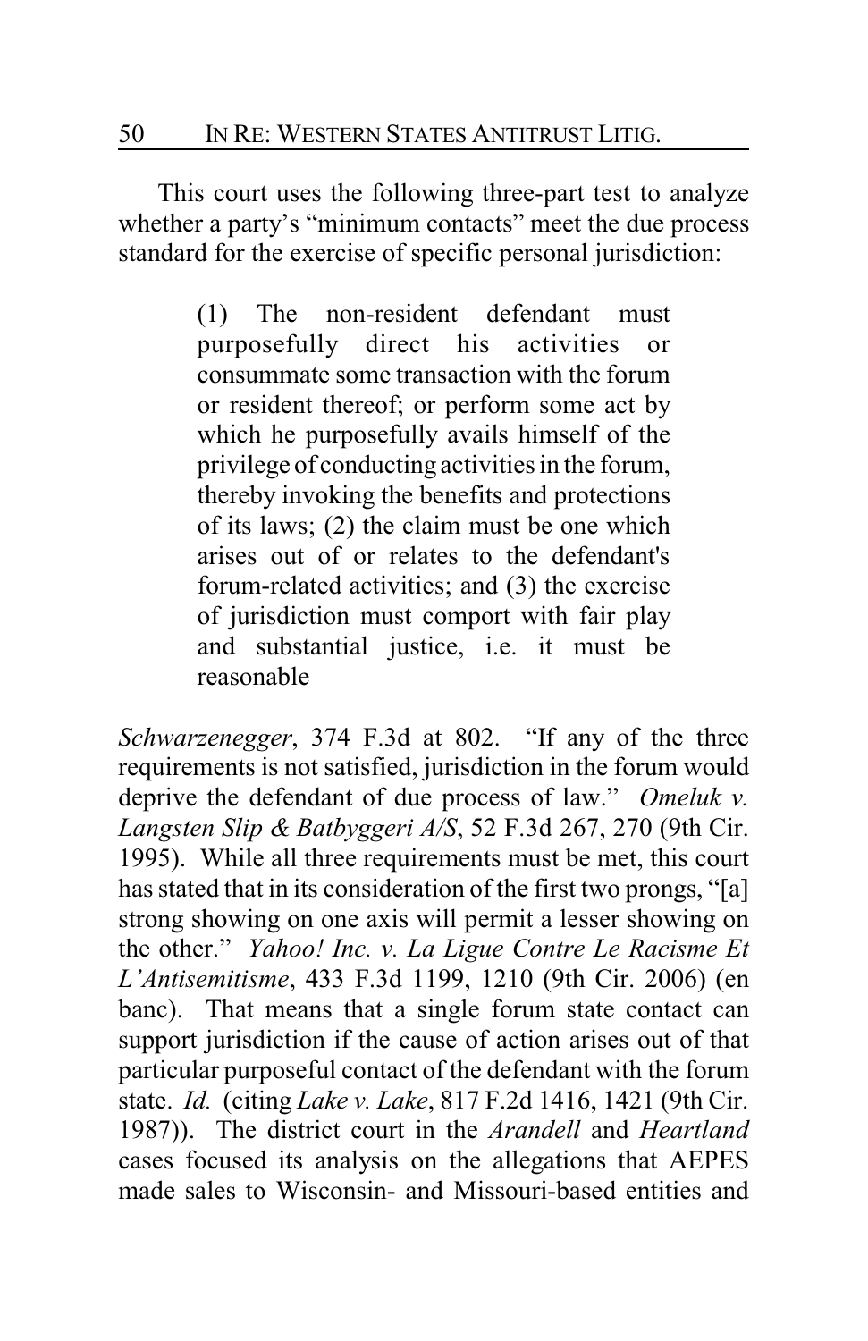This court uses the following three-part test to analyze whether a party's "minimum contacts" meet the due process standard for the exercise of specific personal jurisdiction:

> (1) The non-resident defendant must purposefully direct his activities or consummate some transaction with the forum or resident thereof; or perform some act by which he purposefully avails himself of the privilege of conducting activities in the forum, thereby invoking the benefits and protections of its laws; (2) the claim must be one which arises out of or relates to the defendant's forum-related activities; and (3) the exercise of jurisdiction must comport with fair play and substantial justice, i.e. it must be reasonable

*Schwarzenegger*, 374 F.3d at 802. "If any of the three requirements is not satisfied, jurisdiction in the forum would deprive the defendant of due process of law." *Omeluk v. Langsten Slip & Batbyggeri A/S*, 52 F.3d 267, 270 (9th Cir. 1995). While all three requirements must be met, this court has stated that in its consideration of the first two prongs, "[a] strong showing on one axis will permit a lesser showing on the other." *Yahoo! Inc. v. La Ligue Contre Le Racisme Et L'Antisemitisme*, 433 F.3d 1199, 1210 (9th Cir. 2006) (en banc). That means that a single forum state contact can support jurisdiction if the cause of action arises out of that particular purposeful contact of the defendant with the forum state. *Id.* (citing *Lake v. Lake*, 817 F.2d 1416, 1421 (9th Cir. 1987)). The district court in the *Arandell* and *Heartland* cases focused its analysis on the allegations that AEPES made sales to Wisconsin- and Missouri-based entities and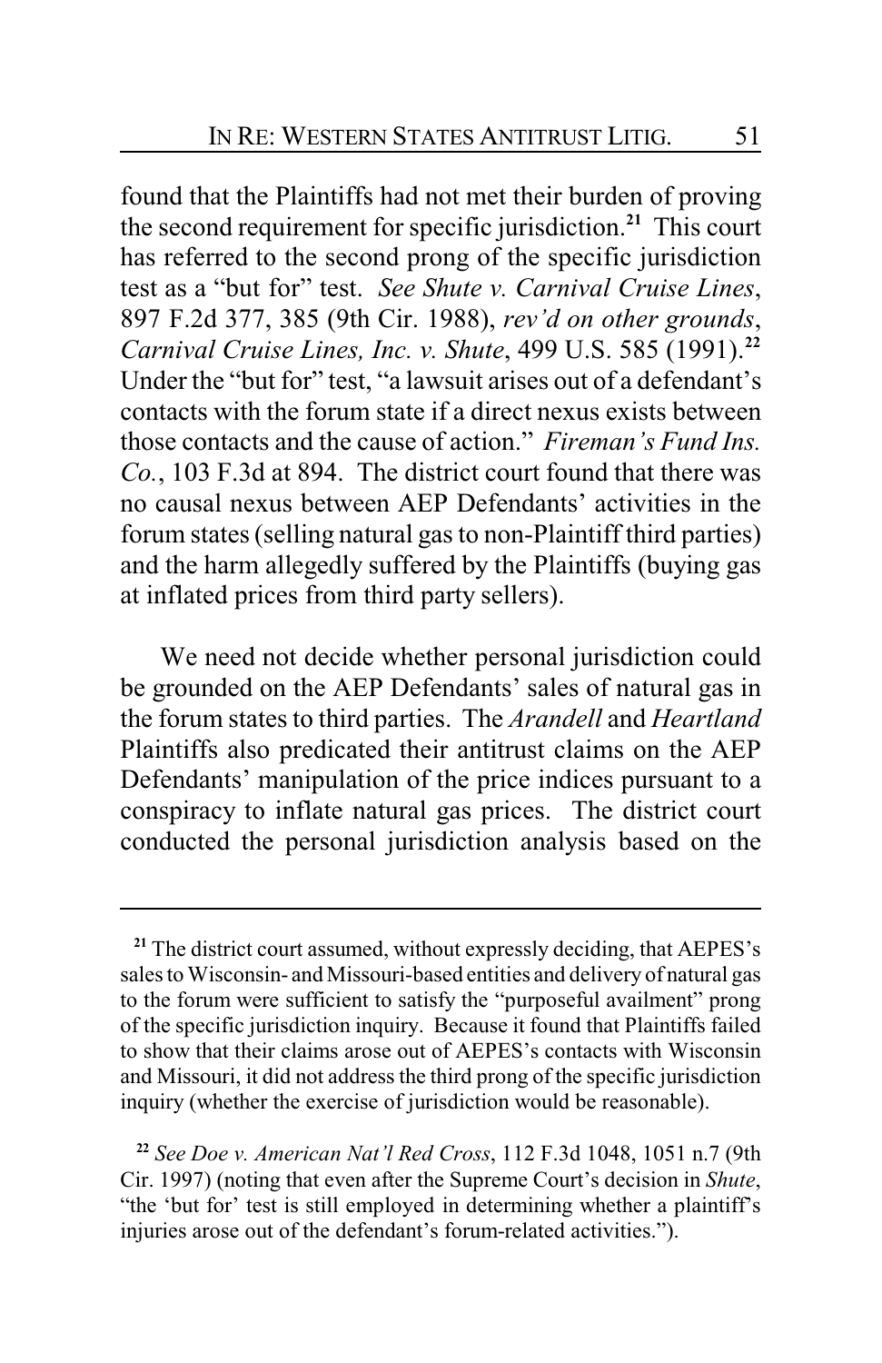found that the Plaintiffs had not met their burden of proving the second requirement for specific jurisdiction.[21] This court has referred to the second prong of the specific jurisdiction test as a "but for" test. *See Shute v. Carnival Cruise Lines*, 897 F.2d 377, 385 (9th Cir. 1988), *rev'd on other grounds*, *Carnival Cruise Lines, Inc. v. Shute*, 499 U.S. 585 (1991).[22] Under the "but for" test, "a lawsuit arises out of a defendant's contacts with the forum state if a direct nexus exists between those contacts and the cause of action." *Fireman's Fund Ins. Co.*, 103 F.3d at 894. The district court found that there was no causal nexus between AEP Defendants' activities in the forum states (selling natural gas to non-Plaintiff third parties) and the harm allegedly suffered by the Plaintiffs (buying gas at inflated prices from third party sellers).

We need not decide whether personal jurisdiction could be grounded on the AEP Defendants' sales of natural gas in the forum states to third parties. The *Arandell* and *Heartland* Plaintiffs also predicated their antitrust claims on the AEP Defendants' manipulation of the price indices pursuant to a conspiracy to inflate natural gas prices. The district court conducted the personal jurisdiction analysis based on the

---

[21] The district court assumed, without expressly deciding, that AEPES's sales to Wisconsin- and Missouri-based entities and delivery of natural gas to the forum were sufficient to satisfy the "purposeful availment" prong of the specific jurisdiction inquiry. Because it found that Plaintiffs failed to show that their claims arose out of AEPES's contacts with Wisconsin and Missouri, it did not address the third prong of the specific jurisdiction inquiry (whether the exercise of jurisdiction would be reasonable).

[22] *See Doe v. American Nat'l Red Cross*, 112 F.3d 1048, 1051 n.7 (9th Cir. 1997) (noting that even after the Supreme Court's decision in *Shute*, "the 'but for' test is still employed in determining whether a plaintiff's injuries arose out of the defendant's forum-related activities.").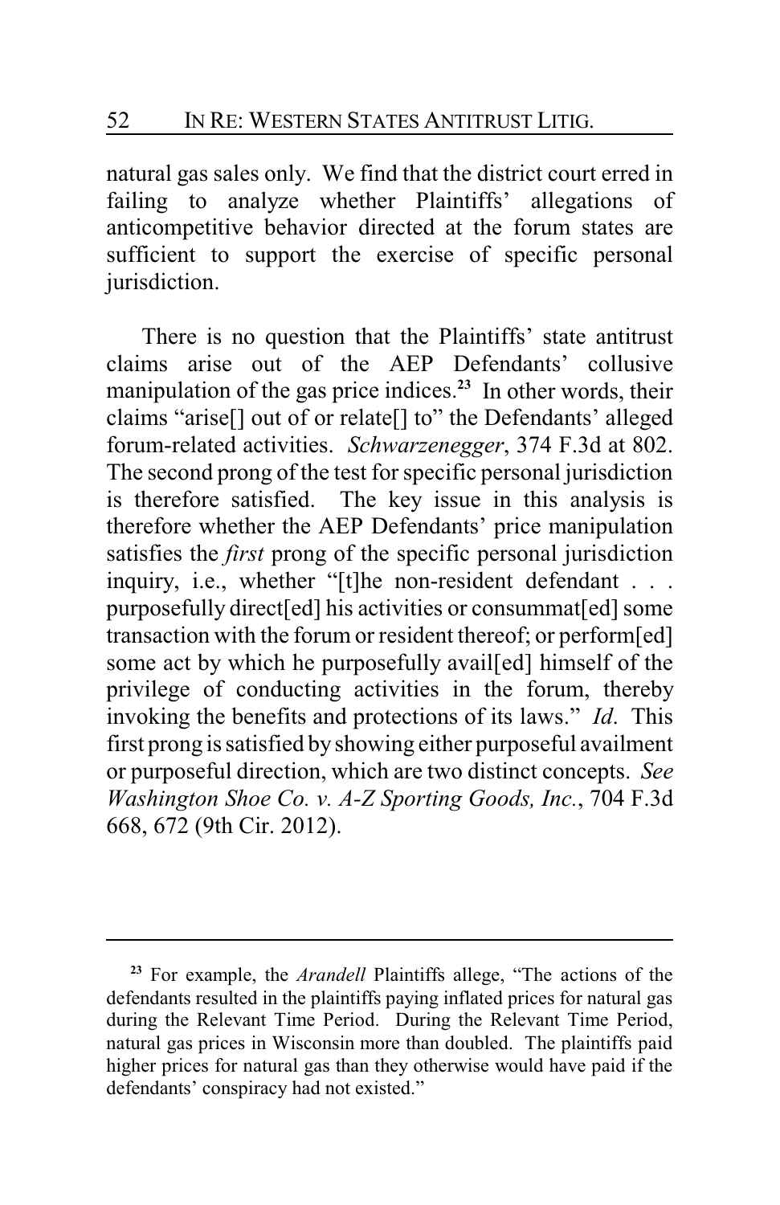natural gas sales only. We find that the district court erred in failing to analyze whether Plaintiffs' allegations of anticompetitive behavior directed at the forum states are sufficient to support the exercise of specific personal jurisdiction.

There is no question that the Plaintiffs' state antitrust claims arise out of the AEP Defendants' collusive manipulation of the gas price indices.[23] In other words, their claims "arise[] out of or relate[] to" the Defendants' alleged forum-related activities. *Schwarzenegger*, 374 F.3d at 802. The second prong of the test for specific personal jurisdiction is therefore satisfied. The key issue in this analysis is therefore whether the AEP Defendants' price manipulation satisfies the *first* prong of the specific personal jurisdiction inquiry, i.e., whether "[t]he non-resident defendant . . . purposefully direct[ed] his activities or consummat[ed] some transaction with the forum or resident thereof; or perform[ed] some act by which he purposefully avail[ed] himself of the privilege of conducting activities in the forum, thereby invoking the benefits and protections of its laws." *Id*. This first prong is satisfied by showing either purposeful availment or purposeful direction, which are two distinct concepts. *See Washington Shoe Co. v. A-Z Sporting Goods, Inc.*, 704 F.3d 668, 672 (9th Cir. 2012).

---

[23] For example, the *Arandell* Plaintiffs allege, "The actions of the defendants resulted in the plaintiffs paying inflated prices for natural gas during the Relevant Time Period. During the Relevant Time Period, natural gas prices in Wisconsin more than doubled. The plaintiffs paid higher prices for natural gas than they otherwise would have paid if the defendants' conspiracy had not existed."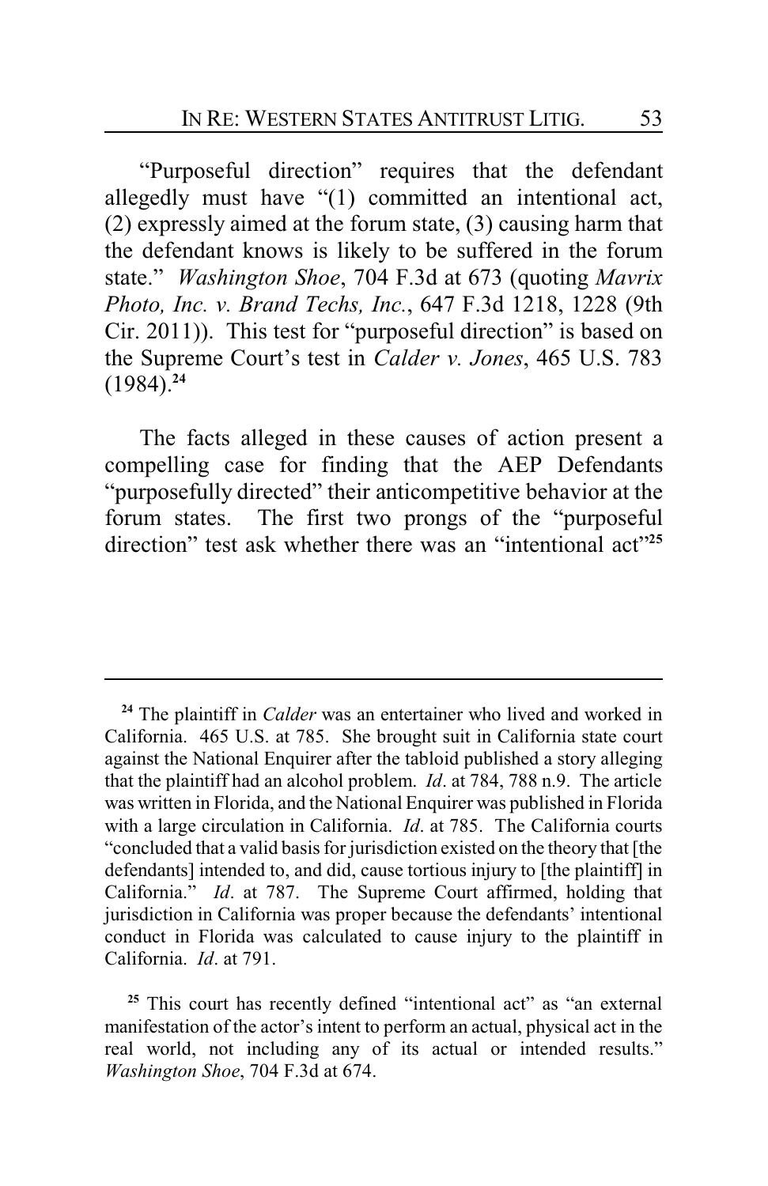"Purposeful direction" requires that the defendant allegedly must have "(1) committed an intentional act, (2) expressly aimed at the forum state, (3) causing harm that the defendant knows is likely to be suffered in the forum state." *Washington Shoe*, 704 F.3d at 673 (quoting *Mavrix Photo, Inc. v. Brand Techs, Inc.*, 647 F.3d 1218, 1228 (9th Cir. 2011)). This test for "purposeful direction" is based on the Supreme Court's test in *Calder v. Jones*, 465 U.S. 783 (1984).[24]

The facts alleged in these causes of action present a compelling case for finding that the AEP Defendants "purposefully directed" their anticompetitive behavior at the forum states. The first two prongs of the "purposeful direction" test ask whether there was an "intentional act"[25]

---

[24] The plaintiff in *Calder* was an entertainer who lived and worked in California. 465 U.S. at 785. She brought suit in California state court against the National Enquirer after the tabloid published a story alleging that the plaintiff had an alcohol problem. *Id*. at 784, 788 n.9. The article was written in Florida, and the National Enquirer was published in Florida with a large circulation in California. *Id*. at 785. The California courts "concluded that a valid basis for jurisdiction existed on the theory that [the defendants] intended to, and did, cause tortious injury to [the plaintiff] in California." *Id*. at 787. The Supreme Court affirmed, holding that jurisdiction in California was proper because the defendants' intentional conduct in Florida was calculated to cause injury to the plaintiff in California. *Id*. at 791.

[25] This court has recently defined "intentional act" as "an external manifestation of the actor's intent to perform an actual, physical act in the real world, not including any of its actual or intended results." *Washington Shoe*, 704 F.3d at 674.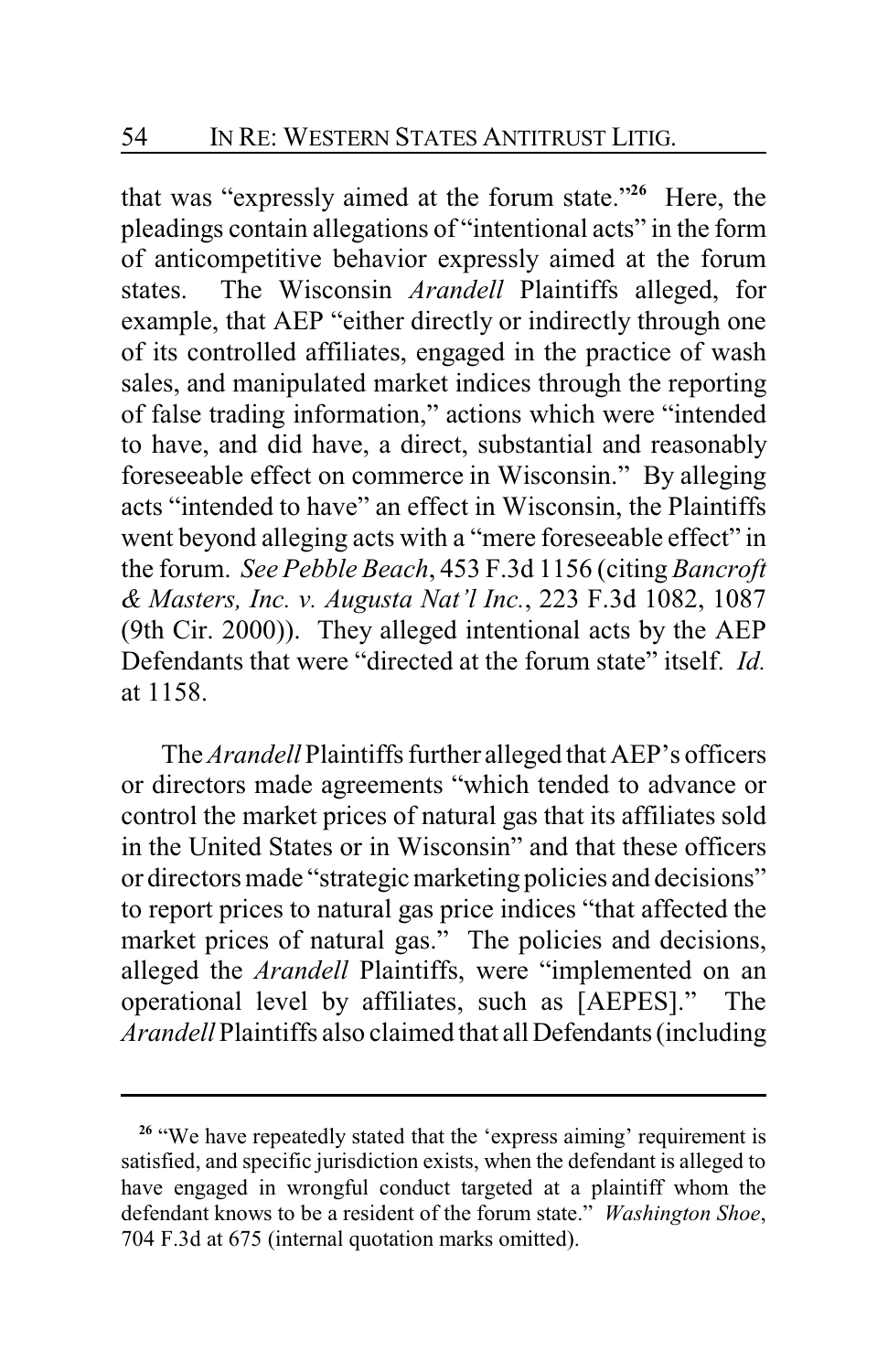that was "expressly aimed at the forum state."[26] Here, the pleadings contain allegations of "intentional acts" in the form of anticompetitive behavior expressly aimed at the forum states. The Wisconsin *Arandell* Plaintiffs alleged, for example, that AEP "either directly or indirectly through one of its controlled affiliates, engaged in the practice of wash sales, and manipulated market indices through the reporting of false trading information," actions which were "intended to have, and did have, a direct, substantial and reasonably foreseeable effect on commerce in Wisconsin." By alleging acts "intended to have" an effect in Wisconsin, the Plaintiffs went beyond alleging acts with a "mere foreseeable effect" in the forum. *See Pebble Beach*, 453 F.3d 1156 (citing *Bancroft & Masters, Inc. v. Augusta Nat'l Inc.*, 223 F.3d 1082, 1087 (9th Cir. 2000)). They alleged intentional acts by the AEP Defendants that were "directed at the forum state" itself. *Id.* at 1158.

The *Arandell* Plaintiffs further alleged that AEP's officers or directors made agreements "which tended to advance or control the market prices of natural gas that its affiliates sold in the United States or in Wisconsin" and that these officers or directors made "strategic marketing policies and decisions" to report prices to natural gas price indices "that affected the market prices of natural gas." The policies and decisions, alleged the *Arandell* Plaintiffs, were "implemented on an operational level by affiliates, such as [AEPES]." The *Arandell* Plaintiffs also claimed that all Defendants (including

---

[26] "We have repeatedly stated that the 'express aiming' requirement is satisfied, and specific jurisdiction exists, when the defendant is alleged to have engaged in wrongful conduct targeted at a plaintiff whom the defendant knows to be a resident of the forum state." *Washington Shoe*, 704 F.3d at 675 (internal quotation marks omitted).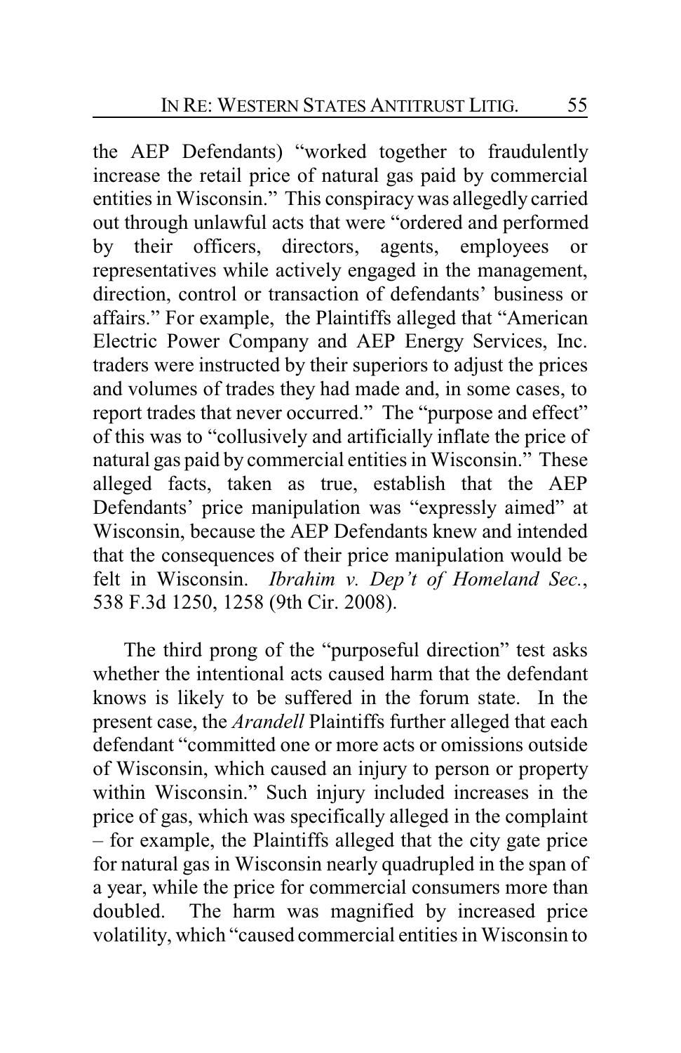the AEP Defendants) "worked together to fraudulently increase the retail price of natural gas paid by commercial entities in Wisconsin." This conspiracy was allegedly carried out through unlawful acts that were "ordered and performed by their officers, directors, agents, employees or representatives while actively engaged in the management, direction, control or transaction of defendants' business or affairs." For example, the Plaintiffs alleged that "American Electric Power Company and AEP Energy Services, Inc. traders were instructed by their superiors to adjust the prices and volumes of trades they had made and, in some cases, to report trades that never occurred." The "purpose and effect" of this was to "collusively and artificially inflate the price of natural gas paid by commercial entities in Wisconsin." These alleged facts, taken as true, establish that the AEP Defendants' price manipulation was "expressly aimed" at Wisconsin, because the AEP Defendants knew and intended that the consequences of their price manipulation would be felt in Wisconsin. *Ibrahim v. Dep't of Homeland Sec.*, 538 F.3d 1250, 1258 (9th Cir. 2008).

The third prong of the "purposeful direction" test asks whether the intentional acts caused harm that the defendant knows is likely to be suffered in the forum state. In the present case, the *Arandell* Plaintiffs further alleged that each defendant "committed one or more acts or omissions outside of Wisconsin, which caused an injury to person or property within Wisconsin." Such injury included increases in the price of gas, which was specifically alleged in the complaint – for example, the Plaintiffs alleged that the city gate price for natural gas in Wisconsin nearly quadrupled in the span of a year, while the price for commercial consumers more than doubled. The harm was magnified by increased price volatility, which "caused commercial entities in Wisconsin to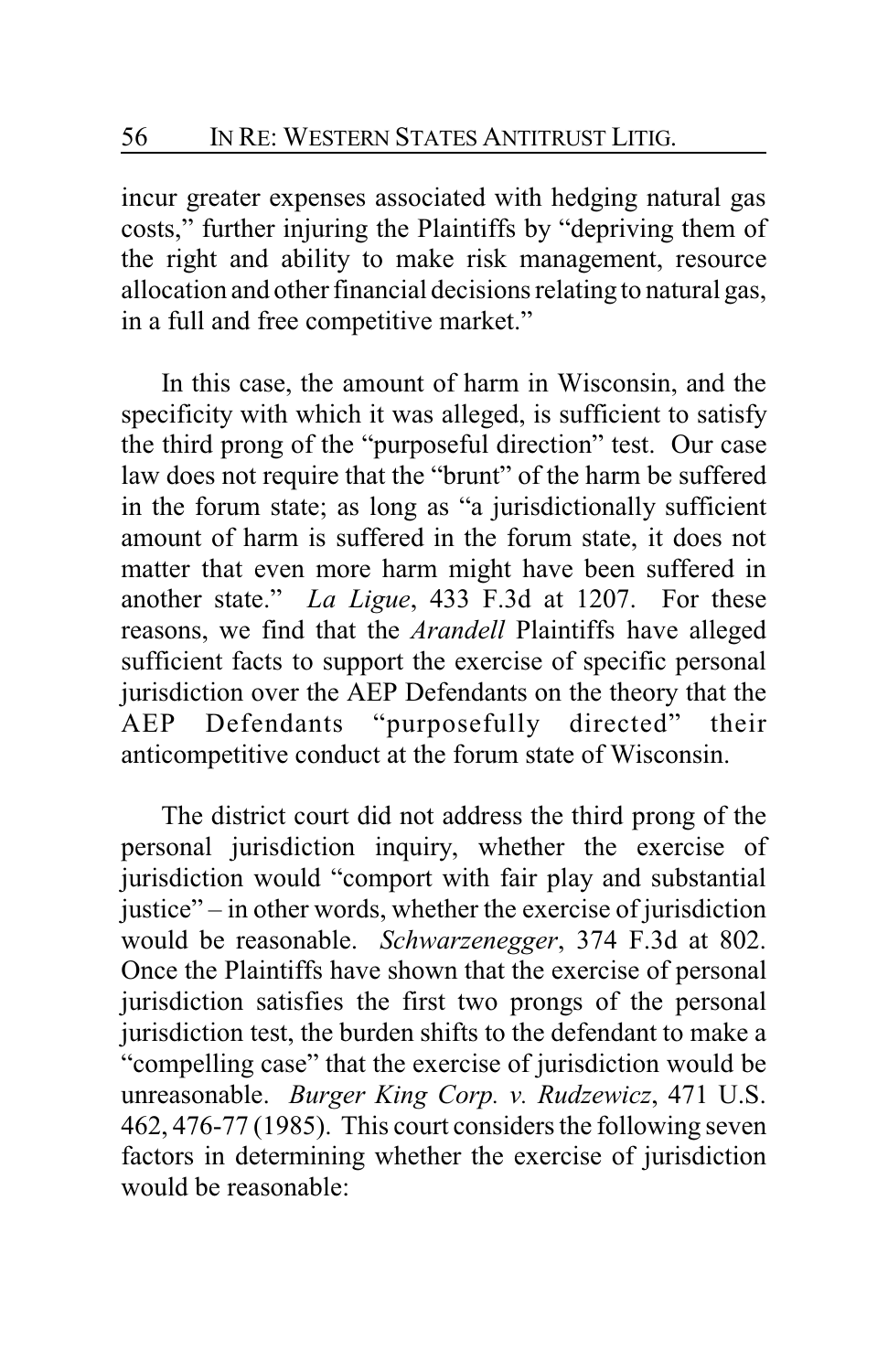incur greater expenses associated with hedging natural gas costs," further injuring the Plaintiffs by "depriving them of the right and ability to make risk management, resource allocation and other financial decisions relating to natural gas, in a full and free competitive market."

In this case, the amount of harm in Wisconsin, and the specificity with which it was alleged, is sufficient to satisfy the third prong of the "purposeful direction" test. Our case law does not require that the "brunt" of the harm be suffered in the forum state; as long as "a jurisdictionally sufficient amount of harm is suffered in the forum state, it does not matter that even more harm might have been suffered in another state." *La Ligue*, 433 F.3d at 1207. For these reasons, we find that the *Arandell* Plaintiffs have alleged sufficient facts to support the exercise of specific personal jurisdiction over the AEP Defendants on the theory that the AEP Defendants "purposefully directed" their anticompetitive conduct at the forum state of Wisconsin.

The district court did not address the third prong of the personal jurisdiction inquiry, whether the exercise of jurisdiction would "comport with fair play and substantial justice" – in other words, whether the exercise of jurisdiction would be reasonable. *Schwarzenegger*, 374 F.3d at 802. Once the Plaintiffs have shown that the exercise of personal jurisdiction satisfies the first two prongs of the personal jurisdiction test, the burden shifts to the defendant to make a "compelling case" that the exercise of jurisdiction would be unreasonable. *Burger King Corp. v. Rudzewicz*, 471 U.S. 462, 476-77 (1985). This court considers the following seven factors in determining whether the exercise of jurisdiction would be reasonable: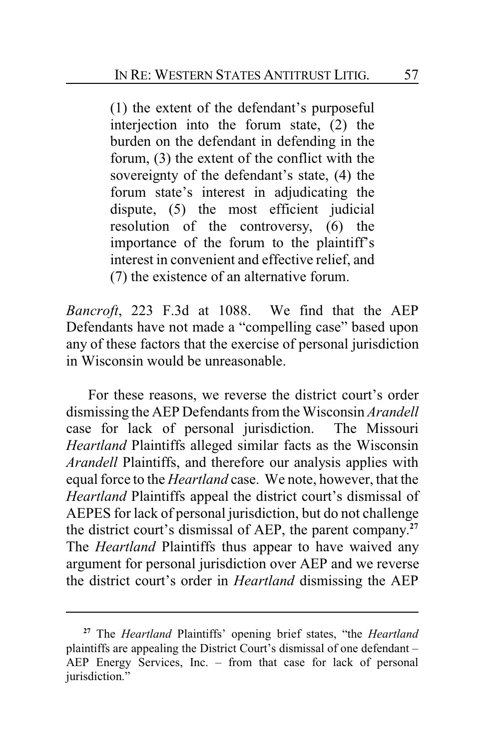> (1) the extent of the defendant's purposeful interjection into the forum state, (2) the burden on the defendant in defending in the forum, (3) the extent of the conflict with the sovereignty of the defendant's state, (4) the forum state's interest in adjudicating the dispute, (5) the most efficient judicial resolution of the controversy, (6) the importance of the forum to the plaintiff's interest in convenient and effective relief, and (7) the existence of an alternative forum.

*Bancroft*, 223 F.3d at 1088. We find that the AEP Defendants have not made a "compelling case" based upon any of these factors that the exercise of personal jurisdiction in Wisconsin would be unreasonable.

For these reasons, we reverse the district court's order dismissing the AEP Defendants from the Wisconsin *Arandell* case for lack of personal jurisdiction. The Missouri *Heartland* Plaintiffs alleged similar facts as the Wisconsin *Arandell* Plaintiffs, and therefore our analysis applies with equal force to the *Heartland* case. We note, however, that the *Heartland* Plaintiffs appeal the district court's dismissal of AEPES for lack of personal jurisdiction, but do not challenge the district court's dismissal of AEP, the parent company.[27] The *Heartland* Plaintiffs thus appear to have waived any argument for personal jurisdiction over AEP and we reverse the district court's order in *Heartland* dismissing the AEP

---

[27] The *Heartland* Plaintiffs' opening brief states, "the *Heartland* plaintiffs are appealing the District Court's dismissal of one defendant – AEP Energy Services, Inc. – from that case for lack of personal jurisdiction."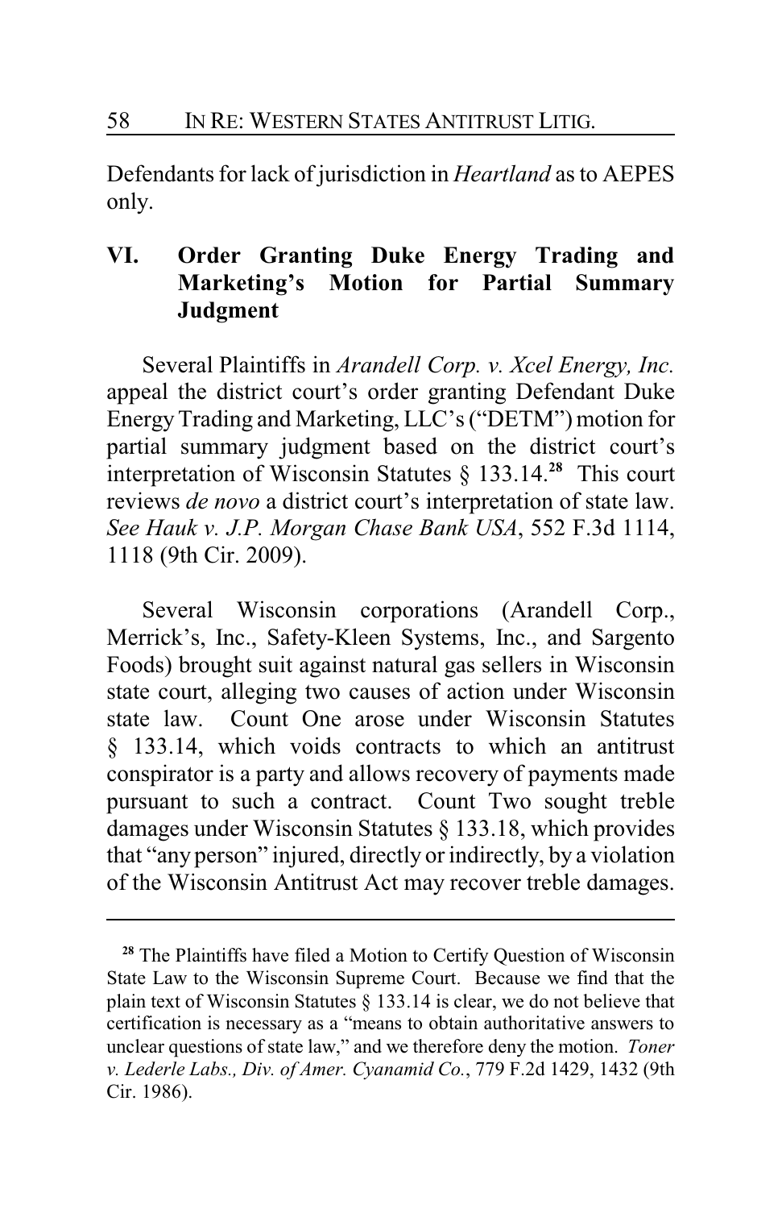Defendants for lack of jurisdiction in *Heartland* as to AEPES only.

## VI. Order Granting Duke Energy Trading and Marketing's Motion for Partial Summary Judgment

Several Plaintiffs in *Arandell Corp. v. Xcel Energy, Inc.* appeal the district court's order granting Defendant Duke Energy Trading and Marketing, LLC's ("DETM") motion for partial summary judgment based on the district court's interpretation of Wisconsin Statutes § 133.14.[28] This court reviews *de novo* a district court's interpretation of state law. *See Hauk v. J.P. Morgan Chase Bank USA*, 552 F.3d 1114, 1118 (9th Cir. 2009).

Several Wisconsin corporations (Arandell Corp., Merrick's, Inc., Safety-Kleen Systems, Inc., and Sargento Foods) brought suit against natural gas sellers in Wisconsin state court, alleging two causes of action under Wisconsin state law. Count One arose under Wisconsin Statutes § 133.14, which voids contracts to which an antitrust conspirator is a party and allows recovery of payments made pursuant to such a contract. Count Two sought treble damages under Wisconsin Statutes § 133.18, which provides that "any person" injured, directly or indirectly, by a violation of the Wisconsin Antitrust Act may recover treble damages.

---

[28] The Plaintiffs have filed a Motion to Certify Question of Wisconsin State Law to the Wisconsin Supreme Court. Because we find that the plain text of Wisconsin Statutes § 133.14 is clear, we do not believe that certification is necessary as a "means to obtain authoritative answers to unclear questions of state law," and we therefore deny the motion. *Toner v. Lederle Labs., Div. of Amer. Cyanamid Co.*, 779 F.2d 1429, 1432 (9th Cir. 1986).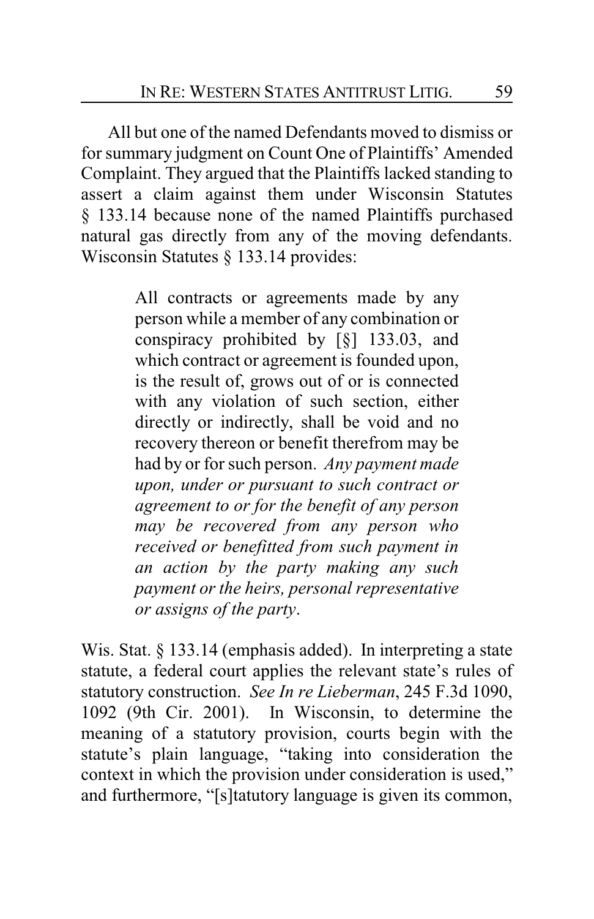All but one of the named Defendants moved to dismiss or for summary judgment on Count One of Plaintiffs' Amended Complaint. They argued that the Plaintiffs lacked standing to assert a claim against them under Wisconsin Statutes § 133.14 because none of the named Plaintiffs purchased natural gas directly from any of the moving defendants. Wisconsin Statutes § 133.14 provides:

> All contracts or agreements made by any person while a member of any combination or conspiracy prohibited by [§] 133.03, and which contract or agreement is founded upon, is the result of, grows out of or is connected with any violation of such section, either directly or indirectly, shall be void and no recovery thereon or benefit therefrom may be had by or for such person. *Any payment made upon, under or pursuant to such contract or agreement to or for the benefit of any person may be recovered from any person who received or benefitted from such payment in an action by the party making any such payment or the heirs, personal representative or assigns of the party*.

Wis. Stat. § 133.14 (emphasis added). In interpreting a state statute, a federal court applies the relevant state's rules of statutory construction. *See In re Lieberman*, 245 F.3d 1090, 1092 (9th Cir. 2001). In Wisconsin, to determine the meaning of a statutory provision, courts begin with the statute's plain language, "taking into consideration the context in which the provision under consideration is used," and furthermore, "[s]tatutory language is given its common,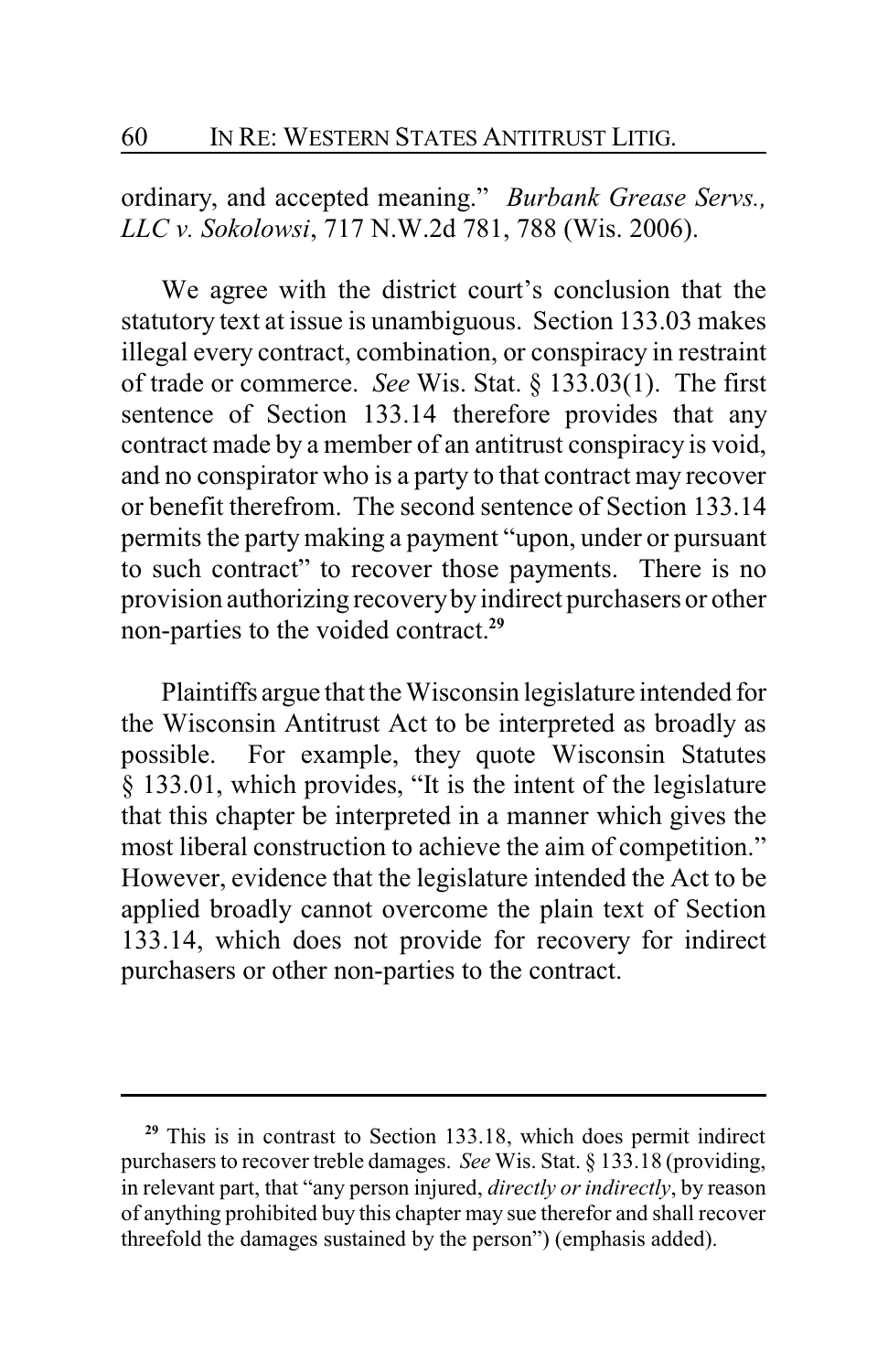ordinary, and accepted meaning." *Burbank Grease Servs., LLC v. Sokolowsi*, 717 N.W.2d 781, 788 (Wis. 2006).

We agree with the district court's conclusion that the statutory text at issue is unambiguous. Section 133.03 makes illegal every contract, combination, or conspiracy in restraint of trade or commerce. *See* Wis. Stat. § 133.03(1). The first sentence of Section 133.14 therefore provides that any contract made by a member of an antitrust conspiracy is void, and no conspirator who is a party to that contract may recover or benefit therefrom. The second sentence of Section 133.14 permits the party making a payment "upon, under or pursuant to such contract" to recover those payments. There is no provision authorizing recovery by indirect purchasers or other non-parties to the voided contract.[29]

Plaintiffs argue that the Wisconsin legislature intended for the Wisconsin Antitrust Act to be interpreted as broadly as possible. For example, they quote Wisconsin Statutes § 133.01, which provides, "It is the intent of the legislature that this chapter be interpreted in a manner which gives the most liberal construction to achieve the aim of competition." However, evidence that the legislature intended the Act to be applied broadly cannot overcome the plain text of Section 133.14, which does not provide for recovery for indirect purchasers or other non-parties to the contract.

---

[29] This is in contrast to Section 133.18, which does permit indirect purchasers to recover treble damages. *See* Wis. Stat. § 133.18 (providing, in relevant part, that "any person injured, *directly or indirectly*, by reason of anything prohibited buy this chapter may sue therefor and shall recover threefold the damages sustained by the person") (emphasis added).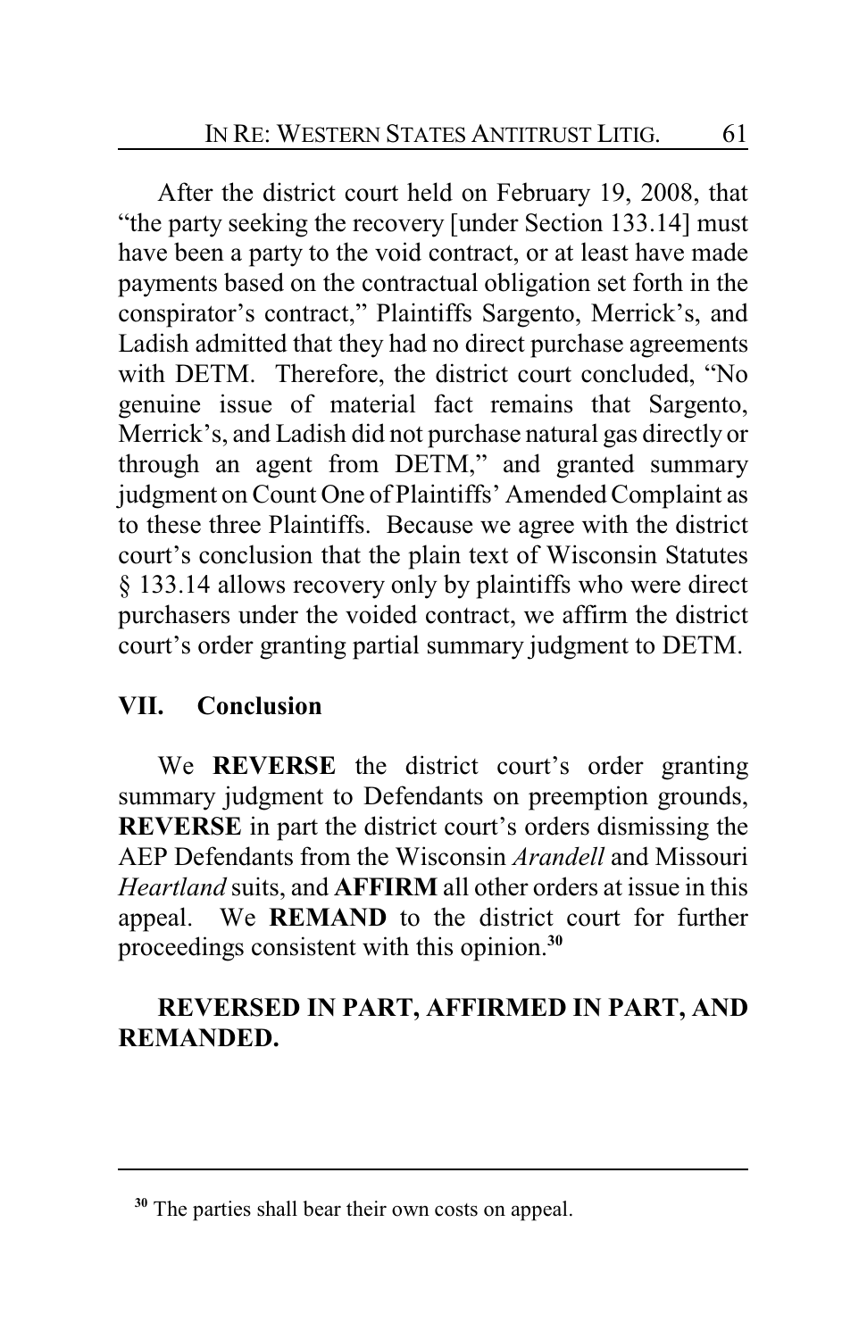After the district court held on February 19, 2008, that "the party seeking the recovery [under Section 133.14] must have been a party to the void contract, or at least have made payments based on the contractual obligation set forth in the conspirator's contract," Plaintiffs Sargento, Merrick's, and Ladish admitted that they had no direct purchase agreements with DETM. Therefore, the district court concluded, "No genuine issue of material fact remains that Sargento, Merrick's, and Ladish did not purchase natural gas directly or through an agent from DETM," and granted summary judgment on Count One of Plaintiffs' Amended Complaint as to these three Plaintiffs. Because we agree with the district court's conclusion that the plain text of Wisconsin Statutes § 133.14 allows recovery only by plaintiffs who were direct purchasers under the voided contract, we affirm the district court's order granting partial summary judgment to DETM.

## VII. Conclusion

We **REVERSE** the district court's order granting summary judgment to Defendants on preemption grounds, **REVERSE** in part the district court's orders dismissing the AEP Defendants from the Wisconsin *Arandell* and Missouri *Heartland* suits, and **AFFIRM** all other orders at issue in this appeal. We **REMAND** to the district court for further proceedings consistent with this opinion.[30]

**REVERSED IN PART, AFFIRMED IN PART, AND REMANDED.**

---

[30] The parties shall bear their own costs on appeal.